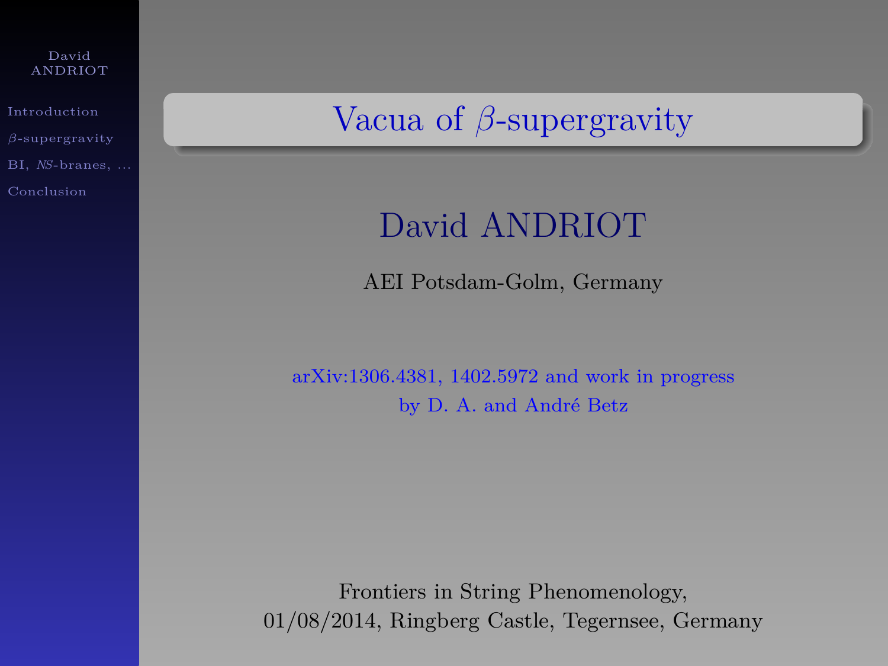# Vacua of $\beta$-supergravity

David ANDRIOT

AEI Potsdam-Golm, Germany

arXiv:1306.4381, 1402.5972 and work in progress
by D. A. and André Betz

Frontiers in String Phenomenology,
01/08/2014, Ringberg Castle, Tegernsee, Germany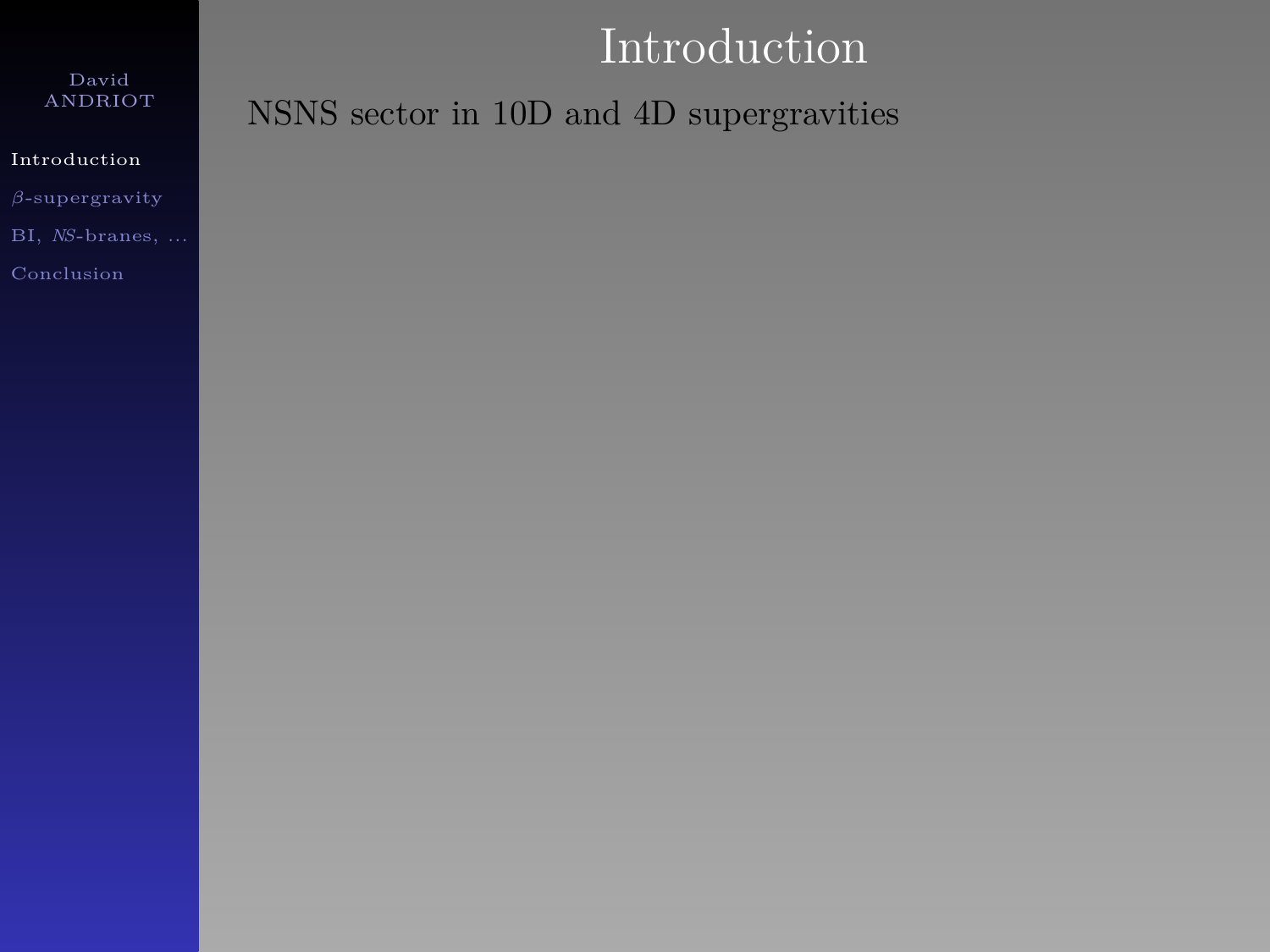# Introduction

NSNS sector in 10D and 4D supergravities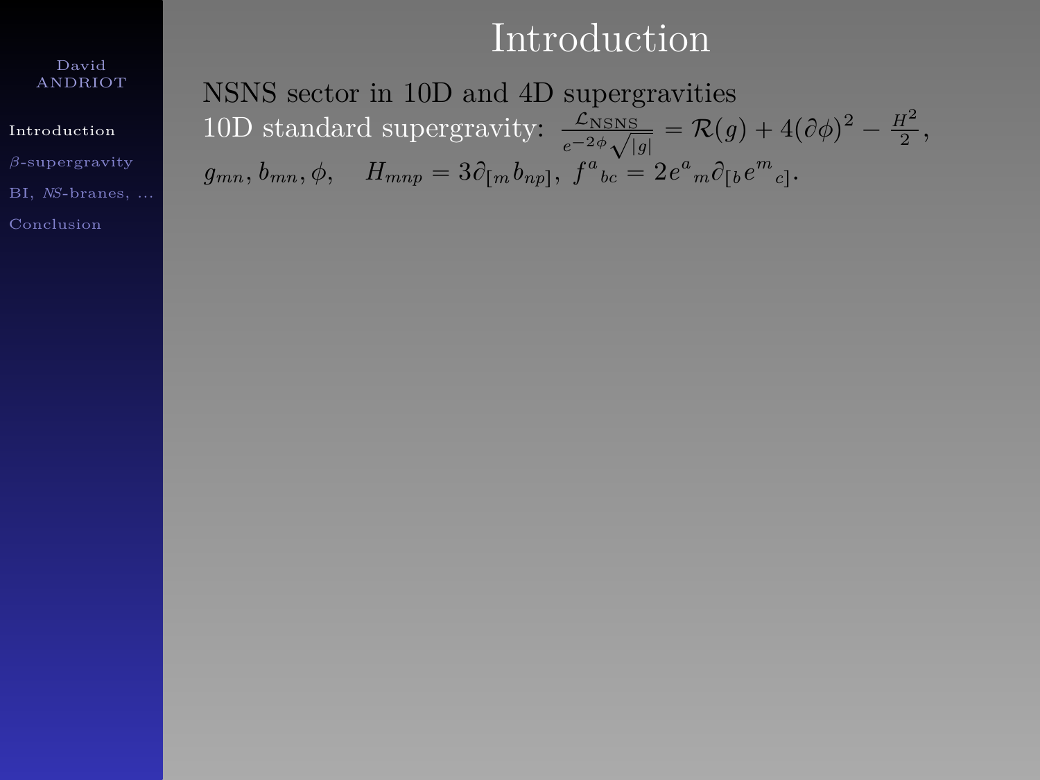# Introduction

NSNS sector in 10D and 4D supergravities

10D standard supergravity: $\frac{\mathcal{L}_{\text{NSNS}}}{e^{-2\phi}\sqrt{|g|}} = \mathcal{R}(g) + 4(\partial\phi)^2 - \frac{H^2}{2}$,

$g_{mn}, b_{mn}, \phi, \quad H_{mnp} = 3\partial_{[m} b_{np]}, \ f^a{}_{bc} = 2 e^a{}_m \partial_{[b} e^m{}_{c]}$.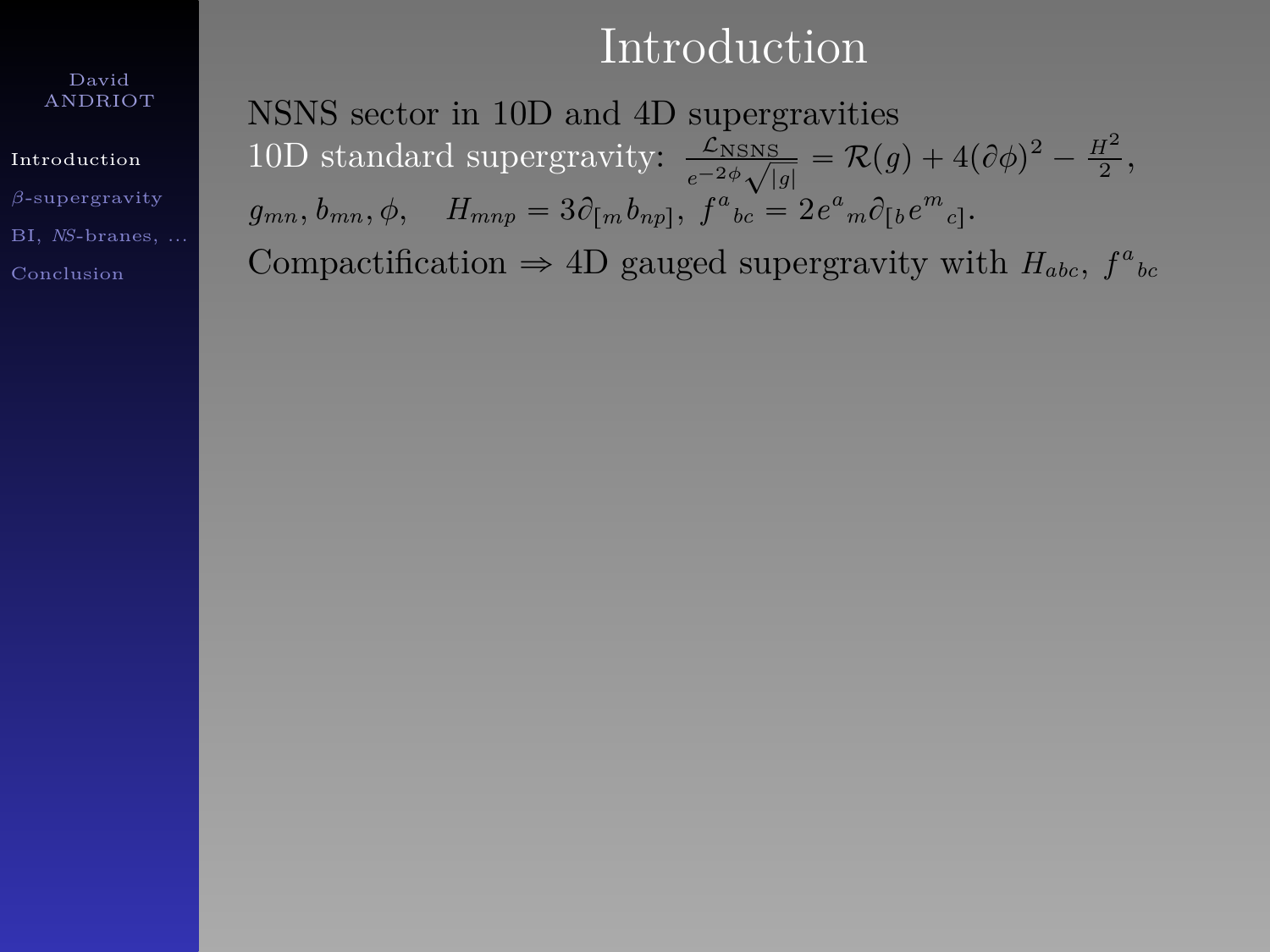# Introduction

NSNS sector in 10D and 4D supergravities

10D standard supergravity: $\frac{\mathcal{L}_{\rm NSNS}}{e^{-2\phi}\sqrt{|g|}} = \mathcal{R}(g) + 4(\partial\phi)^2 - \frac{H^2}{2}$,

$g_{mn}, b_{mn}, \phi, \quad H_{mnp} = 3\partial_{[m} b_{np]},\ f^a{}_{bc} = 2 e^a{}_m \partial_{[b} e^m{}_{c]}$.

Compactification $\Rightarrow$ 4D gauged supergravity with $H_{abc},\ f^a{}_{bc}$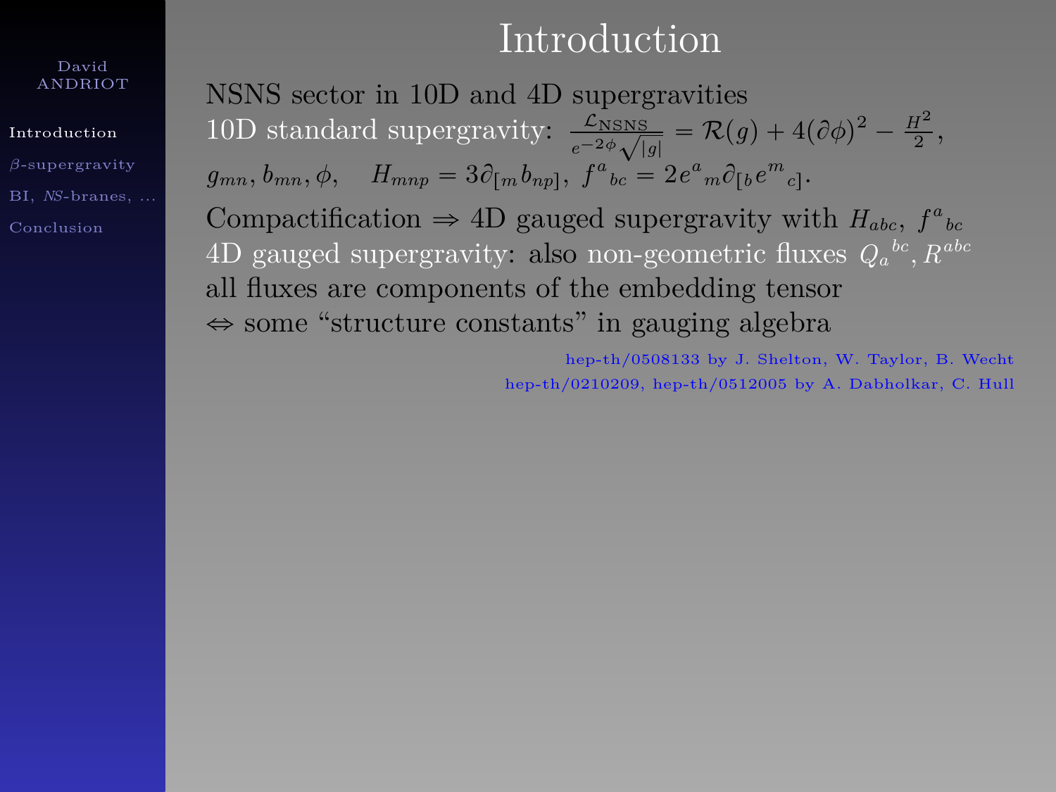# Introduction

NSNS sector in 10D and 4D supergravities

10D standard supergravity: $\frac{\mathcal{L}_{\mathrm{NSNS}}}{e^{-2\phi}\sqrt{|g|}} = \mathcal{R}(g) + 4(\partial\phi)^2 - \frac{H^2}{2}$,

$g_{mn}, b_{mn}, \phi, \quad H_{mnp} = 3\partial_{[m}b_{np]},\ f^a{}_{bc} = 2e^a{}_m\partial_{[b}e^m{}_{c]}$.

Compactification $\Rightarrow$ 4D gauged supergravity with $H_{abc},\ f^a{}_{bc}$

4D gauged supergravity: also non-geometric fluxes $Q_a{}^{bc}, R^{abc}$

all fluxes are components of the embedding tensor

$\Leftrightarrow$ some "structure constants" in gauging algebra

hep-th/0508133 by J. Shelton, W. Taylor, B. Wecht

hep-th/0210209, hep-th/0512005 by A. Dabholkar, C. Hull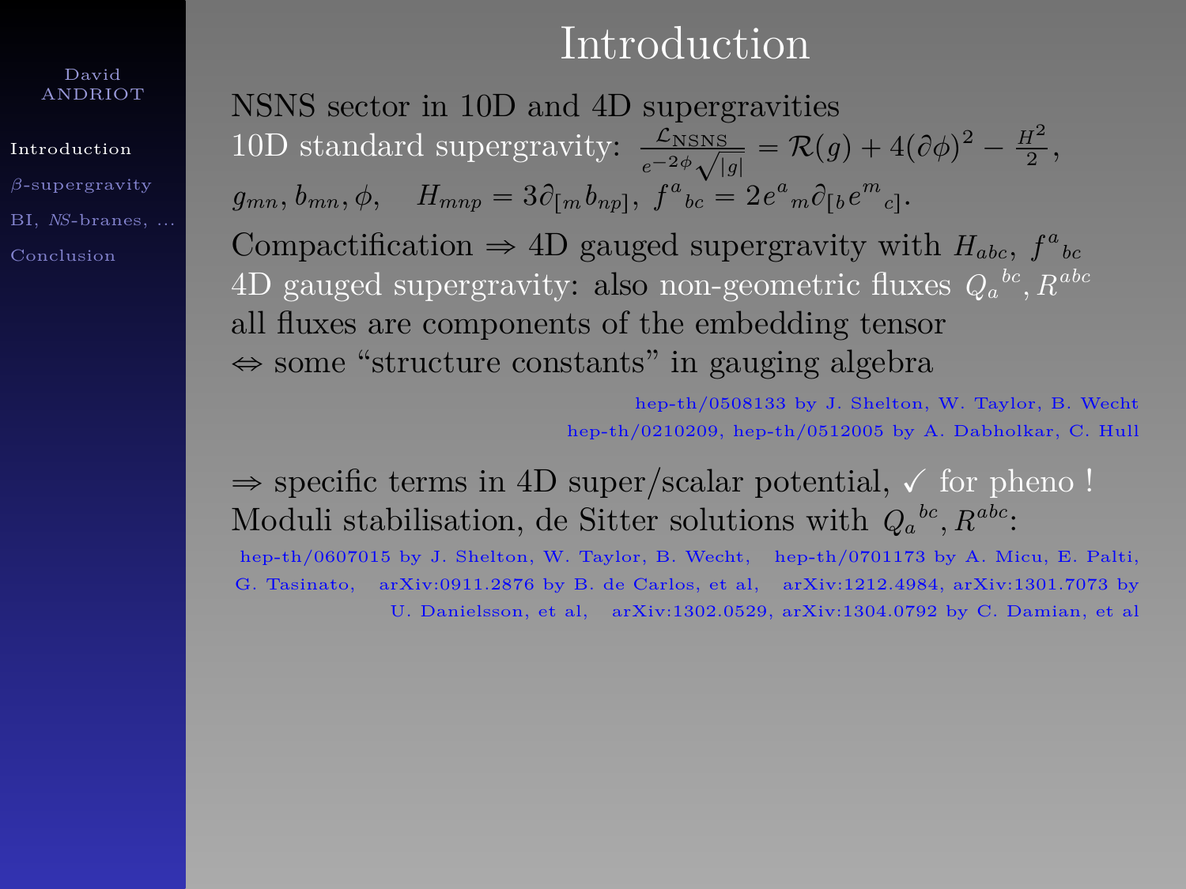# Introduction

NSNS sector in 10D and 4D supergravities

10D standard supergravity: $\frac{\mathcal{L}_{\text{NSNS}}}{e^{-2\phi}\sqrt{|g|}} = \mathcal{R}(g) + 4(\partial\phi)^2 - \frac{H^2}{2}$,

$g_{mn}, b_{mn}, \phi, \quad H_{mnp} = 3\partial_{[m} b_{np]},\ f^a{}_{bc} = 2 e^a{}_m \partial_{[b} e^m{}_{c]}$.

Compactification ⇒ 4D gauged supergravity with $H_{abc},\ f^a{}_{bc}$

4D gauged supergravity: also non-geometric fluxes $Q_a{}^{bc}, R^{abc}$

all fluxes are components of the embedding tensor

⇔ some "structure constants" in gauging algebra

hep-th/0508133 by J. Shelton, W. Taylor, B. Wecht
hep-th/0210209, hep-th/0512005 by A. Dabholkar, C. Hull

⇒ specific terms in 4D super/scalar potential, ✓ for pheno !

Moduli stabilisation, de Sitter solutions with $Q_a{}^{bc}, R^{abc}$:

hep-th/0607015 by J. Shelton, W. Taylor, B. Wecht, hep-th/0701173 by A. Micu, E. Palti, G. Tasinato, arXiv:0911.2876 by B. de Carlos, et al, arXiv:1212.4984, arXiv:1301.7073 by U. Danielsson, et al, arXiv:1302.0529, arXiv:1304.0792 by C. Damian, et al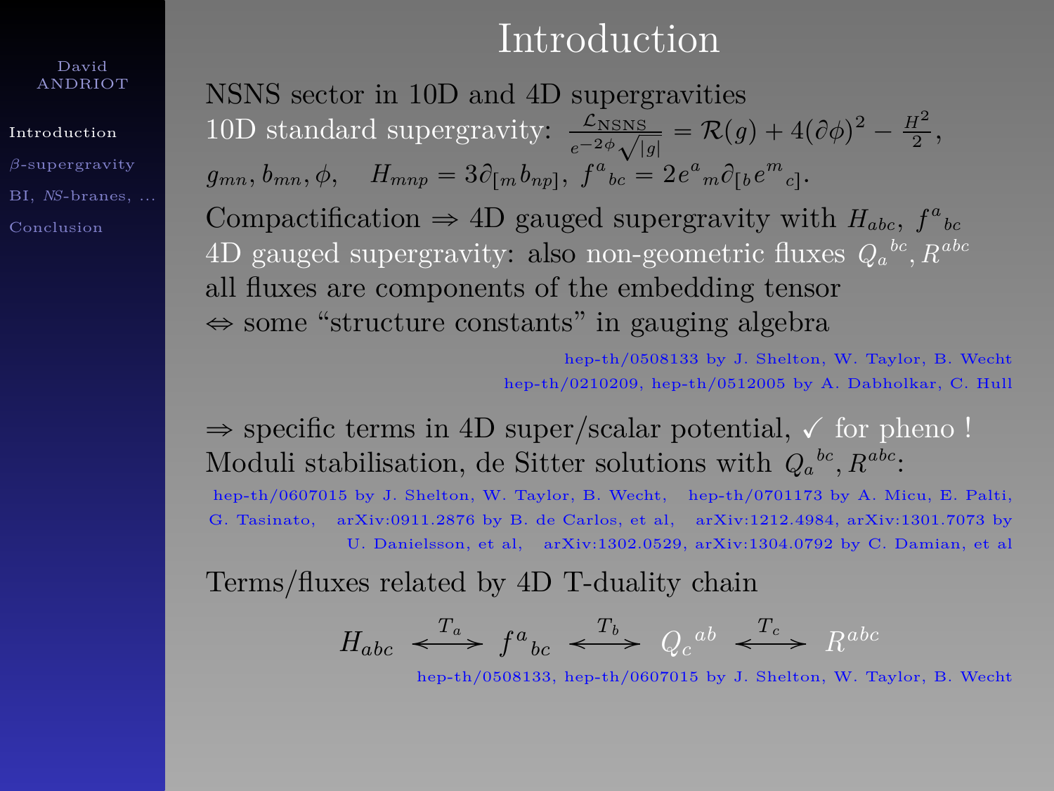# Introduction

NSNS sector in 10D and 4D supergravities

10D standard supergravity: $\frac{\mathcal{L}_{\rm NSNS}}{e^{-2\phi}\sqrt{|g|}} = \mathcal{R}(g) + 4(\partial\phi)^2 - \frac{H^2}{2}$,

$g_{mn}, b_{mn}, \phi, \quad H_{mnp} = 3\partial_{[m} b_{np]},\ f^a{}_{bc} = 2e^a{}_m \partial_{[b} e^m{}_{c]}$.

Compactification $\Rightarrow$ 4D gauged supergravity with $H_{abc},\ f^a{}_{bc}$

4D gauged supergravity: also non-geometric fluxes $Q_a{}^{bc}, R^{abc}$

all fluxes are components of the embedding tensor

$\Leftrightarrow$ some "structure constants" in gauging algebra

hep-th/0508133 by J. Shelton, W. Taylor, B. Wecht
hep-th/0210209, hep-th/0512005 by A. Dabholkar, C. Hull

$\Rightarrow$ specific terms in 4D super/scalar potential, ✓ for pheno !

Moduli stabilisation, de Sitter solutions with $Q_a{}^{bc}, R^{abc}$:

hep-th/0607015 by J. Shelton, W. Taylor, B. Wecht, hep-th/0701173 by A. Micu, E. Palti, G. Tasinato, arXiv:0911.2876 by B. de Carlos, et al, arXiv:1212.4984, arXiv:1301.7073 by U. Danielsson, et al, arXiv:1302.0529, arXiv:1304.0792 by C. Damian, et al

Terms/fluxes related by 4D T-duality chain

$$H_{abc} \overset{T_a}{\longleftrightarrow} f^a{}_{bc} \overset{T_b}{\longleftrightarrow} Q_c{}^{ab} \overset{T_c}{\longleftrightarrow} R^{abc}$$

hep-th/0508133, hep-th/0607015 by J. Shelton, W. Taylor, B. Wecht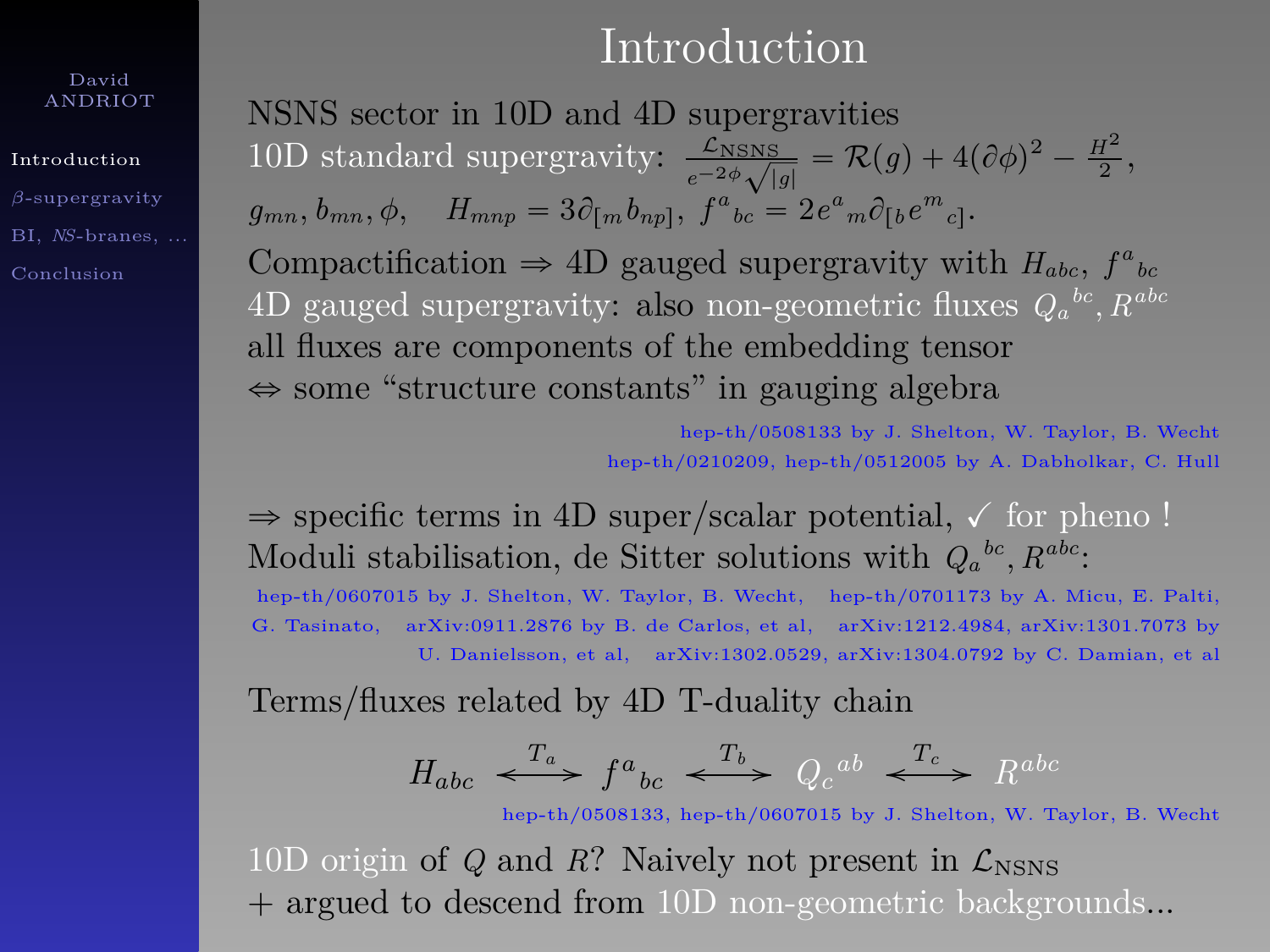# Introduction

NSNS sector in 10D and 4D supergravities

10D standard supergravity: $\frac{\mathcal{L}_{\mathrm{NSNS}}}{e^{-2\phi}\sqrt{|g|}} = \mathcal{R}(g) + 4(\partial\phi)^2 - \frac{H^2}{2}$,

$g_{mn}, b_{mn}, \phi, \quad H_{mnp} = 3\partial_{[m} b_{np]},\ f^a{}_{bc} = 2 e^a{}_m \partial_{[b} e^m{}_{c]}$.

Compactification $\Rightarrow$ 4D gauged supergravity with $H_{abc}$, $f^a{}_{bc}$

4D gauged supergravity: also non-geometric fluxes $Q_a{}^{bc}, R^{abc}$

all fluxes are components of the embedding tensor

$\Leftrightarrow$ some "structure constants" in gauging algebra

hep-th/0508133 by J. Shelton, W. Taylor, B. Wecht

hep-th/0210209, hep-th/0512005 by A. Dabholkar, C. Hull

$\Rightarrow$ specific terms in 4D super/scalar potential, ✓ for pheno !

Moduli stabilisation, de Sitter solutions with $Q_a{}^{bc}, R^{abc}$:

hep-th/0607015 by J. Shelton, W. Taylor, B. Wecht, hep-th/0701173 by A. Micu, E. Palti, G. Tasinato, arXiv:0911.2876 by B. de Carlos, et al, arXiv:1212.4984, arXiv:1301.7073 by U. Danielsson, et al, arXiv:1302.0529, arXiv:1304.0792 by C. Damian, et al

Terms/fluxes related by 4D T-duality chain

$$H_{abc} \overset{T_a}{\longleftrightarrow} f^a{}_{bc} \overset{T_b}{\longleftrightarrow} Q_c{}^{ab} \overset{T_c}{\longleftrightarrow} R^{abc}$$

hep-th/0508133, hep-th/0607015 by J. Shelton, W. Taylor, B. Wecht

10D origin of $Q$ and $R$? Naively not present in $\mathcal{L}_{\mathrm{NSNS}}$

+ argued to descend from 10D non-geometric backgrounds...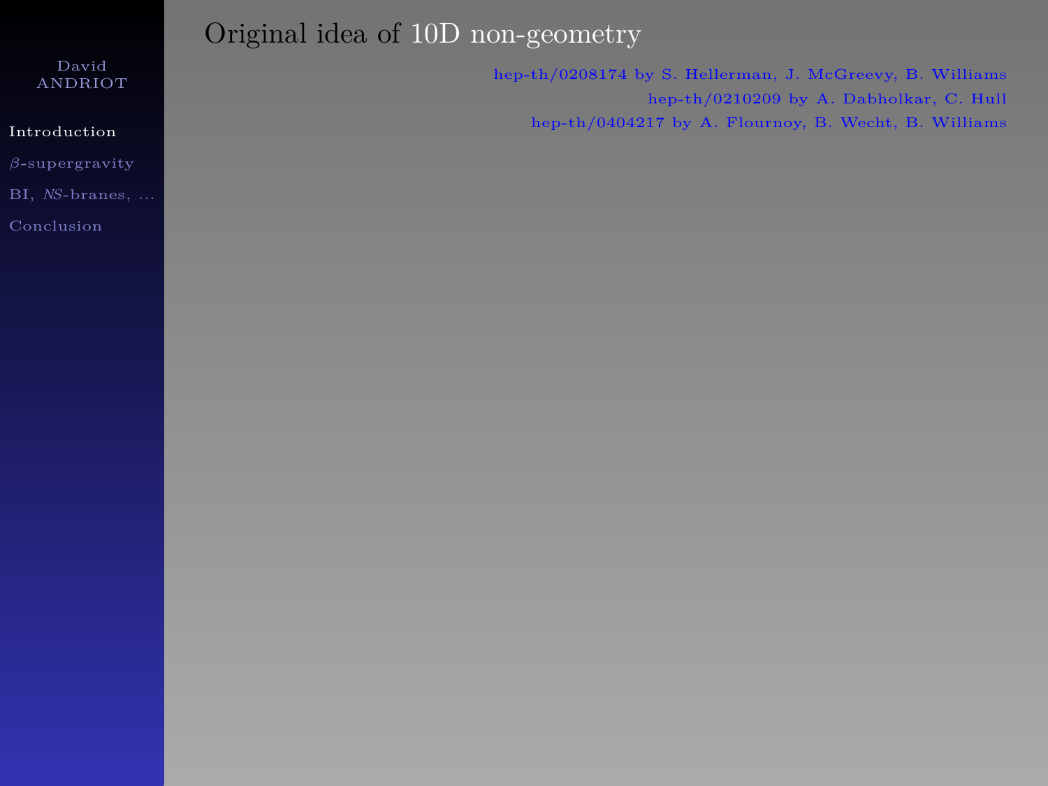# Original idea of 10D non-geometry

hep-th/0208174 by S. Hellerman, J. McGreevy, B. Williams

hep-th/0210209 by A. Dabholkar, C. Hull

hep-th/0404217 by A. Flournoy, B. Wecht, B. Williams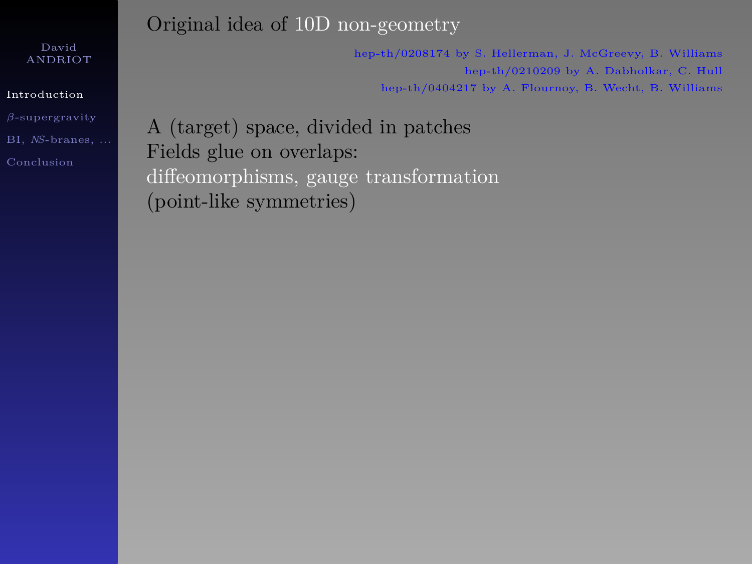# Original idea of 10D non-geometry

hep-th/0208174 by S. Hellerman, J. McGreevy, B. Williams
hep-th/0210209 by A. Dabholkar, C. Hull
hep-th/0404217 by A. Flournoy, B. Wecht, B. Williams

A (target) space, divided in patches
Fields glue on overlaps:
diffeomorphisms, gauge transformation
(point-like symmetries)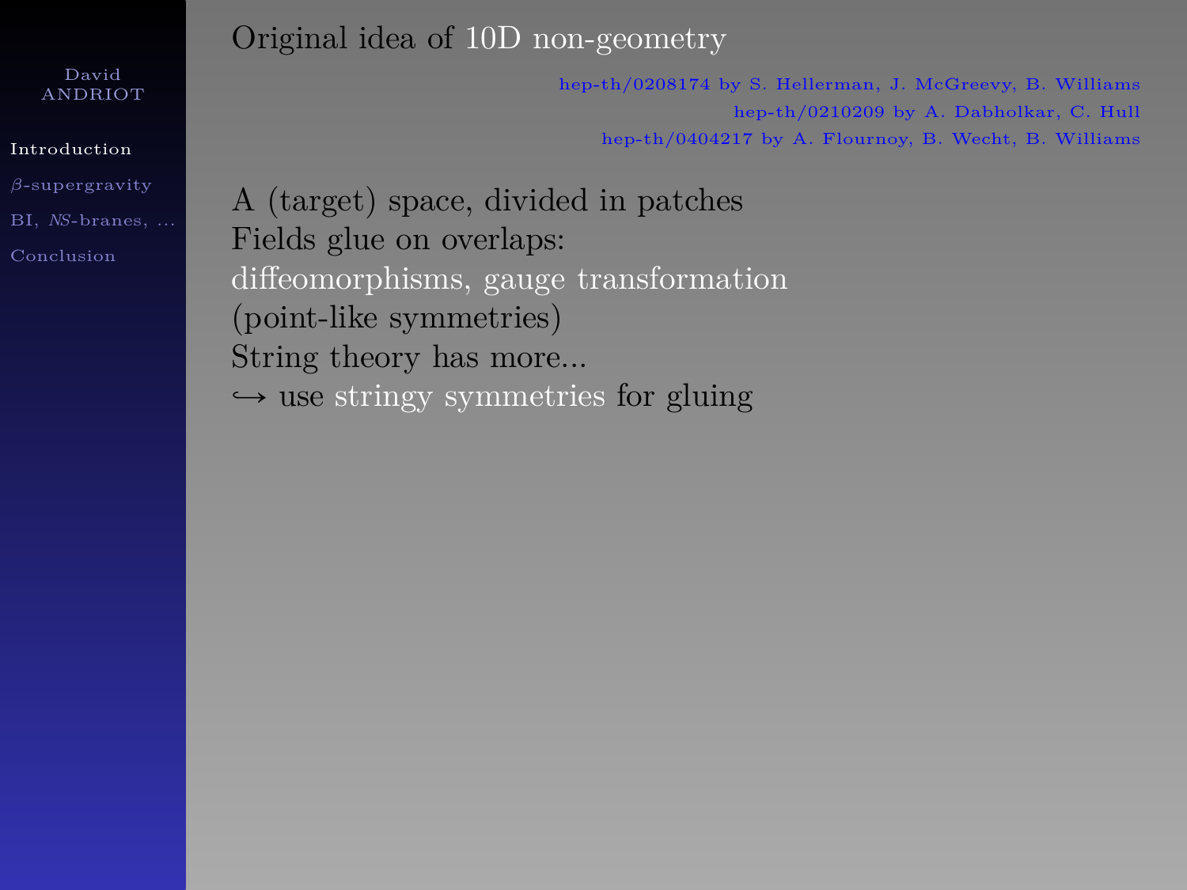# Original idea of 10D non-geometry

hep-th/0208174 by S. Hellerman, J. McGreevy, B. Williams
hep-th/0210209 by A. Dabholkar, C. Hull
hep-th/0404217 by A. Flournoy, B. Wecht, B. Williams

A (target) space, divided in patches
Fields glue on overlaps:
diffeomorphisms, gauge transformation
(point-like symmetries)
String theory has more...
$\hookrightarrow$ use stringy symmetries for gluing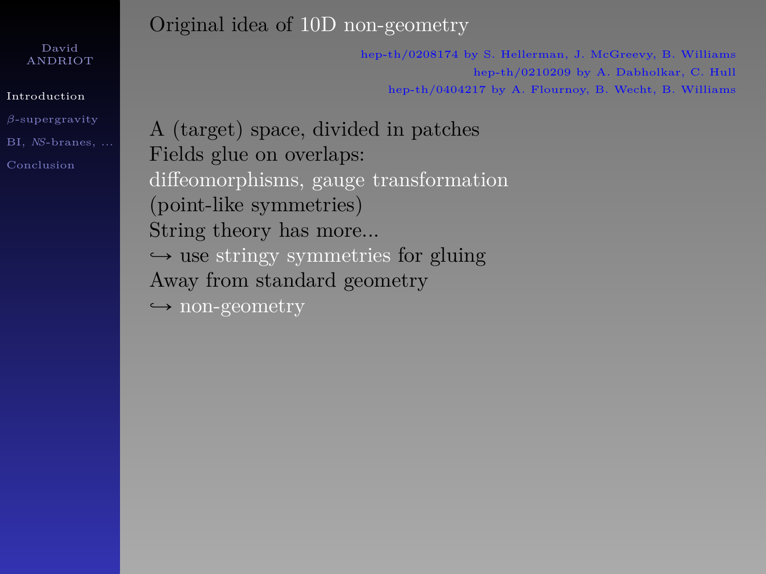# Original idea of 10D non-geometry

hep-th/0208174 by S. Hellerman, J. McGreevy, B. Williams
hep-th/0210209 by A. Dabholkar, C. Hull
hep-th/0404217 by A. Flournoy, B. Wecht, B. Williams

A (target) space, divided in patches
Fields glue on overlaps:
diffeomorphisms, gauge transformation
(point-like symmetries)
String theory has more...
$\hookrightarrow$ use stringy symmetries for gluing
Away from standard geometry
$\hookrightarrow$ non-geometry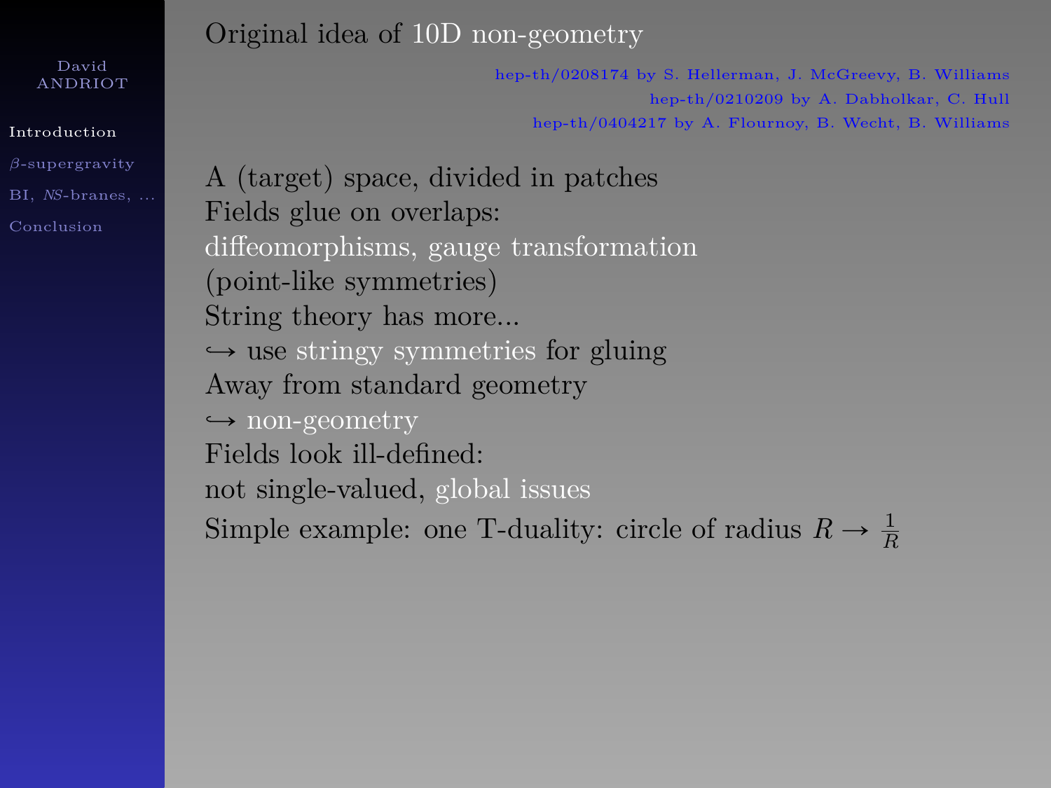# Original idea of 10D non-geometry

hep-th/0208174 by S. Hellerman, J. McGreevy, B. Williams
hep-th/0210209 by A. Dabholkar, C. Hull
hep-th/0404217 by A. Flournoy, B. Wecht, B. Williams

A (target) space, divided in patches
Fields glue on overlaps:
diffeomorphisms, gauge transformation
(point-like symmetries)
String theory has more...
$\hookrightarrow$ use stringy symmetries for gluing
Away from standard geometry
$\hookrightarrow$ non-geometry
Fields look ill-defined:
not single-valued, global issues
Simple example: one T-duality: circle of radius $R \rightarrow \frac{1}{R}$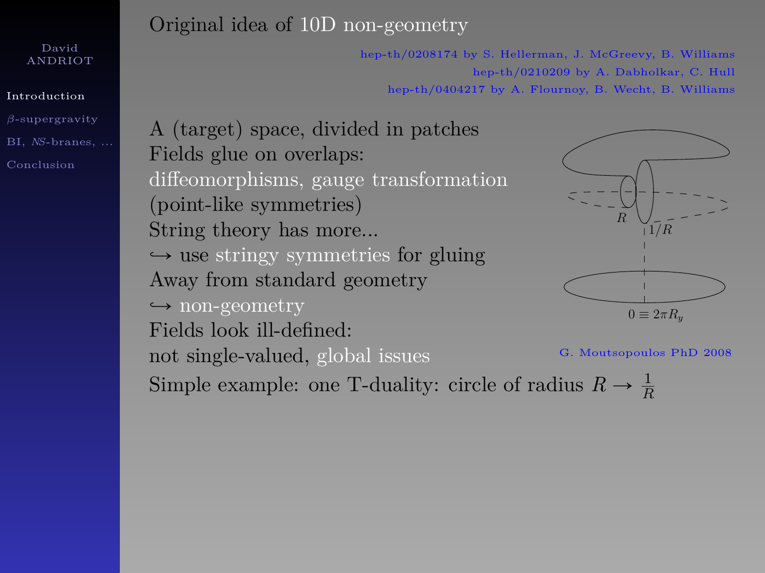# Original idea of 10D non-geometry

hep-th/0208174 by S. Hellerman, J. McGreevy, B. Williams
hep-th/0210209 by A. Dabholkar, C. Hull
hep-th/0404217 by A. Flournoy, B. Wecht, B. Williams

A (target) space, divided in patches
Fields glue on overlaps:
diffeomorphisms, gauge transformation
(point-like symmetries)
String theory has more...
↪ use stringy symmetries for gluing
Away from standard geometry
↪ non-geometry
Fields look ill-defined:
not single-valued, global issues

$R$ $1/R$ $0 \equiv 2\pi R_y$

G. Moutsopoulos PhD 2008

Simple example: one T-duality: circle of radius $R \to \frac{1}{R}$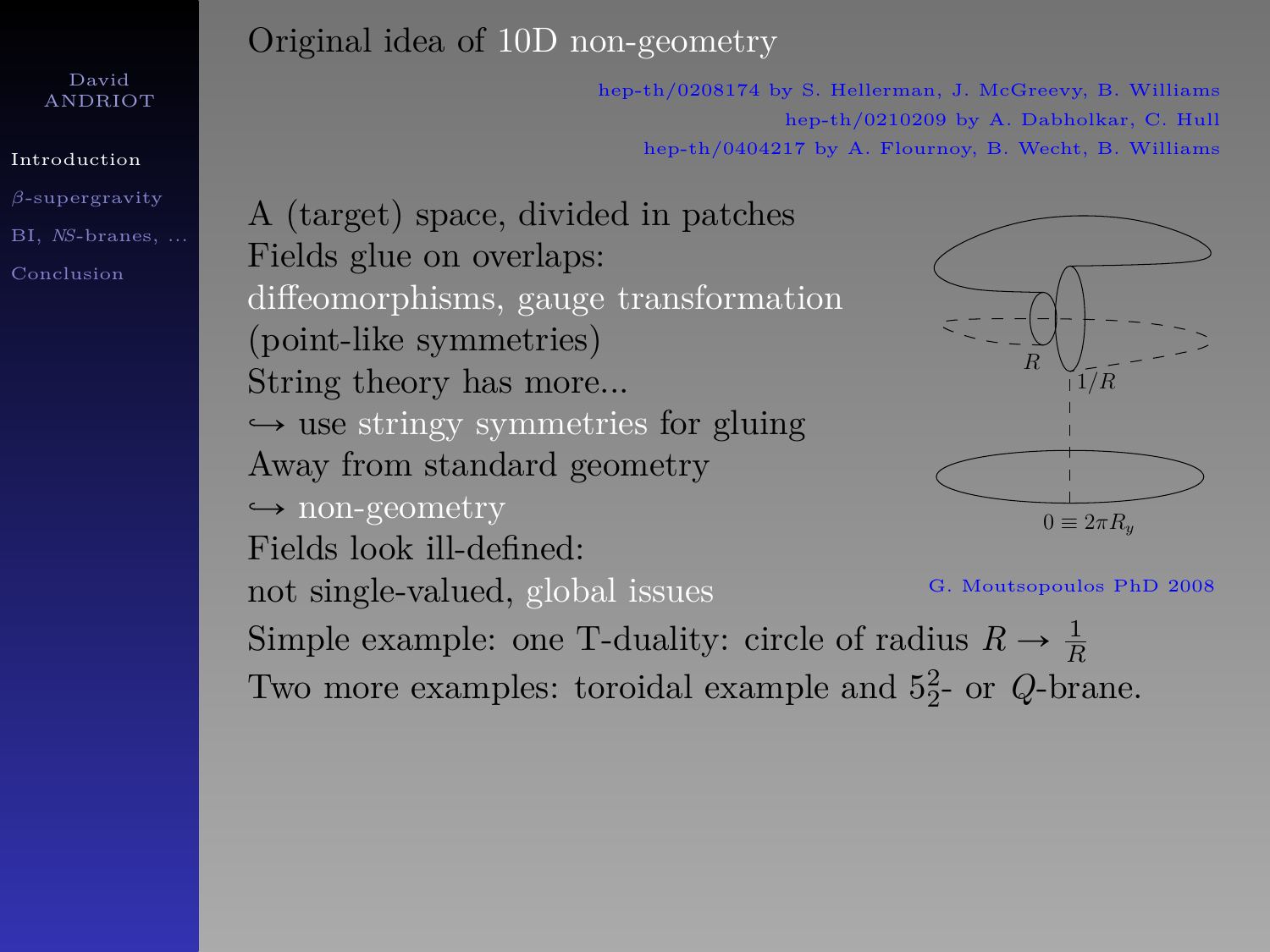# Original idea of 10D non-geometry

hep-th/0208174 by S. Hellerman, J. McGreevy, B. Williams
hep-th/0210209 by A. Dabholkar, C. Hull
hep-th/0404217 by A. Flournoy, B. Wecht, B. Williams

A (target) space, divided in patches
Fields glue on overlaps:
diffeomorphisms, gauge transformation
(point-like symmetries)
String theory has more...
↪ use stringy symmetries for gluing
Away from standard geometry
↪ non-geometry
Fields look ill-defined:
not single-valued, global issues

G. Moutsopoulos PhD 2008

Simple example: one T-duality: circle of radius $R \to \frac{1}{R}$
Two more examples: toroidal example and $5^2_2$- or $Q$-brane.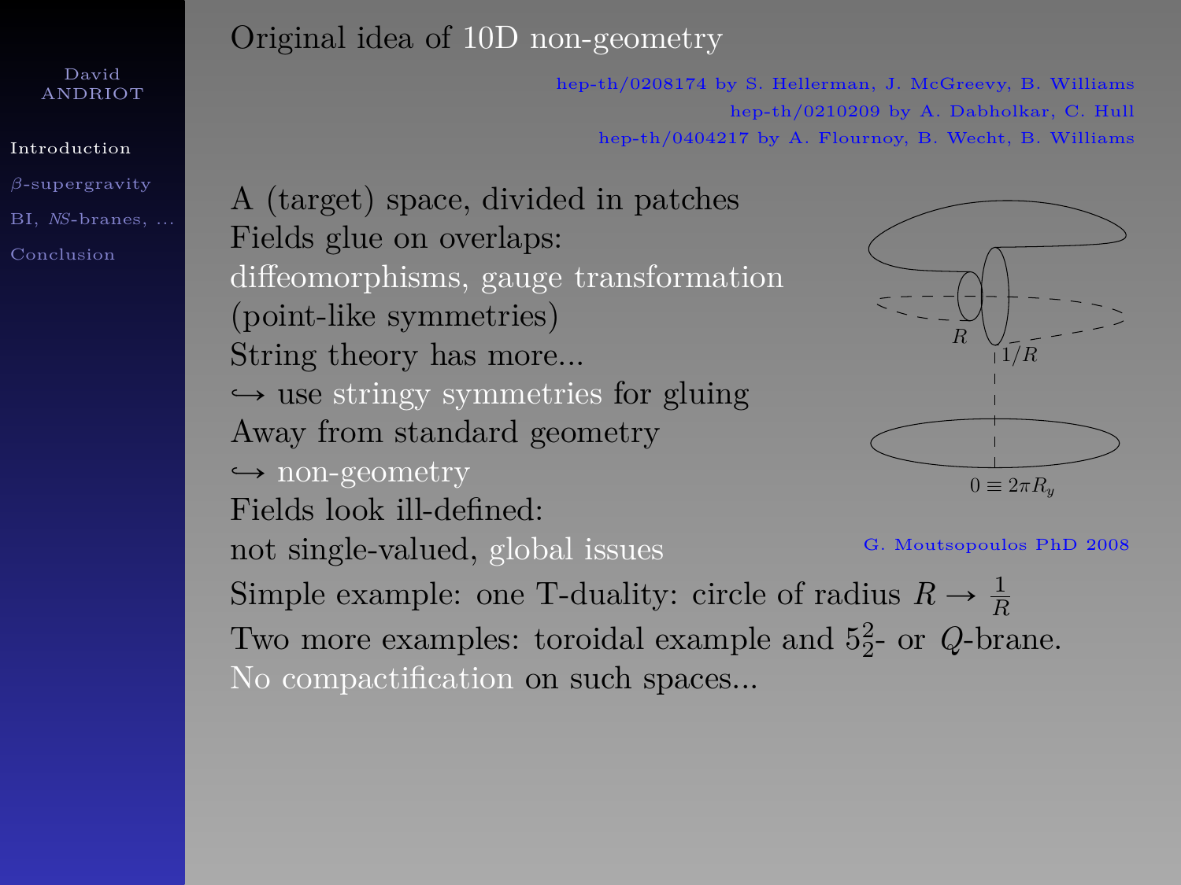# Original idea of 10D non-geometry

hep-th/0208174 by S. Hellerman, J. McGreevy, B. Williams
hep-th/0210209 by A. Dabholkar, C. Hull
hep-th/0404217 by A. Flournoy, B. Wecht, B. Williams

A (target) space, divided in patches
Fields glue on overlaps:
diffeomorphisms, gauge transformation
(point-like symmetries)
String theory has more...
$\hookrightarrow$ use stringy symmetries for gluing
Away from standard geometry
$\hookrightarrow$ non-geometry
Fields look ill-defined:
not single-valued, global issues

$R$ $\quad 1/R$ $\quad 0 \equiv 2\pi R_y$

G. Moutsopoulos PhD 2008

Simple example: one T-duality: circle of radius $R \rightarrow \frac{1}{R}$
Two more examples: toroidal example and $5^2_2$- or $Q$-brane.
No compactification on such spaces...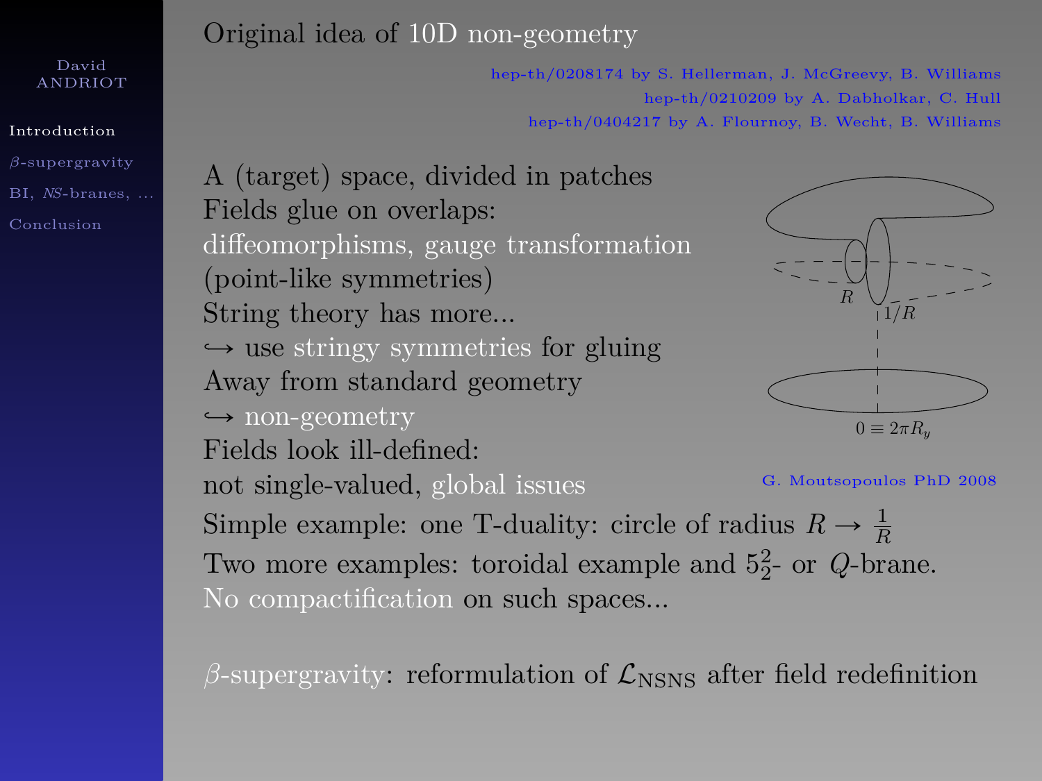# Original idea of 10D non-geometry

hep-th/0208174 by S. Hellerman, J. McGreevy, B. Williams
hep-th/0210209 by A. Dabholkar, C. Hull
hep-th/0404217 by A. Flournoy, B. Wecht, B. Williams

A (target) space, divided in patches
Fields glue on overlaps:
diffeomorphisms, gauge transformation
(point-like symmetries)
String theory has more...
$\hookrightarrow$ use stringy symmetries for gluing
Away from standard geometry
$\hookrightarrow$ non-geometry
Fields look ill-defined:
not single-valued, global issues

$R$ $1/R$ $0 \equiv 2\pi R_y$

G. Moutsopoulos PhD 2008

Simple example: one T-duality: circle of radius $R \to \frac{1}{R}$
Two more examples: toroidal example and $5^2_2$- or $Q$-brane.
No compactification on such spaces...

$\beta$-supergravity: reformulation of $\mathcal{L}_{\rm NSNS}$ after field redefinition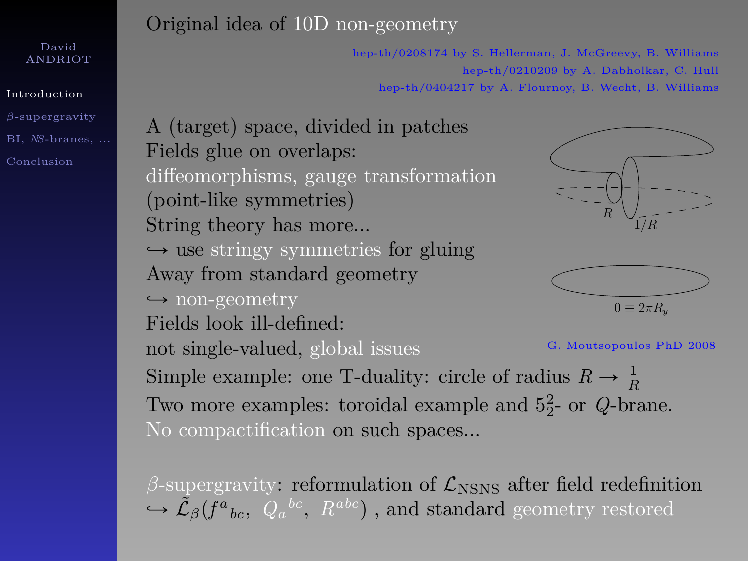# Original idea of 10D non-geometry

hep-th/0208174 by S. Hellerman, J. McGreevy, B. Williams
hep-th/0210209 by A. Dabholkar, C. Hull
hep-th/0404217 by A. Flournoy, B. Wecht, B. Williams

A (target) space, divided in patches
Fields glue on overlaps:
diffeomorphisms, gauge transformation
(point-like symmetries)
String theory has more...
↪ use stringy symmetries for gluing
Away from standard geometry
↪ non-geometry
Fields look ill-defined:
not single-valued, global issues

$R$ $1/R$ $0 \equiv 2\pi R_y$

G. Moutsopoulos PhD 2008

Simple example: one T-duality: circle of radius $R \to \frac{1}{R}$
Two more examples: toroidal example and $5^2_2$- or $Q$-brane.
No compactification on such spaces...

$\beta$-supergravity: reformulation of $\mathcal{L}_{\rm NSNS}$ after field redefinition
↪ $\tilde{\mathcal{L}}_\beta(f^a{}_{bc},\ Q_a{}^{bc},\ R^{abc})$ , and standard geometry restored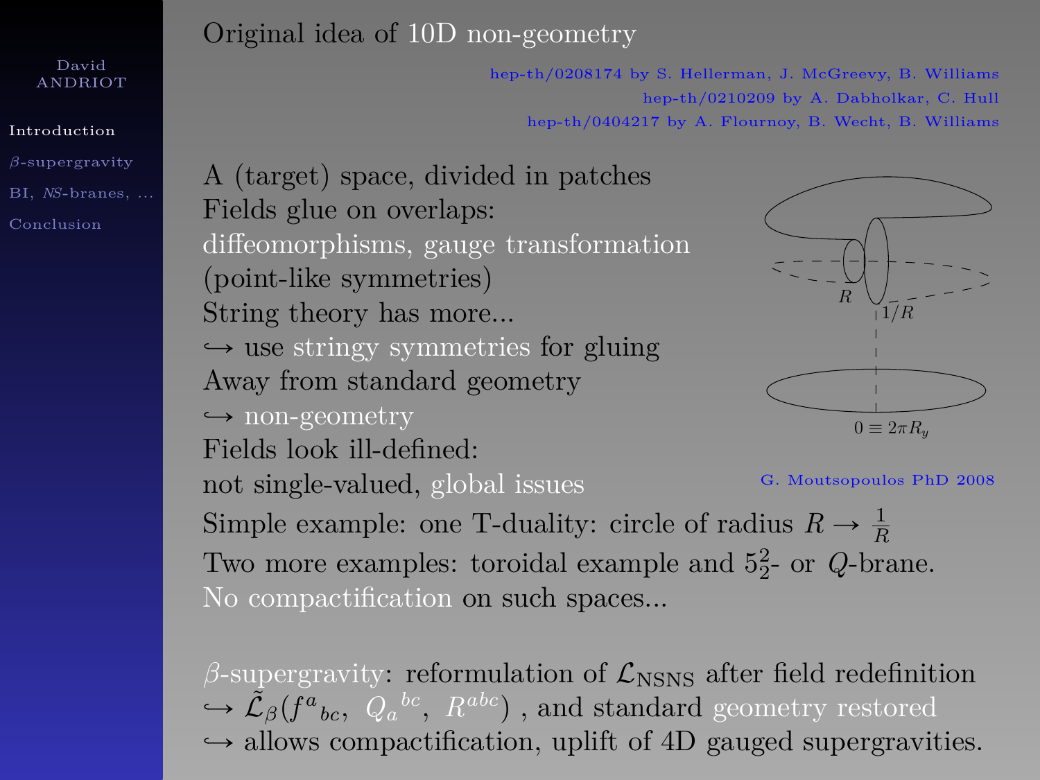# Original idea of 10D non-geometry

hep-th/0208174 by S. Hellerman, J. McGreevy, B. Williams
hep-th/0210209 by A. Dabholkar, C. Hull
hep-th/0404217 by A. Flournoy, B. Wecht, B. Williams

A (target) space, divided in patches
Fields glue on overlaps:
diffeomorphisms, gauge transformation
(point-like symmetries)
String theory has more...
↪ use stringy symmetries for gluing
Away from standard geometry
↪ non-geometry
Fields look ill-defined:
not single-valued, global issues

G. Moutsopoulos PhD 2008

Simple example: one T-duality: circle of radius $R \rightarrow \frac{1}{R}$
Two more examples: toroidal example and $5^2_2$- or $Q$-brane.
No compactification on such spaces...

$\beta$-supergravity: reformulation of $\mathcal{L}_{\rm NSNS}$ after field redefinition
↪ $\tilde{\mathcal{L}}_\beta(f^a{}_{bc},\ Q_a{}^{bc},\ R^{abc})$ , and standard geometry restored
↪ allows compactification, uplift of 4D gauged supergravities.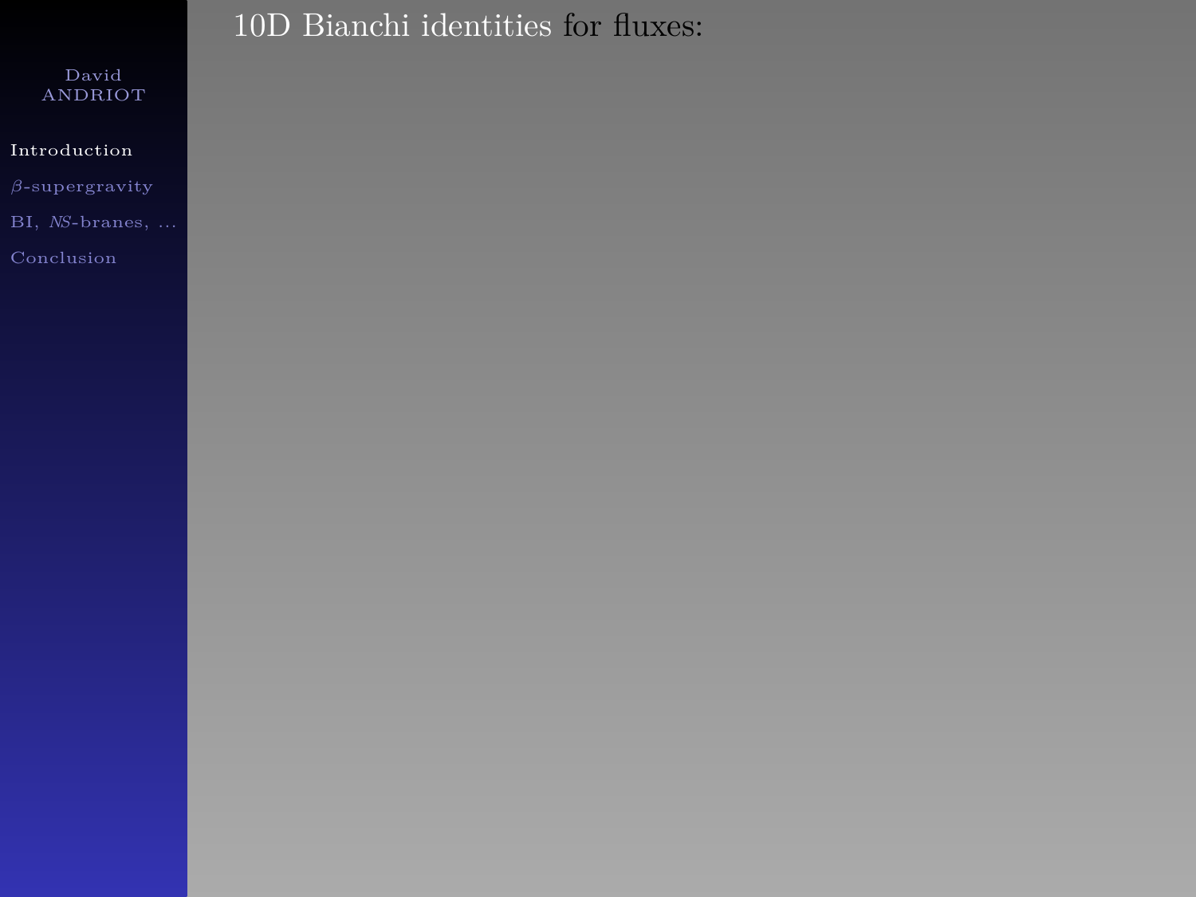# 10D Bianchi identities for fluxes: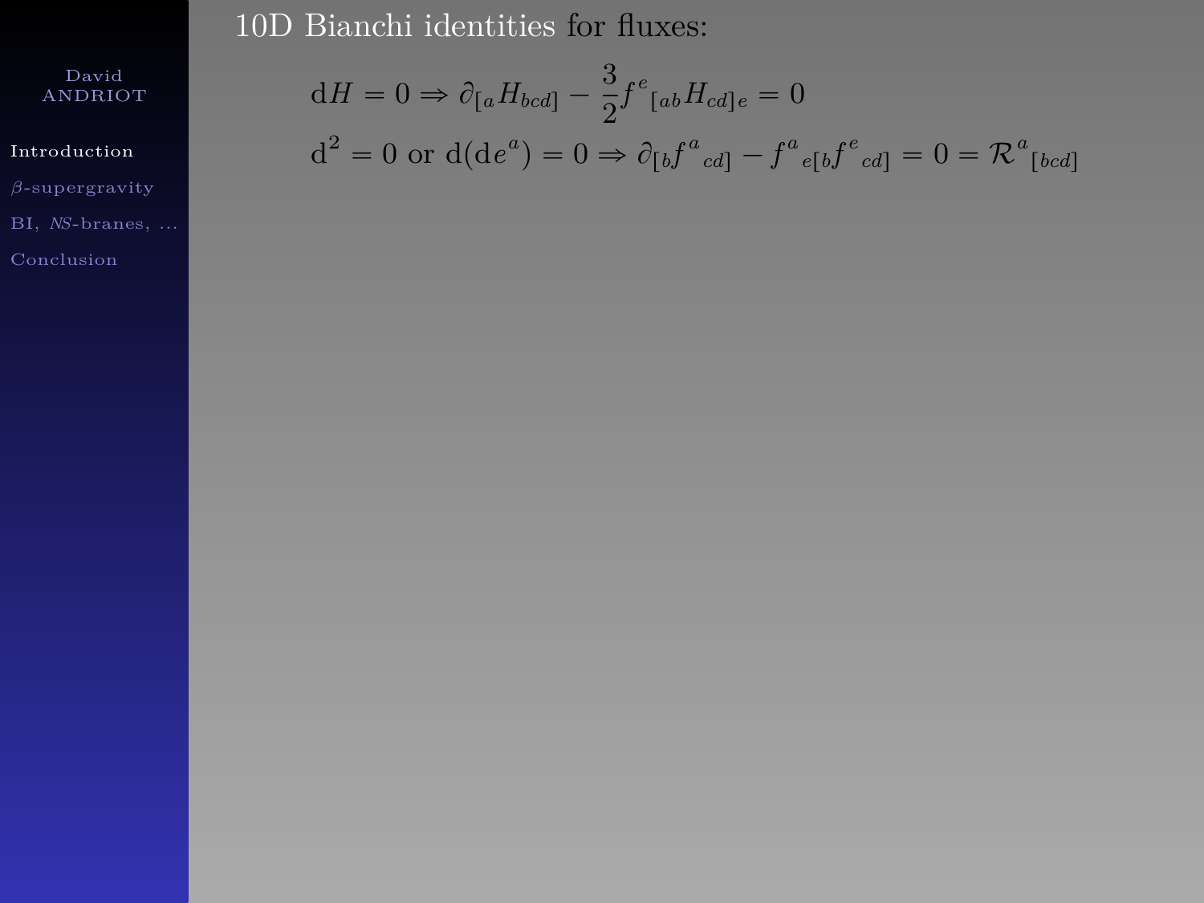10D Bianchi identities for fluxes:

$$\mathrm{d}H = 0 \Rightarrow \partial_{[a} H_{bcd]} - \frac{3}{2} f^{e}{}_{[ab} H_{cd]e} = 0$$

$$\mathrm{d}^2 = 0 \text{ or } \mathrm{d}(\mathrm{d}e^a) = 0 \Rightarrow \partial_{[b} f^{a}{}_{cd]} - f^{a}{}_{e[b} f^{e}{}_{cd]} = 0 = \mathcal{R}^{a}{}_{[bcd]}$$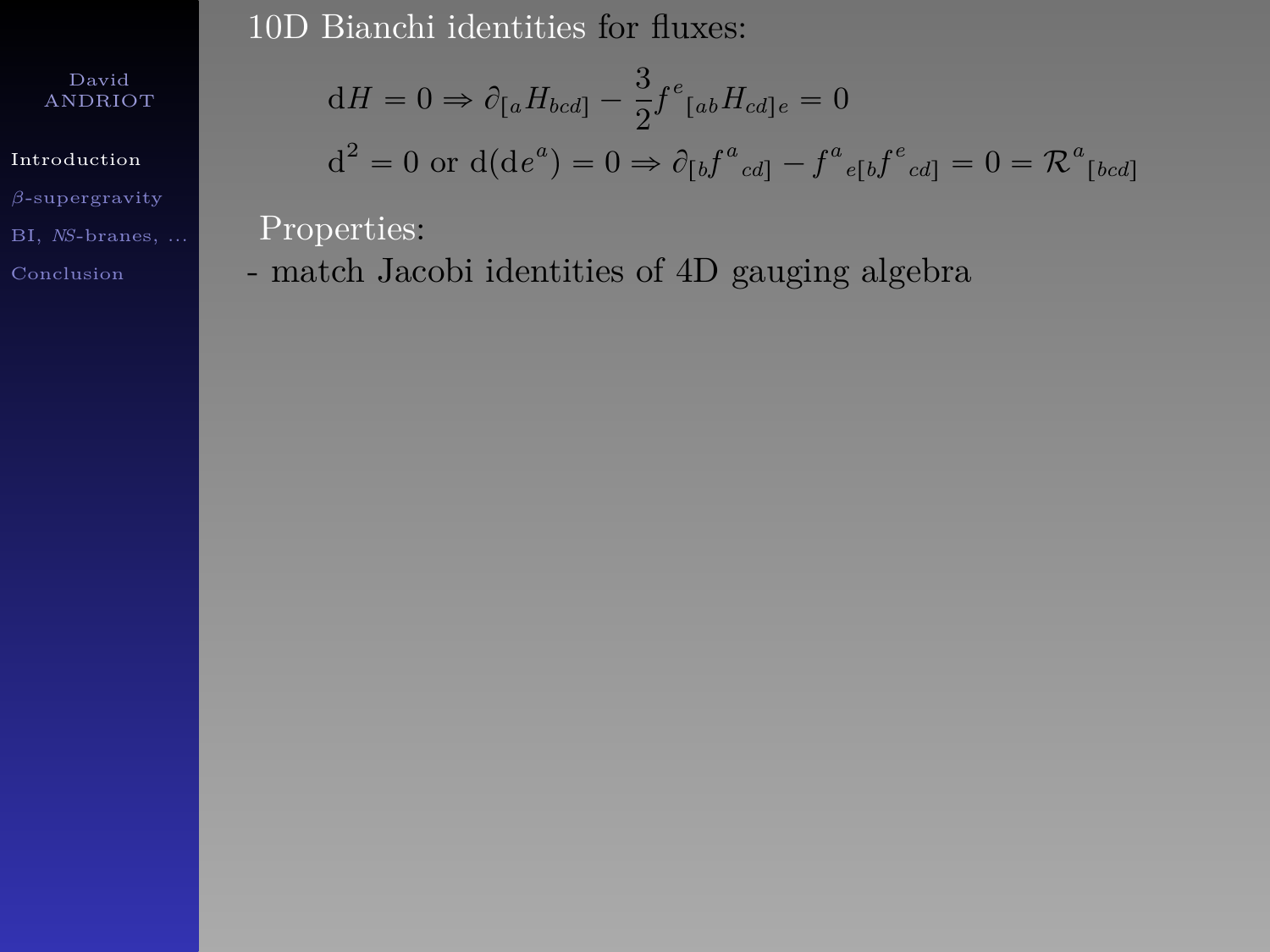10D Bianchi identities for fluxes:

$$\mathrm{d}H = 0 \Rightarrow \partial_{[a}H_{bcd]} - \frac{3}{2} f^{e}{}_{[ab}H_{cd]e} = 0$$

$$\mathrm{d}^2 = 0 \text{ or } \mathrm{d}(\mathrm{d}e^{a}) = 0 \Rightarrow \partial_{[b}f^{a}{}_{cd]} - f^{a}{}_{e[b}f^{e}{}_{cd]} = 0 = \mathcal{R}^{a}{}_{[bcd]}$$

Properties:

- match Jacobi identities of 4D gauging algebra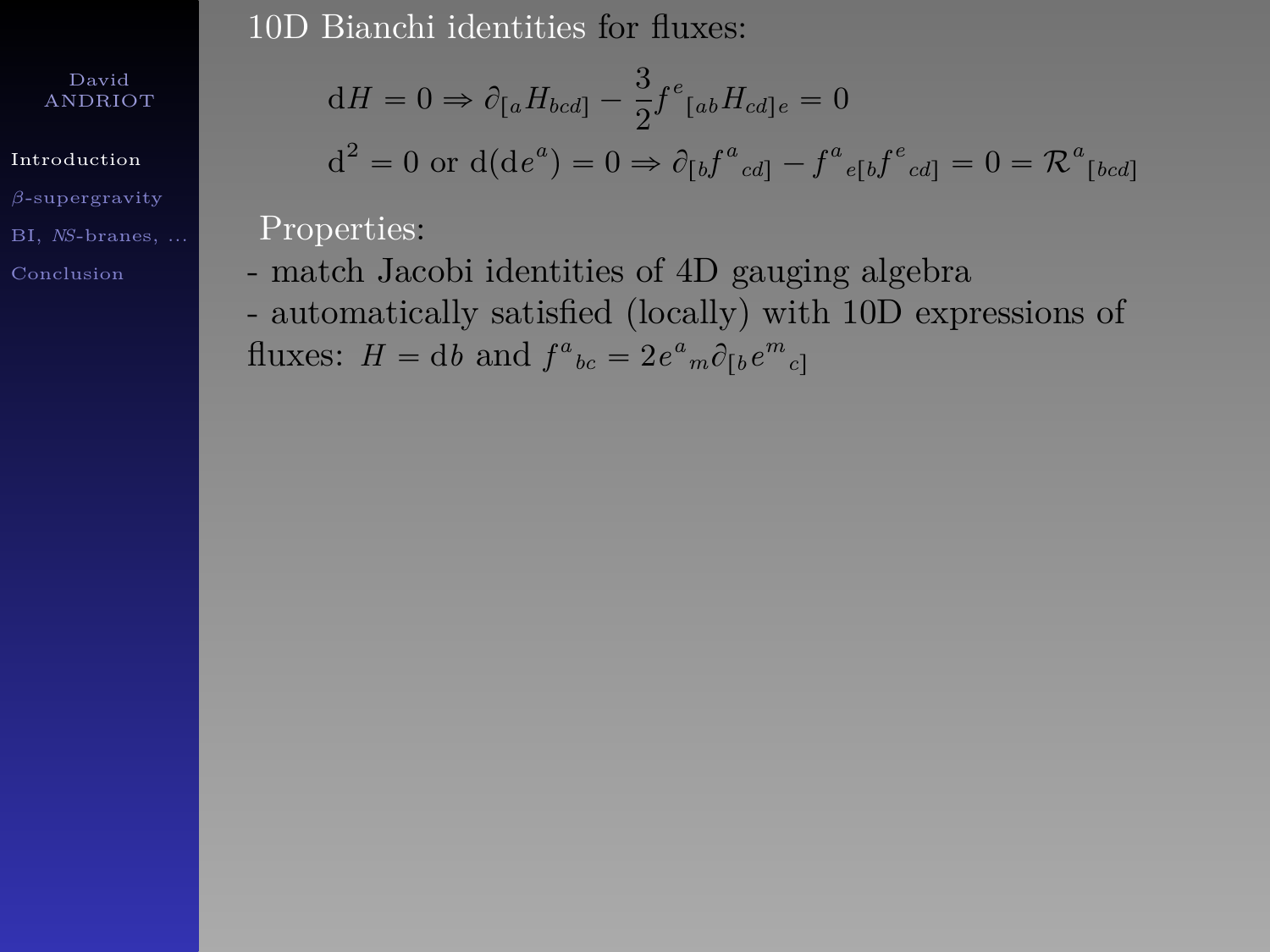10D Bianchi identities for fluxes:

$$\mathrm{d}H = 0 \Rightarrow \partial_{[a} H_{bcd]} - \frac{3}{2} f^{e}{}_{[ab} H_{cd]e} = 0$$

$$\mathrm{d}^2 = 0 \text{ or } \mathrm{d}(\mathrm{d}e^a) = 0 \Rightarrow \partial_{[b} f^{a}{}_{cd]} - f^{a}{}_{e[b} f^{e}{}_{cd]} = 0 = \mathcal{R}^{a}{}_{[bcd]}$$

Properties:

- match Jacobi identities of 4D gauging algebra
- automatically satisfied (locally) with 10D expressions of fluxes: $H = \mathrm{d}b$ and $f^{a}{}_{bc} = 2 e^{a}{}_{m} \partial_{[b} e^{m}{}_{c]}$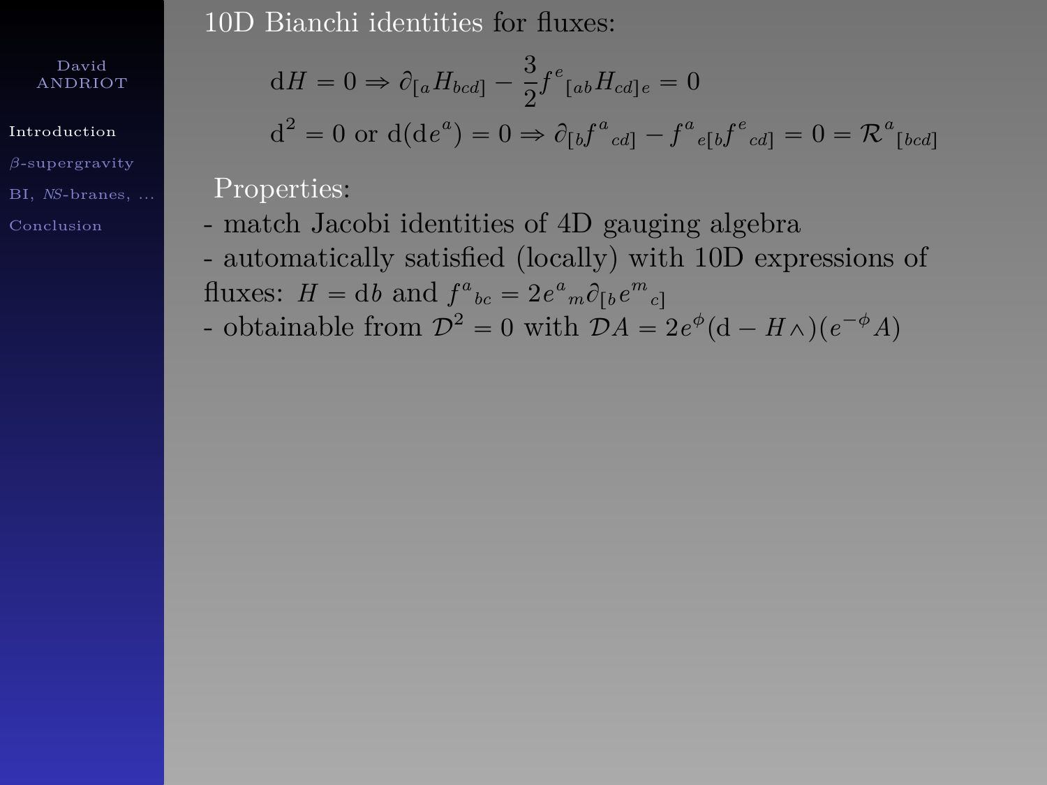10D Bianchi identities for fluxes:

$$\mathrm{d}H = 0 \Rightarrow \partial_{[a} H_{bcd]} - \frac{3}{2} f^{e}{}_{[ab} H_{cd]e} = 0$$

$$\mathrm{d}^2 = 0 \text{ or } \mathrm{d}(\mathrm{d}e^a) = 0 \Rightarrow \partial_{[b} f^{a}{}_{cd]} - f^{a}{}_{e[b} f^{e}{}_{cd]} = 0 = \mathcal{R}^{a}{}_{[bcd]}$$

Properties:

- match Jacobi identities of 4D gauging algebra
- automatically satisfied (locally) with 10D expressions of fluxes: $H = \mathrm{d}b$ and $f^{a}{}_{bc} = 2 e^{a}{}_{m} \partial_{[b} e^{m}{}_{c]}$
- obtainable from $\mathcal{D}^2 = 0$ with $\mathcal{D}A = 2e^{\phi}(\mathrm{d} - H\wedge)(e^{-\phi}A)$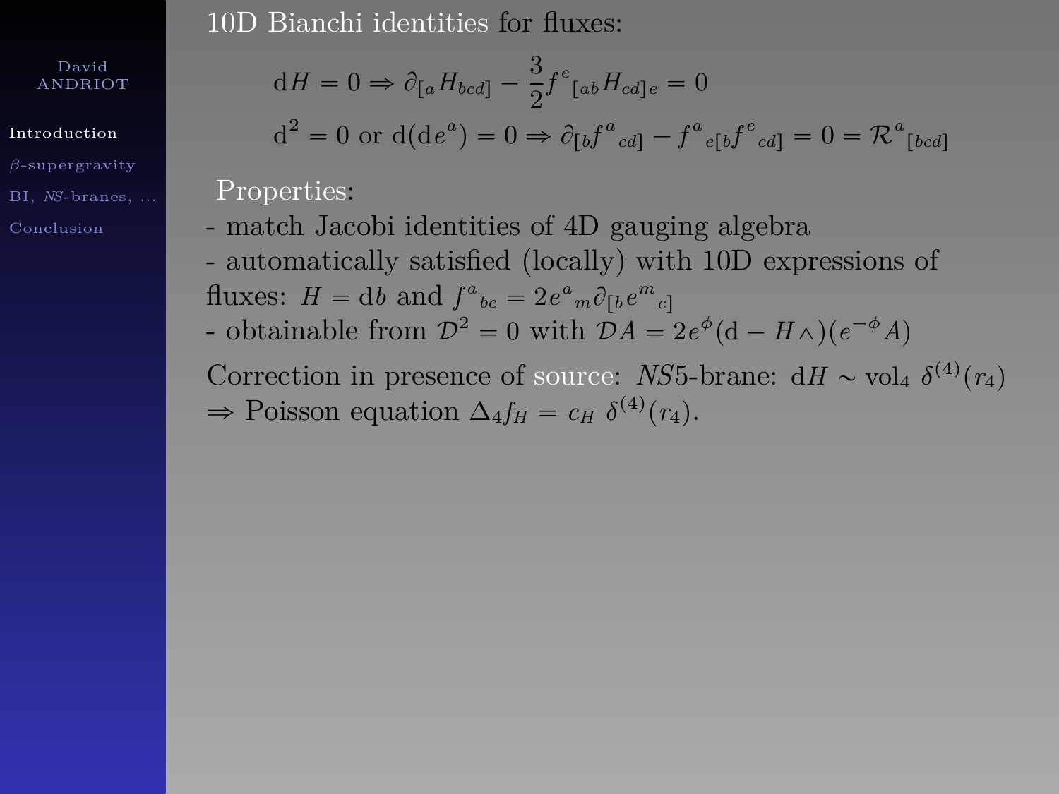10D Bianchi identities for fluxes:

$$\mathrm{d}H = 0 \Rightarrow \partial_{[a} H_{bcd]} - \frac{3}{2} f^{e}{}_{[ab} H_{cd]e} = 0$$

$$\mathrm{d}^2 = 0 \text{ or } \mathrm{d}(\mathrm{d}e^a) = 0 \Rightarrow \partial_{[b} f^{a}{}_{cd]} - f^{a}{}_{e[b} f^{e}{}_{cd]} = 0 = \mathcal{R}^{a}{}_{[bcd]}$$

Properties:

- match Jacobi identities of 4D gauging algebra
- automatically satisfied (locally) with 10D expressions of fluxes: $H = \mathrm{d}b$ and $f^{a}{}_{bc} = 2 e^{a}{}_{m} \partial_{[b} e^{m}{}_{c]}$
- obtainable from $\mathcal{D}^2 = 0$ with $\mathcal{D}A = 2e^{\phi}(\mathrm{d} - H\wedge)(e^{-\phi}A)$

Correction in presence of source: $NS5$-brane: $\mathrm{d}H \sim \mathrm{vol}_4\ \delta^{(4)}(r_4)$
$\Rightarrow$ Poisson equation $\Delta_4 f_H = c_H\ \delta^{(4)}(r_4)$.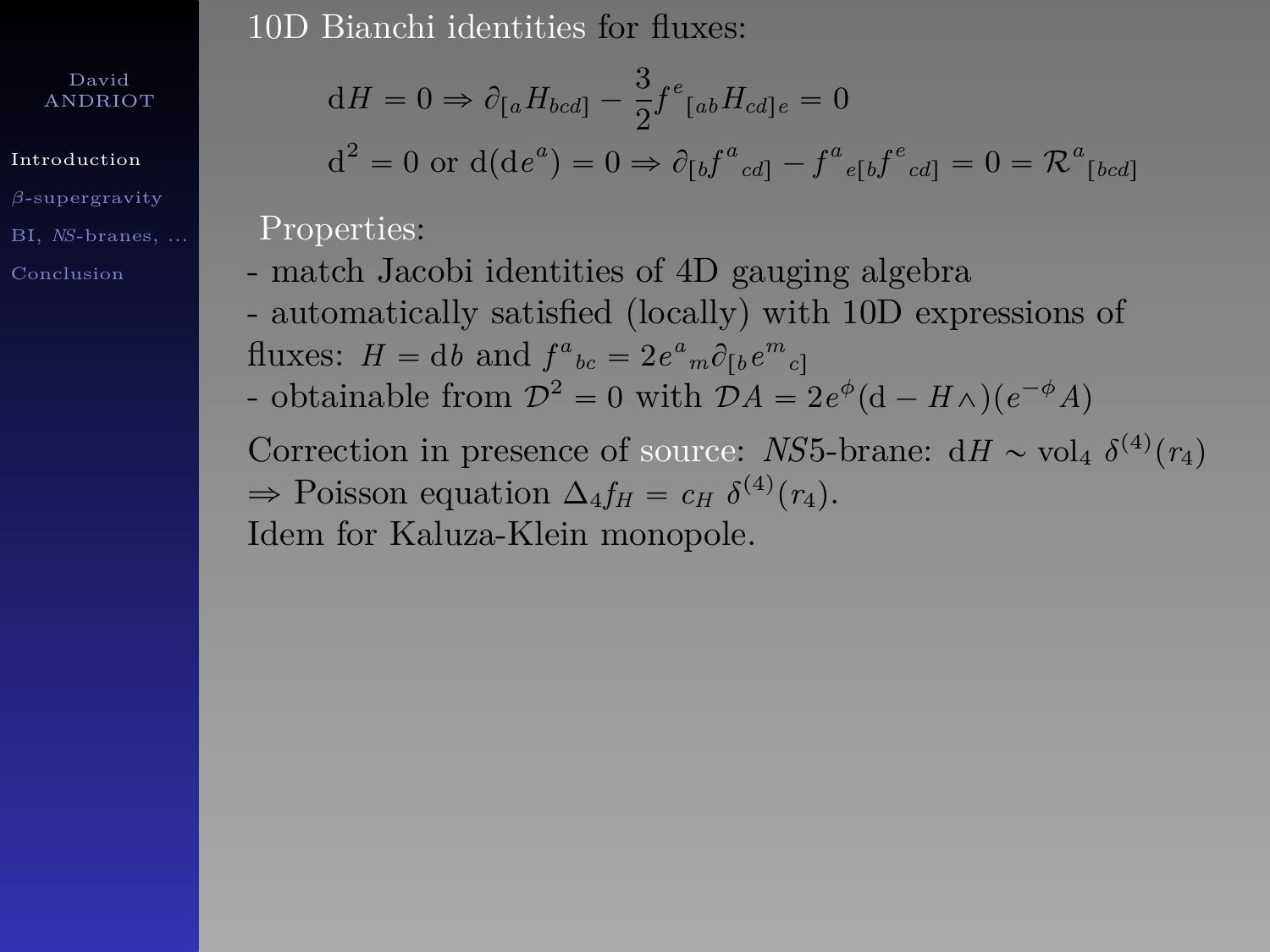10D Bianchi identities for fluxes:

$$\mathrm{d}H = 0 \Rightarrow \partial_{[a} H_{bcd]} - \frac{3}{2} f^{e}{}_{[ab} H_{cd]e} = 0$$

$$\mathrm{d}^2 = 0 \text{ or } \mathrm{d}(\mathrm{d}e^a) = 0 \Rightarrow \partial_{[b} f^{a}{}_{cd]} - f^{a}{}_{e[b} f^{e}{}_{cd]} = 0 = \mathcal{R}^{a}{}_{[bcd]}$$

Properties:

- match Jacobi identities of 4D gauging algebra
- automatically satisfied (locally) with 10D expressions of fluxes: $H = \mathrm{d}b$ and $f^{a}{}_{bc} = 2 e^{a}{}_{m} \partial_{[b} e^{m}{}_{c]}$
- obtainable from $\mathcal{D}^2 = 0$ with $\mathcal{D}A = 2e^{\phi}(\mathrm{d} - H\wedge)(e^{-\phi}A)$

Correction in presence of source: $NS5$-brane: $\mathrm{d}H \sim \mathrm{vol}_4\ \delta^{(4)}(r_4)$
$\Rightarrow$ Poisson equation $\Delta_4 f_H = c_H\ \delta^{(4)}(r_4)$.
Idem for Kaluza-Klein monopole.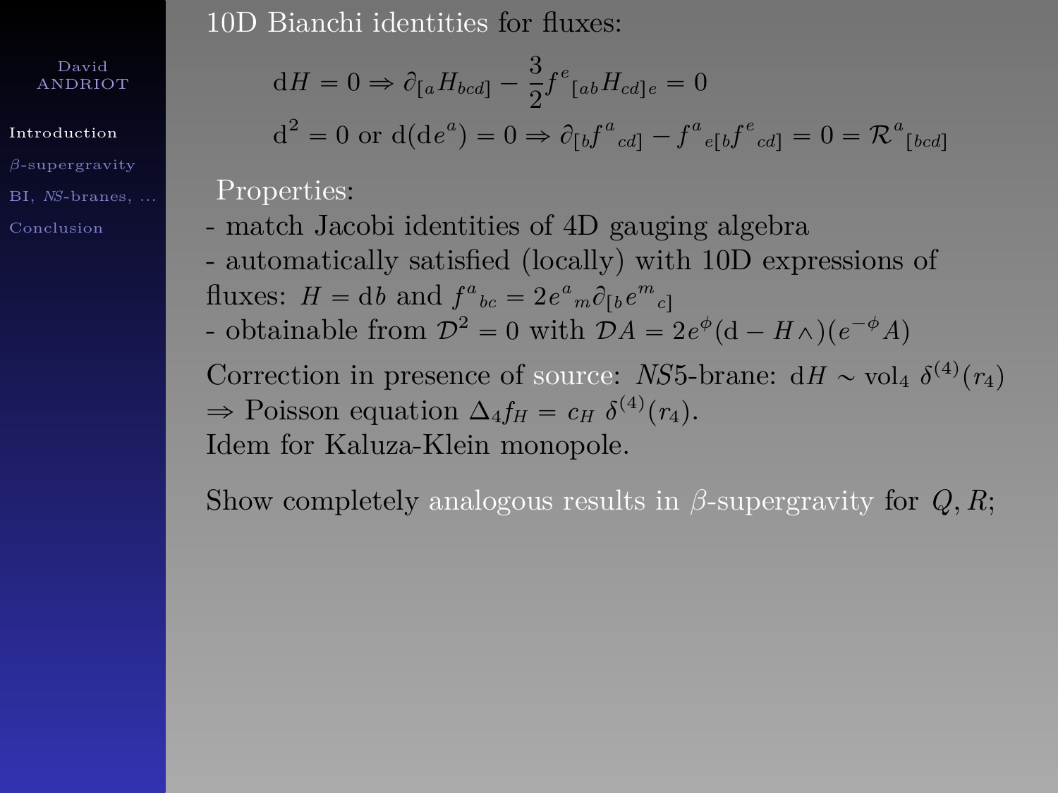10D Bianchi identities for fluxes:

$$\mathrm{d}H = 0 \Rightarrow \partial_{[a} H_{bcd]} - \frac{3}{2} f^{e}{}_{[ab} H_{cd]e} = 0$$

$$\mathrm{d}^2 = 0 \text{ or } \mathrm{d}(\mathrm{d}e^a) = 0 \Rightarrow \partial_{[b} f^{a}{}_{cd]} - f^{a}{}_{e[b} f^{e}{}_{cd]} = 0 = \mathcal{R}^{a}{}_{[bcd]}$$

Properties:

- match Jacobi identities of 4D gauging algebra
- automatically satisfied (locally) with 10D expressions of fluxes: $H = \mathrm{d}b$ and $f^{a}{}_{bc} = 2 e^{a}{}_{m} \partial_{[b} e^{m}{}_{c]}$
- obtainable from $\mathcal{D}^2 = 0$ with $\mathcal{D}A = 2e^{\phi}(\mathrm{d} - H\wedge)(e^{-\phi}A)$

Correction in presence of source: $NS5$-brane: $\mathrm{d}H \sim \mathrm{vol}_4 \ \delta^{(4)}(r_4)$
$\Rightarrow$ Poisson equation $\Delta_4 f_H = c_H \ \delta^{(4)}(r_4)$.
Idem for Kaluza-Klein monopole.

Show completely analogous results in $\beta$-supergravity for $Q, R$;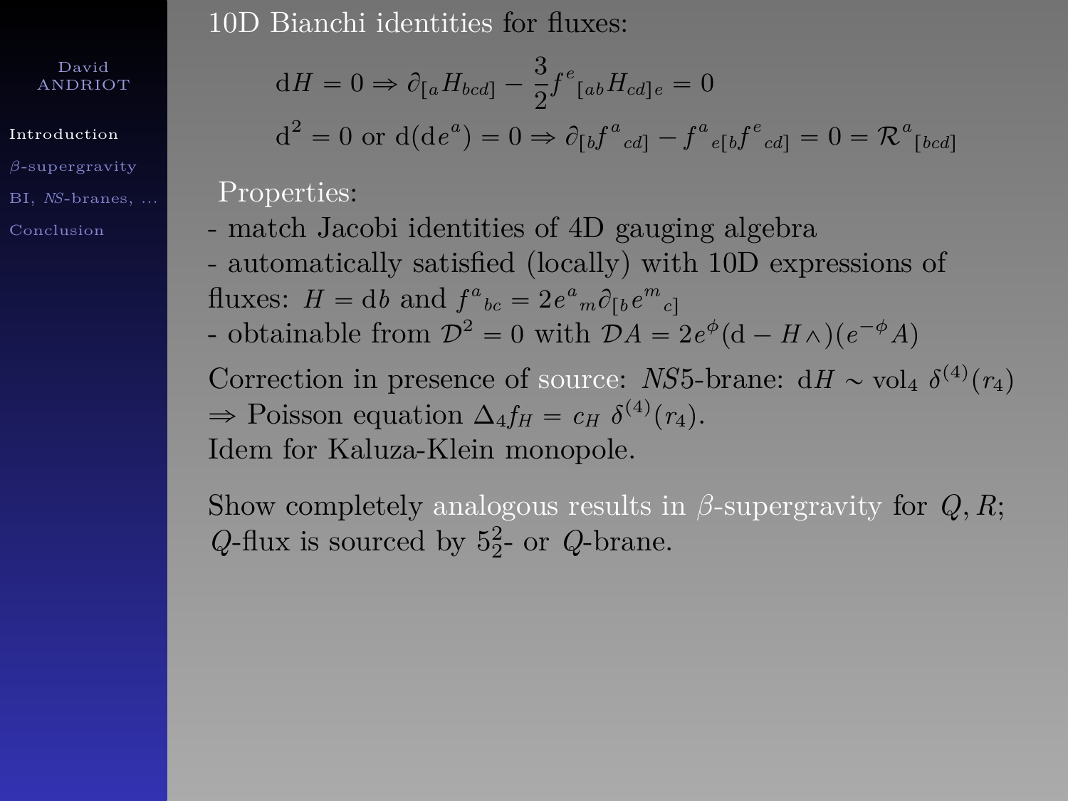10D Bianchi identities for fluxes:

$$\mathrm{d}H = 0 \Rightarrow \partial_{[a}H_{bcd]} - \frac{3}{2}f^{e}{}_{[ab}H_{cd]e} = 0$$

$$\mathrm{d}^2 = 0 \text{ or } \mathrm{d}(\mathrm{d}e^a) = 0 \Rightarrow \partial_{[b}f^{a}{}_{cd]} - f^{a}{}_{e[b}f^{e}{}_{cd]} = 0 = \mathcal{R}^{a}{}_{[bcd]}$$

Properties:

- match Jacobi identities of 4D gauging algebra
- automatically satisfied (locally) with 10D expressions of fluxes: $H = \mathrm{d}b$ and $f^{a}{}_{bc} = 2e^{a}{}_{m}\partial_{[b}e^{m}{}_{c]}$
- obtainable from $\mathcal{D}^2 = 0$ with $\mathcal{D}A = 2e^{\phi}(\mathrm{d} - H\wedge)(e^{-\phi}A)$

Correction in presence of source: $NS5$-brane: $\mathrm{d}H \sim \mathrm{vol}_4\ \delta^{(4)}(r_4)$
$\Rightarrow$ Poisson equation $\Delta_4 f_H = c_H\ \delta^{(4)}(r_4)$.
Idem for Kaluza-Klein monopole.

Show completely analogous results in $\beta$-supergravity for $Q, R$;
$Q$-flux is sourced by $5^2_2$- or $Q$-brane.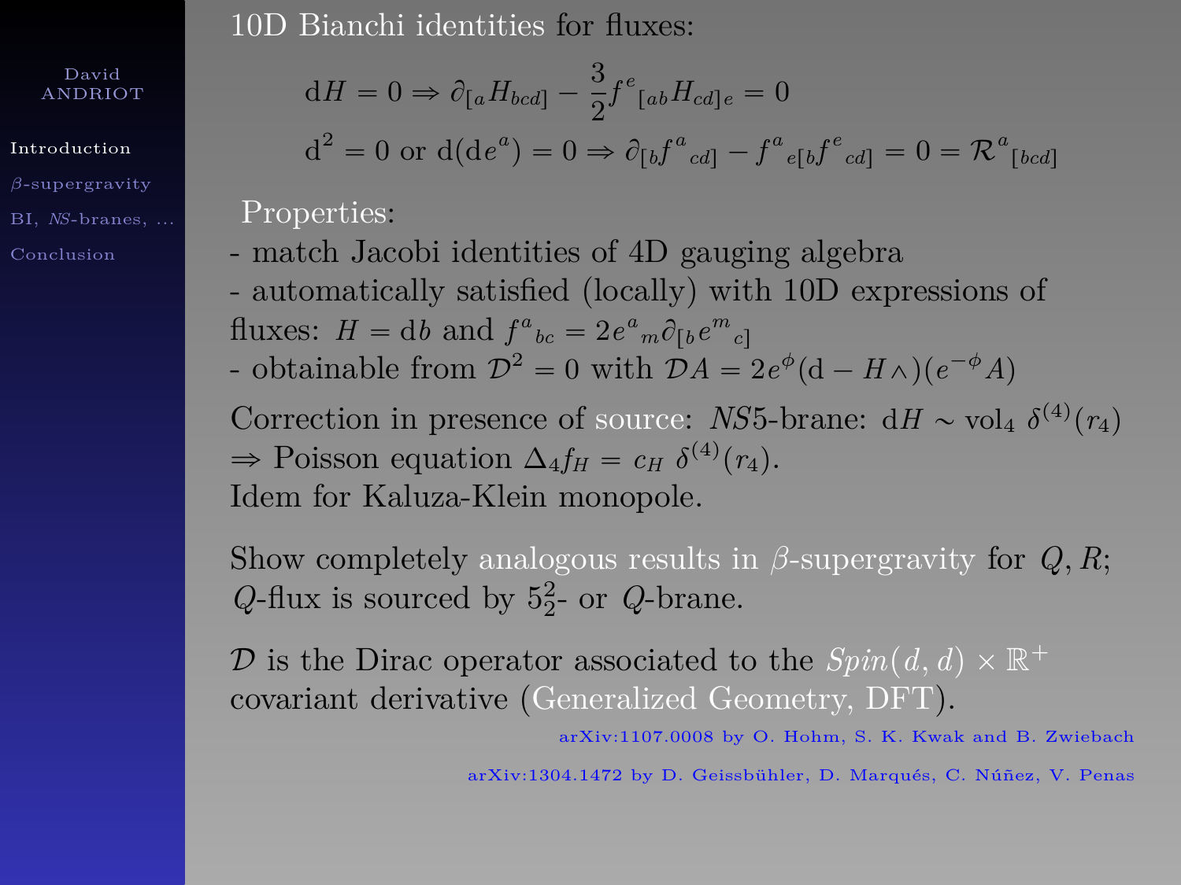10D Bianchi identities for fluxes:

$$\mathrm{d}H = 0 \Rightarrow \partial_{[a} H_{bcd]} - \frac{3}{2} f^{e}{}_{[ab} H_{cd]e} = 0$$

$$\mathrm{d}^2 = 0 \text{ or } \mathrm{d}(\mathrm{d}e^{a}) = 0 \Rightarrow \partial_{[b} f^{a}{}_{cd]} - f^{a}{}_{e[b} f^{e}{}_{cd]} = 0 = \mathcal{R}^{a}{}_{[bcd]}$$

Properties:

- match Jacobi identities of 4D gauging algebra
- automatically satisfied (locally) with 10D expressions of fluxes: $H = \mathrm{d}b$ and $f^{a}{}_{bc} = 2 e^{a}{}_{m} \partial_{[b} e^{m}{}_{c]}$
- obtainable from $\mathcal{D}^2 = 0$ with $\mathcal{D}A = 2e^{\phi}(\mathrm{d} - H\wedge)(e^{-\phi}A)$

Correction in presence of source: *NS*5-brane: $\mathrm{d}H \sim \mathrm{vol}_4 \ \delta^{(4)}(r_4)$
$\Rightarrow$ Poisson equation $\Delta_4 f_H = c_H \ \delta^{(4)}(r_4)$.
Idem for Kaluza-Klein monopole.

Show completely analogous results in $\beta$-supergravity for $Q, R$; $Q$-flux is sourced by $5^2_2$- or $Q$-brane.

$\mathcal{D}$ is the Dirac operator associated to the $Spin(d,d) \times \mathbb{R}^+$ covariant derivative (Generalized Geometry, DFT).

arXiv:1107.0008 by O. Hohm, S. K. Kwak and B. Zwiebach

arXiv:1304.1472 by D. Geissbühler, D. Marqués, C. Núñez, V. Penas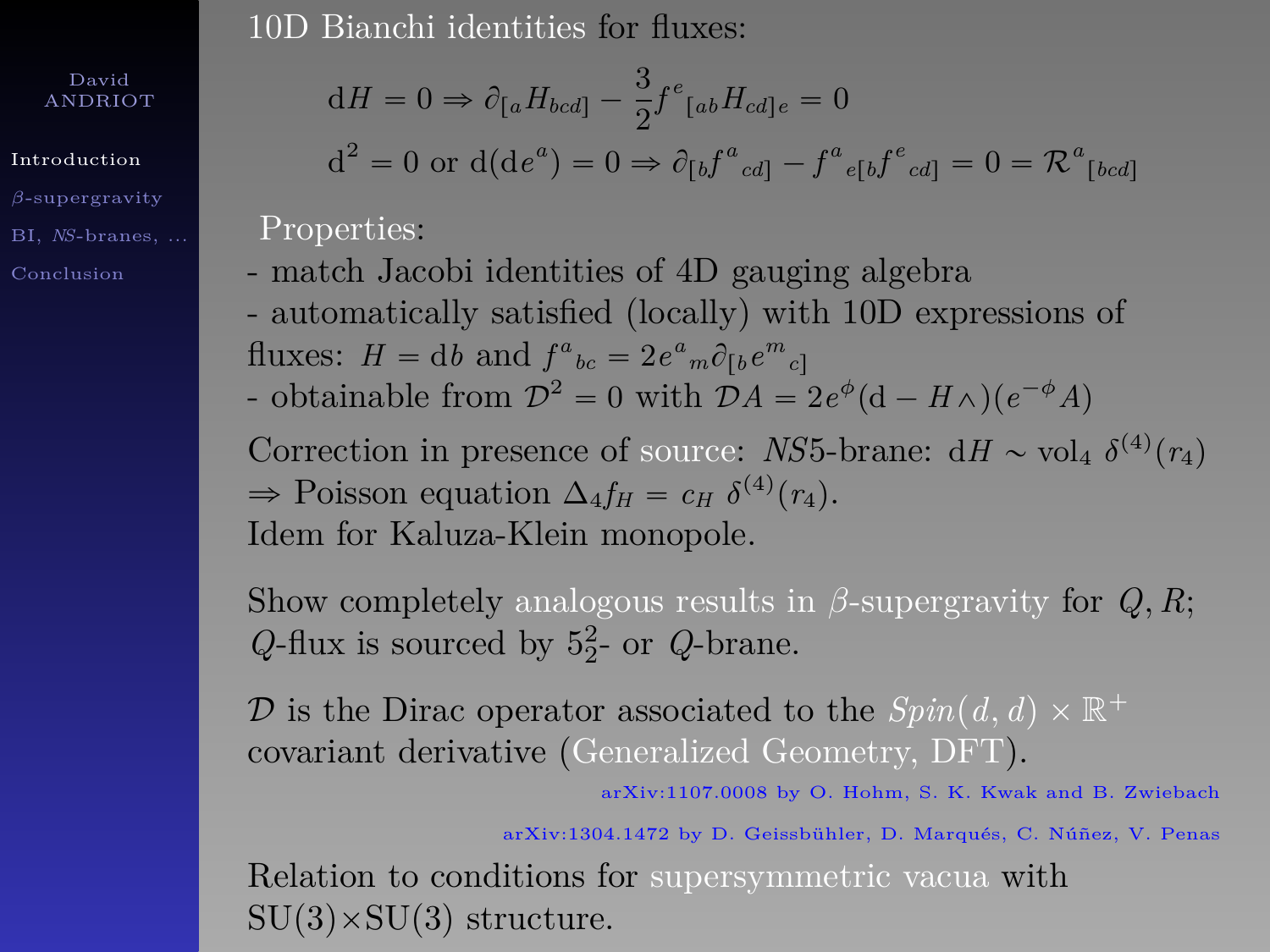10D Bianchi identities for fluxes:

$$\mathrm{d}H = 0 \Rightarrow \partial_{[a} H_{bcd]} - \frac{3}{2} f^e{}_{[ab} H_{cd]e} = 0$$

$$\mathrm{d}^2 = 0 \text{ or } \mathrm{d}(\mathrm{d}e^a) = 0 \Rightarrow \partial_{[b} f^a{}_{cd]} - f^a{}_{e[b} f^e{}_{cd]} = 0 = \mathcal{R}^a{}_{[bcd]}$$

Properties:

- match Jacobi identities of 4D gauging algebra
- automatically satisfied (locally) with 10D expressions of fluxes: $H = \mathrm{d}b$ and $f^a{}_{bc} = 2 e^a{}_m \partial_{[b} e^m{}_{c]}$
- obtainable from $\mathcal{D}^2 = 0$ with $\mathcal{D}A = 2e^{\phi}(\mathrm{d} - H\wedge)(e^{-\phi}A)$

Correction in presence of source: $NS5$-brane: $\mathrm{d}H \sim \mathrm{vol}_4\ \delta^{(4)}(r_4)$
$\Rightarrow$ Poisson equation $\Delta_4 f_H = c_H\ \delta^{(4)}(r_4)$.
Idem for Kaluza-Klein monopole.

Show completely analogous results in $\beta$-supergravity for $Q, R$;
$Q$-flux is sourced by $5^2_2$- or $Q$-brane.

$\mathcal{D}$ is the Dirac operator associated to the $Spin(d,d) \times \mathbb{R}^+$ covariant derivative (Generalized Geometry, DFT).

arXiv:1107.0008 by O. Hohm, S. K. Kwak and B. Zwiebach

arXiv:1304.1472 by D. Geissbühler, D. Marqués, C. Núñez, V. Penas

Relation to conditions for supersymmetric vacua with SU(3)×SU(3) structure.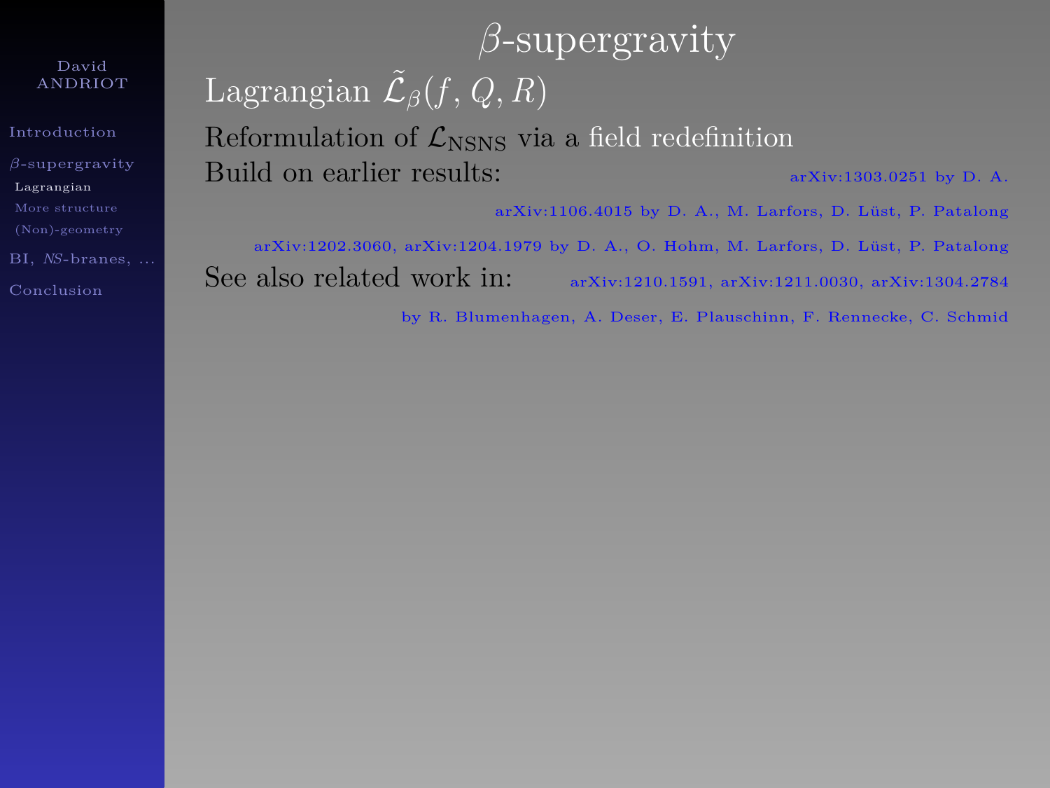# $\beta$-supergravity

## Lagrangian $\tilde{\mathcal{L}}_\beta(f, Q, R)$

Reformulation of $\mathcal{L}_{\rm NSNS}$ via a field redefinition

Build on earlier results: arXiv:1303.0251 by D. A.

arXiv:1106.4015 by D. A., M. Larfors, D. Lüst, P. Patalong

arXiv:1202.3060, arXiv:1204.1979 by D. A., O. Hohm, M. Larfors, D. Lüst, P. Patalong

See also related work in: arXiv:1210.1591, arXiv:1211.0030, arXiv:1304.2784

by R. Blumenhagen, A. Deser, E. Plauschinn, F. Rennecke, C. Schmid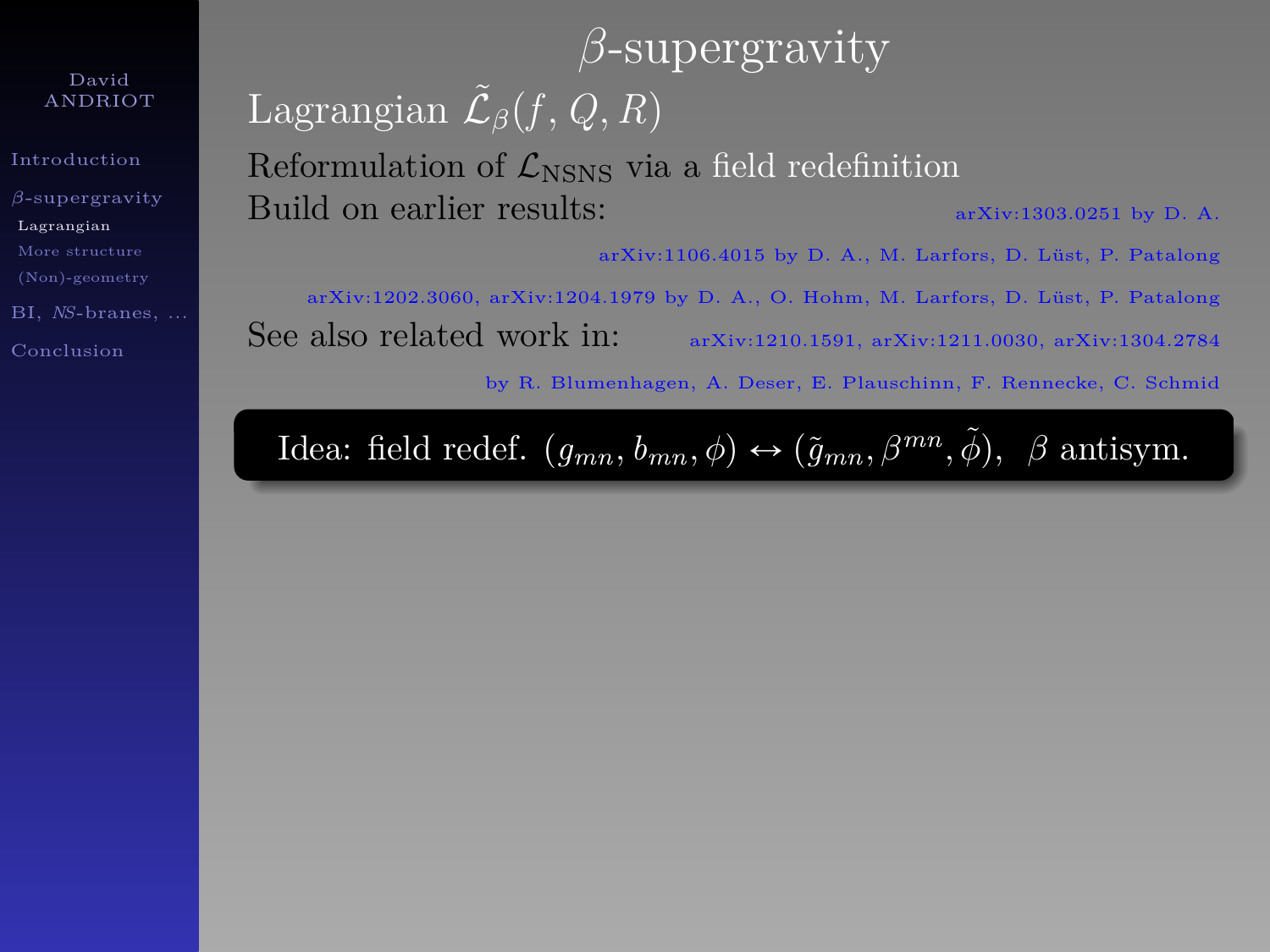# $\beta$-supergravity

## Lagrangian $\tilde{\mathcal{L}}_\beta(f, Q, R)$

Reformulation of $\mathcal{L}_{\rm NSNS}$ via a field redefinition

Build on earlier results: arXiv:1303.0251 by D. A.

arXiv:1106.4015 by D. A., M. Larfors, D. Lüst, P. Patalong

arXiv:1202.3060, arXiv:1204.1979 by D. A., O. Hohm, M. Larfors, D. Lüst, P. Patalong

See also related work in: arXiv:1210.1591, arXiv:1211.0030, arXiv:1304.2784 by R. Blumenhagen, A. Deser, E. Plauschinn, F. Rennecke, C. Schmid

**Idea: field redef. $(g_{mn}, b_{mn}, \phi) \leftrightarrow (\tilde{g}_{mn}, \beta^{mn}, \tilde{\phi})$, $\beta$ antisym.**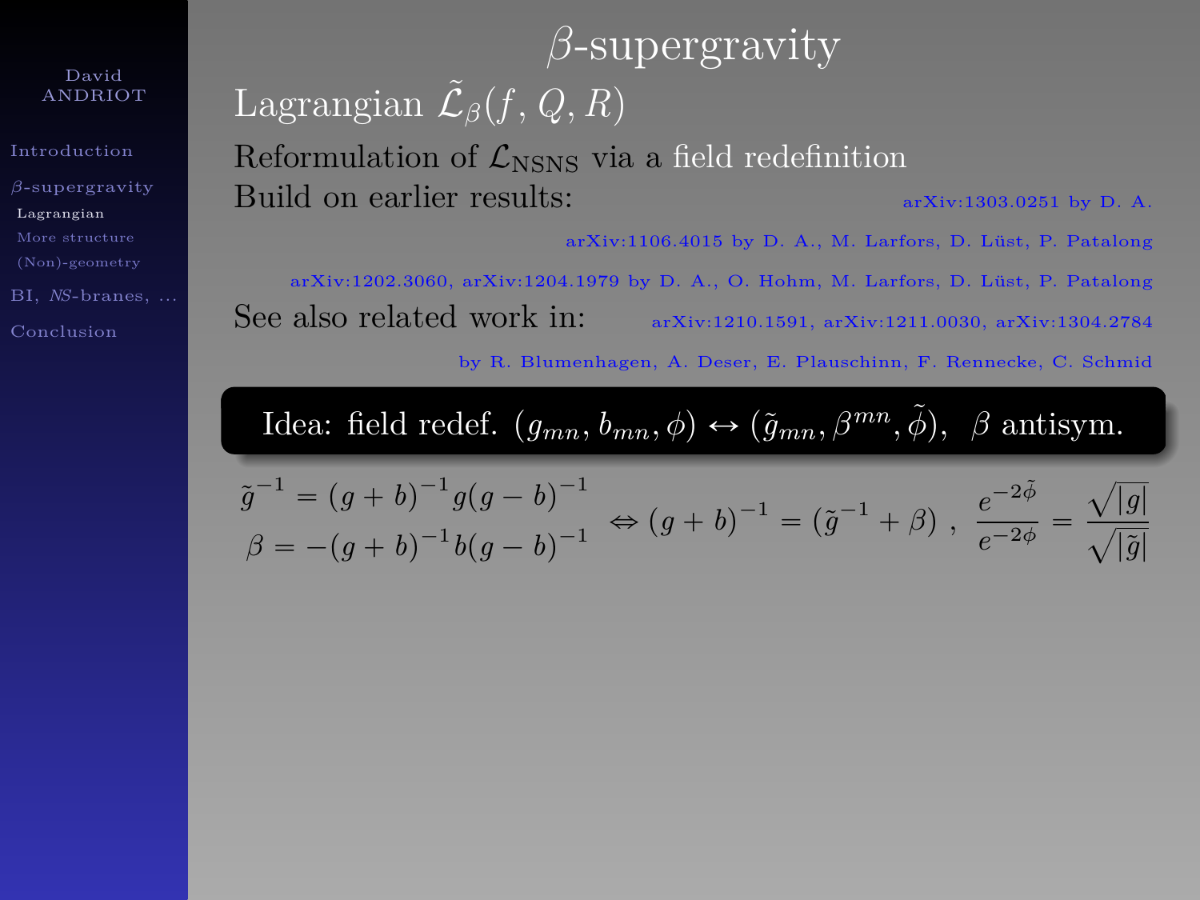# $\beta$-supergravity

## Lagrangian $\tilde{\mathcal{L}}_\beta(f, Q, R)$

Reformulation of $\mathcal{L}_{\rm NSNS}$ via a field redefinition

Build on earlier results: arXiv:1303.0251 by D. A.

arXiv:1106.4015 by D. A., M. Larfors, D. Lüst, P. Patalong

arXiv:1202.3060, arXiv:1204.1979 by D. A., O. Hohm, M. Larfors, D. Lüst, P. Patalong

See also related work in: arXiv:1210.1591, arXiv:1211.0030, arXiv:1304.2784 by R. Blumenhagen, A. Deser, E. Plauschinn, F. Rennecke, C. Schmid

**Idea: field redef. $(g_{mn}, b_{mn}, \phi) \leftrightarrow (\tilde{g}_{mn}, \beta^{mn}, \tilde{\phi})$, $\beta$ antisym.**

$$\begin{array}{l} \tilde{g}^{-1} = (g+b)^{-1} g (g-b)^{-1} \\ \beta = -(g+b)^{-1} b (g-b)^{-1} \end{array} \Leftrightarrow (g+b)^{-1} = (\tilde{g}^{-1} + \beta) \ , \ \frac{e^{-2\tilde{\phi}}}{e^{-2\phi}} = \frac{\sqrt{|g|}}{\sqrt{|\tilde{g}|}}$$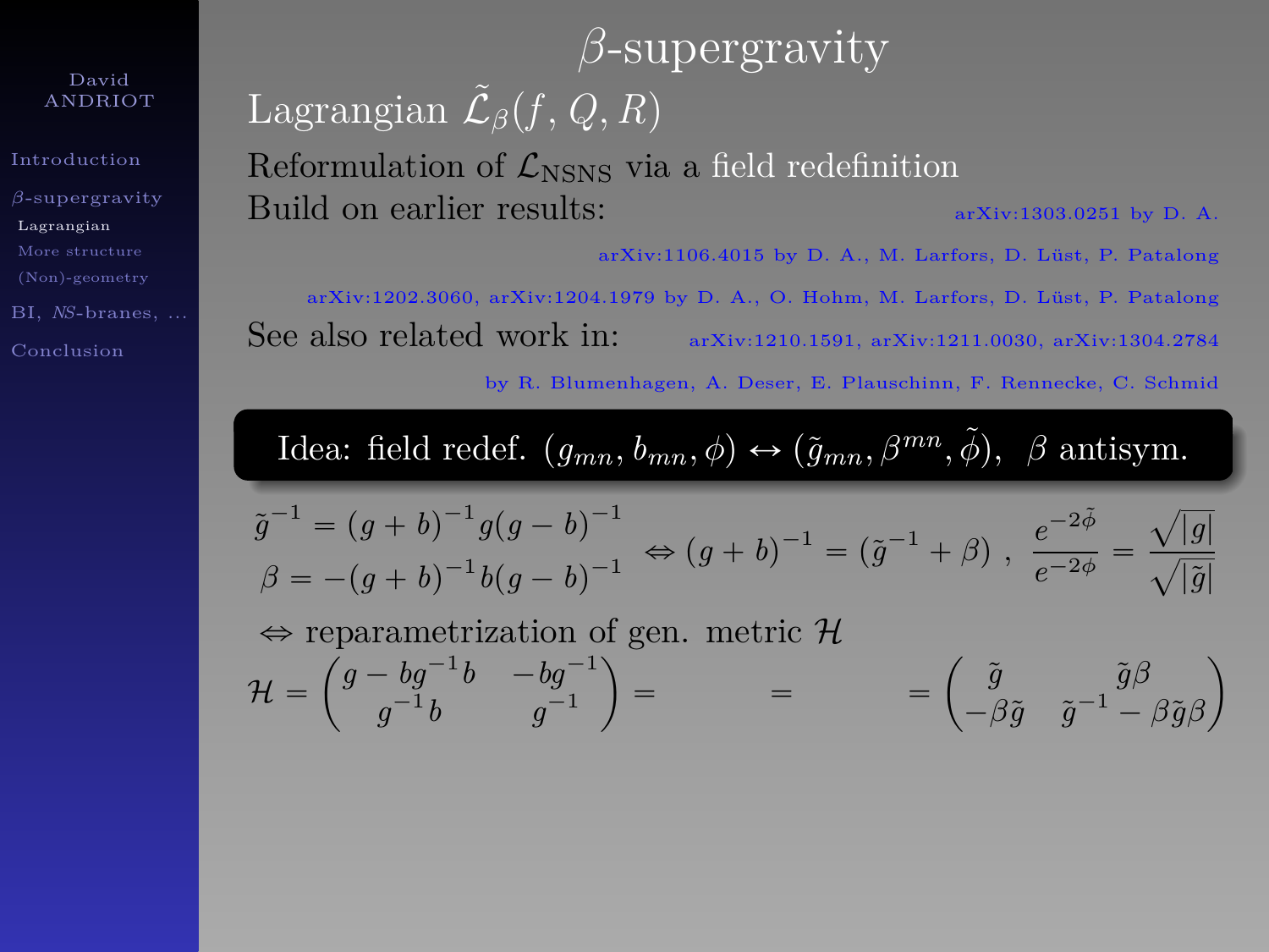# $\beta$-supergravity

## Lagrangian $\tilde{\mathcal{L}}_\beta(f, Q, R)$

Reformulation of $\mathcal{L}_{\rm NSNS}$ via a field redefinition

Build on earlier results: arXiv:1303.0251 by D. A.

arXiv:1106.4015 by D. A., M. Larfors, D. Lüst, P. Patalong

arXiv:1202.3060, arXiv:1204.1979 by D. A., O. Hohm, M. Larfors, D. Lüst, P. Patalong

See also related work in: arXiv:1210.1591, arXiv:1211.0030, arXiv:1304.2784

by R. Blumenhagen, A. Deser, E. Plauschinn, F. Rennecke, C. Schmid

**Idea: field redef. $(g_{mn}, b_{mn}, \phi) \leftrightarrow (\tilde{g}_{mn}, \beta^{mn}, \tilde{\phi})$, $\beta$ antisym.**

$$\begin{aligned} \tilde{g}^{-1} &= (g+b)^{-1} g (g-b)^{-1} \\ \beta &= -(g+b)^{-1} b (g-b)^{-1} \end{aligned} \Leftrightarrow (g+b)^{-1} = (\tilde{g}^{-1} + \beta) \ , \ \frac{e^{-2\tilde{\phi}}}{e^{-2\phi}} = \frac{\sqrt{|g|}}{\sqrt{|\tilde{g}|}}$$

$\Leftrightarrow$ reparametrization of gen. metric $\mathcal{H}$

$$\mathcal{H} = \begin{pmatrix} g - bg^{-1}b & -bg^{-1} \\ g^{-1}b & g^{-1} \end{pmatrix} = \qquad = \qquad = \begin{pmatrix} \tilde{g} & \tilde{g}\beta \\ -\beta\tilde{g} & \tilde{g}^{-1} - \beta\tilde{g}\beta \end{pmatrix}$$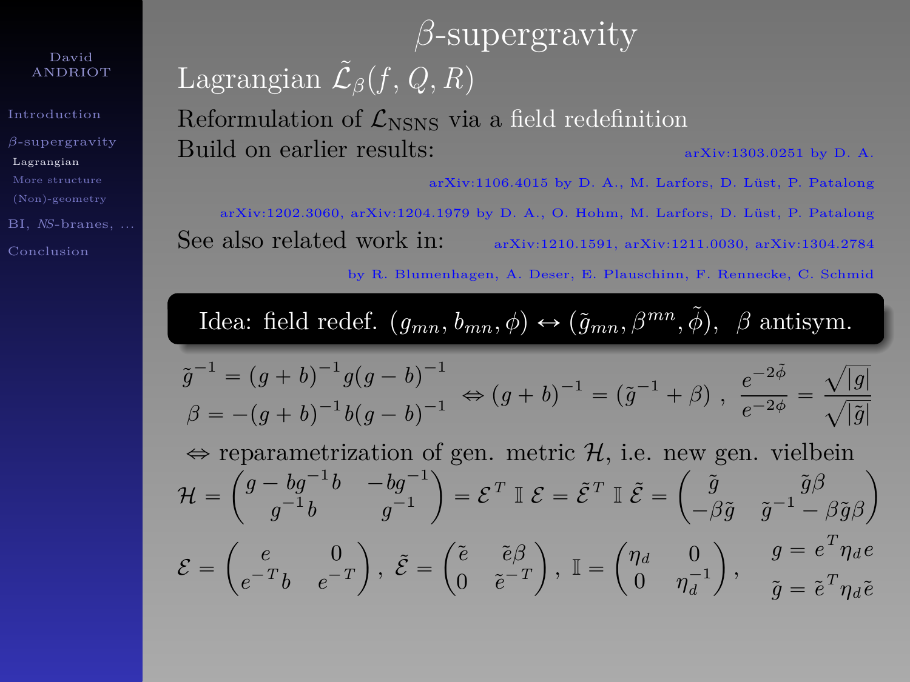# $\beta$-supergravity

## Lagrangian $\tilde{\mathcal{L}}_\beta(f, Q, R)$

Reformulation of $\mathcal{L}_{\text{NSNS}}$ via a field redefinition

Build on earlier results: arXiv:1303.0251 by D. A.

arXiv:1106.4015 by D. A., M. Larfors, D. Lüst, P. Patalong

arXiv:1202.3060, arXiv:1204.1979 by D. A., O. Hohm, M. Larfors, D. Lüst, P. Patalong

See also related work in: arXiv:1210.1591, arXiv:1211.0030, arXiv:1304.2784 by R. Blumenhagen, A. Deser, E. Plauschinn, F. Rennecke, C. Schmid

**Idea: field redef. $(g_{mn}, b_{mn}, \phi) \leftrightarrow (\tilde{g}_{mn}, \beta^{mn}, \tilde{\phi})$, $\beta$ antisym.**

$$\begin{aligned}\tilde{g}^{-1} &= (g+b)^{-1} g (g-b)^{-1} \\ \beta &= -(g+b)^{-1} b (g-b)^{-1}\end{aligned} \;\Leftrightarrow (g+b)^{-1} = (\tilde{g}^{-1} + \beta) \ , \ \frac{e^{-2\tilde{\phi}}}{e^{-2\phi}} = \frac{\sqrt{|g|}}{\sqrt{|\tilde{g}|}}$$

$\Leftrightarrow$ reparametrization of gen. metric $\mathcal{H}$, i.e. new gen. vielbein

$$\mathcal{H} = \begin{pmatrix} g - bg^{-1}b & -bg^{-1} \\ g^{-1}b & g^{-1} \end{pmatrix} = \mathcal{E}^T \, \mathbb{I} \, \mathcal{E} = \tilde{\mathcal{E}}^T \, \mathbb{I} \, \tilde{\mathcal{E}} = \begin{pmatrix} \tilde{g} & \tilde{g}\beta \\ -\beta\tilde{g} & \tilde{g}^{-1} - \beta\tilde{g}\beta \end{pmatrix}$$

$$\mathcal{E} = \begin{pmatrix} e & 0 \\ e^{-T}b & e^{-T} \end{pmatrix} , \ \tilde{\mathcal{E}} = \begin{pmatrix} \tilde{e} & \tilde{e}\beta \\ 0 & \tilde{e}^{-T} \end{pmatrix} , \ \mathbb{I} = \begin{pmatrix} \eta_d & 0 \\ 0 & \eta_d^{-1} \end{pmatrix} , \quad \begin{aligned} g &= e^T \eta_d e \\ \tilde{g} &= \tilde{e}^T \eta_d \tilde{e} \end{aligned}$$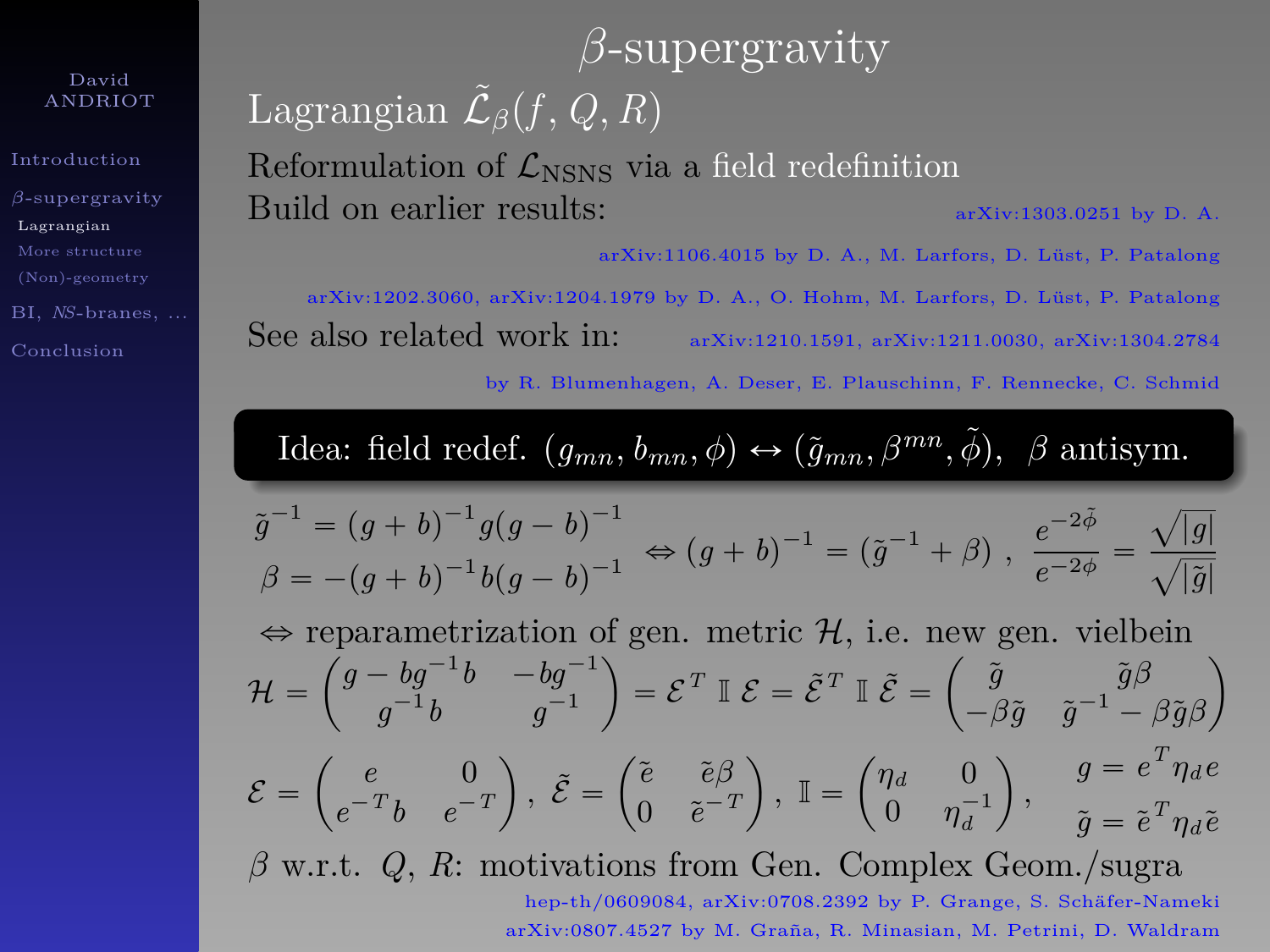# $\beta$-supergravity

## Lagrangian $\tilde{\mathcal{L}}_\beta(f, Q, R)$

Reformulation of $\mathcal{L}_{\rm NSNS}$ via a field redefinition

Build on earlier results: arXiv:1303.0251 by D. A.

arXiv:1106.4015 by D. A., M. Larfors, D. Lüst, P. Patalong

arXiv:1202.3060, arXiv:1204.1979 by D. A., O. Hohm, M. Larfors, D. Lüst, P. Patalong

See also related work in: arXiv:1210.1591, arXiv:1211.0030, arXiv:1304.2784 by R. Blumenhagen, A. Deser, E. Plauschinn, F. Rennecke, C. Schmid

**Idea: field redef. $(g_{mn}, b_{mn}, \phi) \leftrightarrow (\tilde{g}_{mn}, \beta^{mn}, \tilde{\phi})$, $\beta$ antisym.**

$$\begin{aligned} \tilde{g}^{-1} &= (g+b)^{-1} g (g-b)^{-1} \\ \beta &= -(g+b)^{-1} b (g-b)^{-1} \end{aligned} \Leftrightarrow (g+b)^{-1} = (\tilde{g}^{-1} + \beta) \ , \ \frac{e^{-2\tilde{\phi}}}{e^{-2\phi}} = \frac{\sqrt{|g|}}{\sqrt{|\tilde{g}|}}$$

$\Leftrightarrow$ reparametrization of gen. metric $\mathcal{H}$, i.e. new gen. vielbein

$$\mathcal{H} = \begin{pmatrix} g - bg^{-1}b & -bg^{-1} \\ g^{-1}b & g^{-1} \end{pmatrix} = \mathcal{E}^T \, \mathbb{I} \, \mathcal{E} = \tilde{\mathcal{E}}^T \, \mathbb{I} \, \tilde{\mathcal{E}} = \begin{pmatrix} \tilde{g} & \tilde{g}\beta \\ -\beta\tilde{g} & \tilde{g}^{-1} - \beta\tilde{g}\beta \end{pmatrix}$$

$$\mathcal{E} = \begin{pmatrix} e & 0 \\ e^{-T}b & e^{-T} \end{pmatrix}, \ \tilde{\mathcal{E}} = \begin{pmatrix} \tilde{e} & \tilde{e}\beta \\ 0 & \tilde{e}^{-T} \end{pmatrix}, \ \mathbb{I} = \begin{pmatrix} \eta_d & 0 \\ 0 & \eta_d^{-1} \end{pmatrix}, \quad \begin{aligned} g &= e^T \eta_d e \\ \tilde{g} &= \tilde{e}^T \eta_d \tilde{e} \end{aligned}$$

$\beta$ w.r.t. $Q$, $R$: motivations from Gen. Complex Geom./sugra

hep-th/0609084, arXiv:0708.2392 by P. Grange, S. Schäfer-Nameki

arXiv:0807.4527 by M. Graña, R. Minasian, M. Petrini, D. Waldram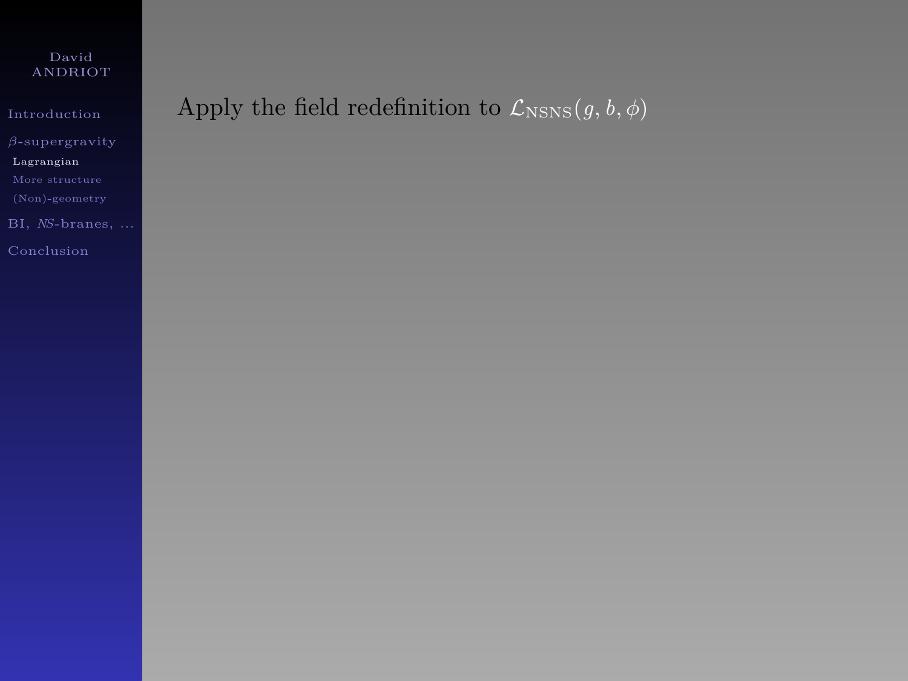Apply the field redefinition to $\mathcal{L}_{\text{NSNS}}(g, b, \phi)$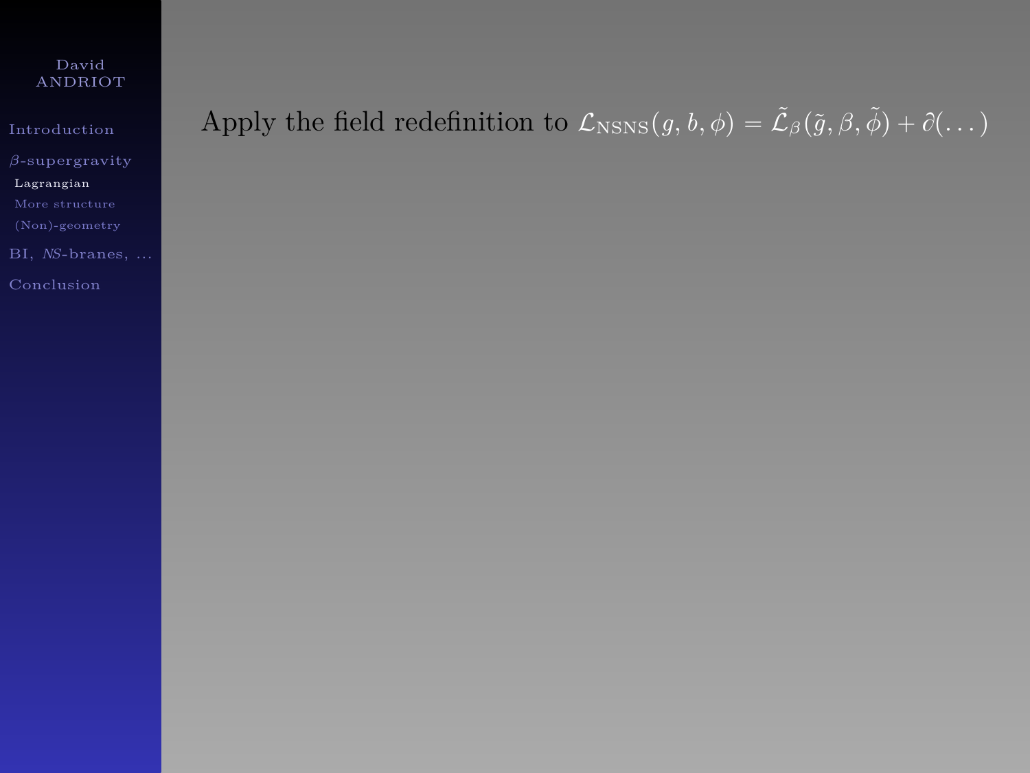Apply the field redefinition to $\mathcal{L}_{\rm NSNS}(g,b,\phi) = \tilde{\mathcal{L}}_{\beta}(\tilde{g},\beta,\tilde{\phi}) + \partial(\dots)$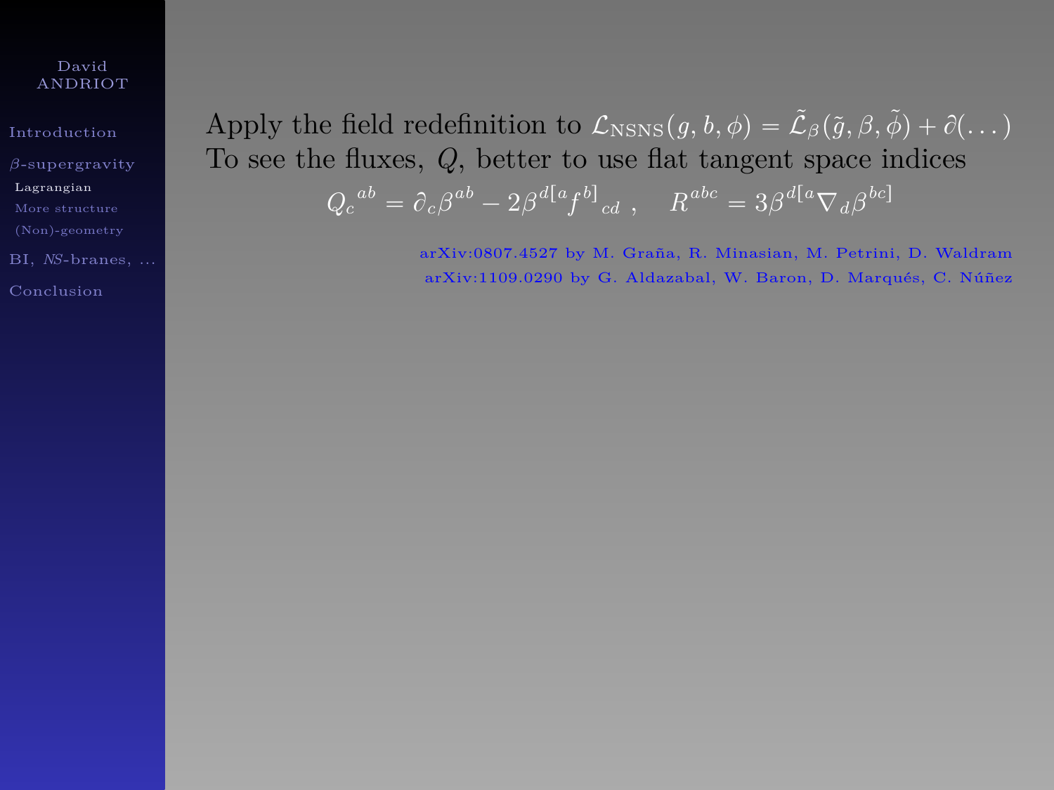Apply the field redefinition to $\mathcal{L}_{\rm NSNS}(g,b,\phi) = \tilde{\mathcal{L}}_\beta(\tilde{g},\beta,\tilde{\phi}) + \partial(\dots)$
To see the fluxes, $Q$, better to use flat tangent space indices

$$Q_c{}^{ab} = \partial_c \beta^{ab} - 2\beta^{d[a} f^{b]}{}_{cd} \ , \quad R^{abc} = 3\beta^{d[a}\nabla_d \beta^{bc]}$$

arXiv:0807.4527 by M. Graña, R. Minasian, M. Petrini, D. Waldram
arXiv:1109.0290 by G. Aldazabal, W. Baron, D. Marqués, C. Núñez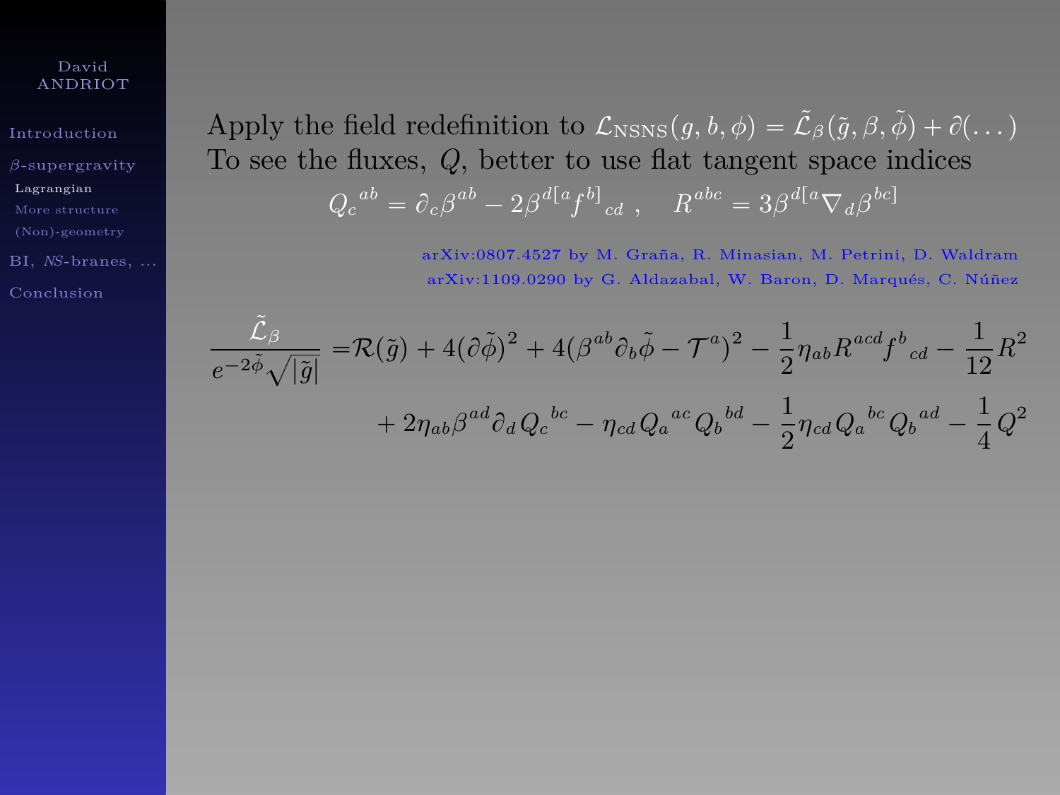Apply the field redefinition to $\mathcal{L}_{\rm NSNS}(g,b,\phi) = \tilde{\mathcal{L}}_\beta(\tilde{g},\beta,\tilde{\phi}) + \partial(\dots)$
To see the fluxes, $Q$, better to use flat tangent space indices

$$Q_c{}^{ab} = \partial_c \beta^{ab} - 2\beta^{d[a} f^{b]}{}_{cd} \ , \quad R^{abc} = 3\beta^{d[a}\nabla_d \beta^{bc]}$$

arXiv:0807.4527 by M. Graña, R. Minasian, M. Petrini, D. Waldram
arXiv:1109.0290 by G. Aldazabal, W. Baron, D. Marqués, C. Núñez

$$\frac{\tilde{\mathcal{L}}_\beta}{e^{-2\tilde{\phi}}\sqrt{|\tilde{g}|}} = \mathcal{R}(\tilde{g}) + 4(\partial\tilde{\phi})^2 + 4(\beta^{ab}\partial_b\tilde{\phi} - \mathcal{T}^a)^2 - \frac{1}{2}\eta_{ab}R^{acd}f^b{}_{cd} - \frac{1}{12}R^2$$
$$+ 2\eta_{ab}\beta^{ad}\partial_d Q_c{}^{bc} - \eta_{cd}Q_a{}^{ac}Q_b{}^{bd} - \frac{1}{2}\eta_{cd}Q_a{}^{bc}Q_b{}^{ad} - \frac{1}{4}Q^2$$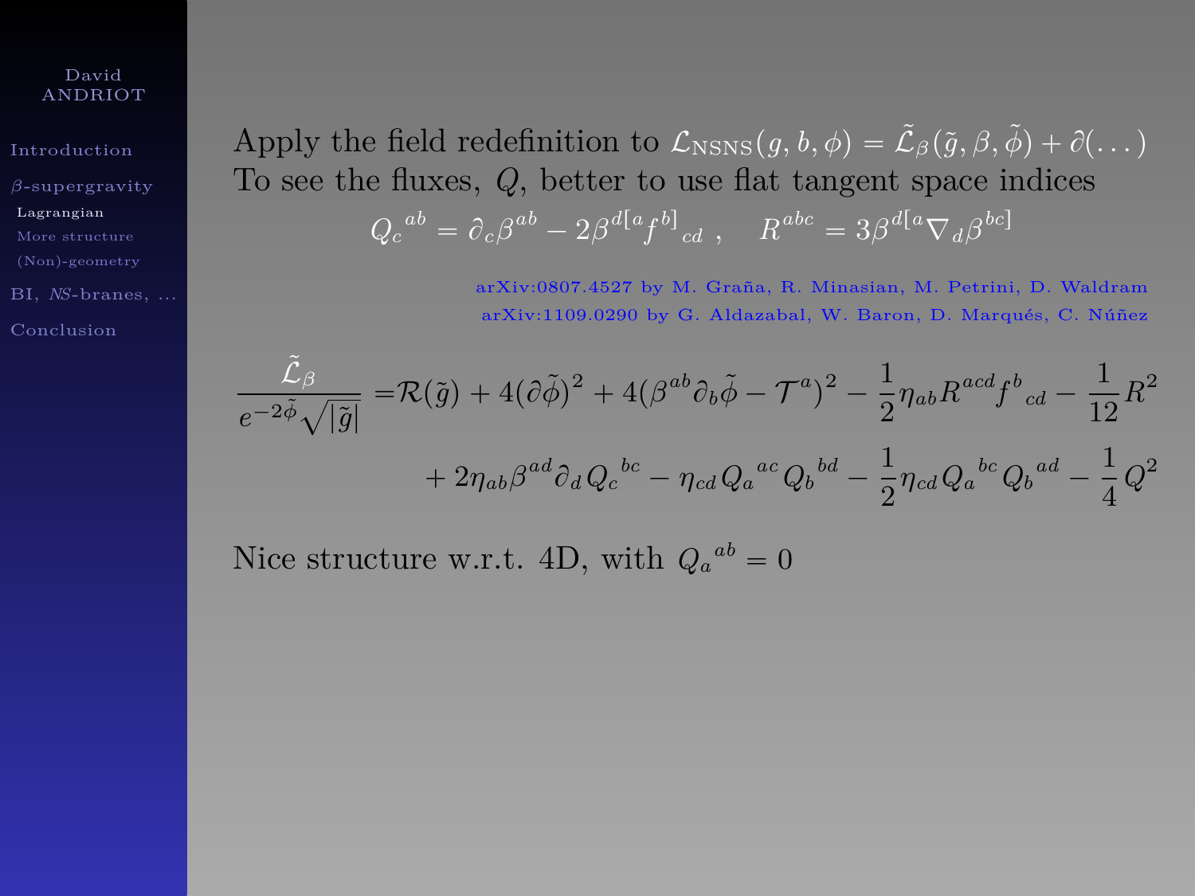Apply the field redefinition to $\mathcal{L}_{\rm NSNS}(g,b,\phi) = \tilde{\mathcal{L}}_\beta(\tilde{g},\beta,\tilde{\phi}) + \partial(\dots)$
To see the fluxes, $Q$, better to use flat tangent space indices

$$Q_c{}^{ab} = \partial_c \beta^{ab} - 2\beta^{d[a} f^{b]}{}_{cd} \ , \quad R^{abc} = 3\beta^{d[a}\nabla_d \beta^{bc]}$$

arXiv:0807.4527 by M. Graña, R. Minasian, M. Petrini, D. Waldram
arXiv:1109.0290 by G. Aldazabal, W. Baron, D. Marqués, C. Núñez

$$\begin{aligned}
\frac{\tilde{\mathcal{L}}_\beta}{e^{-2\tilde{\phi}}\sqrt{|\tilde{g}|}} =& \mathcal{R}(\tilde{g}) + 4(\partial\tilde{\phi})^2 + 4(\beta^{ab}\partial_b\tilde{\phi} - \mathcal{T}^a)^2 - \frac{1}{2}\eta_{ab}R^{acd}f^b{}_{cd} - \frac{1}{12}R^2 \\
&+ 2\eta_{ab}\beta^{ad}\partial_d Q_c{}^{bc} - \eta_{cd}Q_a{}^{ac}Q_b{}^{bd} - \frac{1}{2}\eta_{cd}Q_a{}^{bc}Q_b{}^{ad} - \frac{1}{4}Q^2
\end{aligned}$$

Nice structure w.r.t. 4D, with $Q_a{}^{ab} = 0$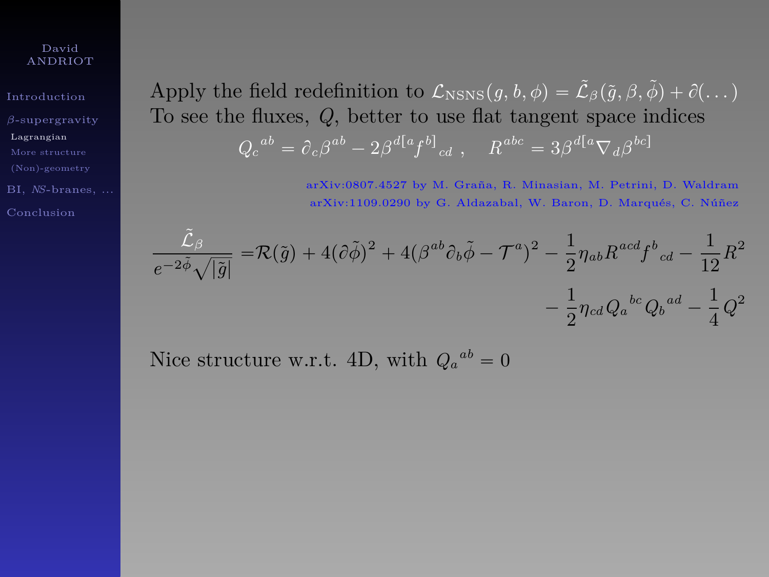Apply the field redefinition to $\mathcal{L}_{\text{NSNS}}(g,b,\phi) = \tilde{\mathcal{L}}_\beta(\tilde{g},\beta,\tilde{\phi}) + \partial(\dots)$
To see the fluxes, $Q$, better to use flat tangent space indices

$$Q_c{}^{ab} = \partial_c \beta^{ab} - 2\beta^{d[a} f^{b]}{}_{cd} \ , \quad R^{abc} = 3\beta^{d[a}\nabla_d \beta^{bc]}$$

arXiv:0807.4527 by M. Graña, R. Minasian, M. Petrini, D. Waldram
arXiv:1109.0290 by G. Aldazabal, W. Baron, D. Marqués, C. Núñez

$$\frac{\tilde{\mathcal{L}}_\beta}{e^{-2\tilde{\phi}}\sqrt{|\tilde{g}|}} = \mathcal{R}(\tilde{g}) + 4(\partial\tilde{\phi})^2 + 4(\beta^{ab}\partial_b\tilde{\phi} - \mathcal{T}^a)^2 - \frac{1}{2}\eta_{ab}R^{acd}f^b{}_{cd} - \frac{1}{12}R^2 - \frac{1}{2}\eta_{cd}Q_a{}^{bc}Q_b{}^{ad} - \frac{1}{4}Q^2$$

Nice structure w.r.t. 4D, with $Q_a{}^{ab} = 0$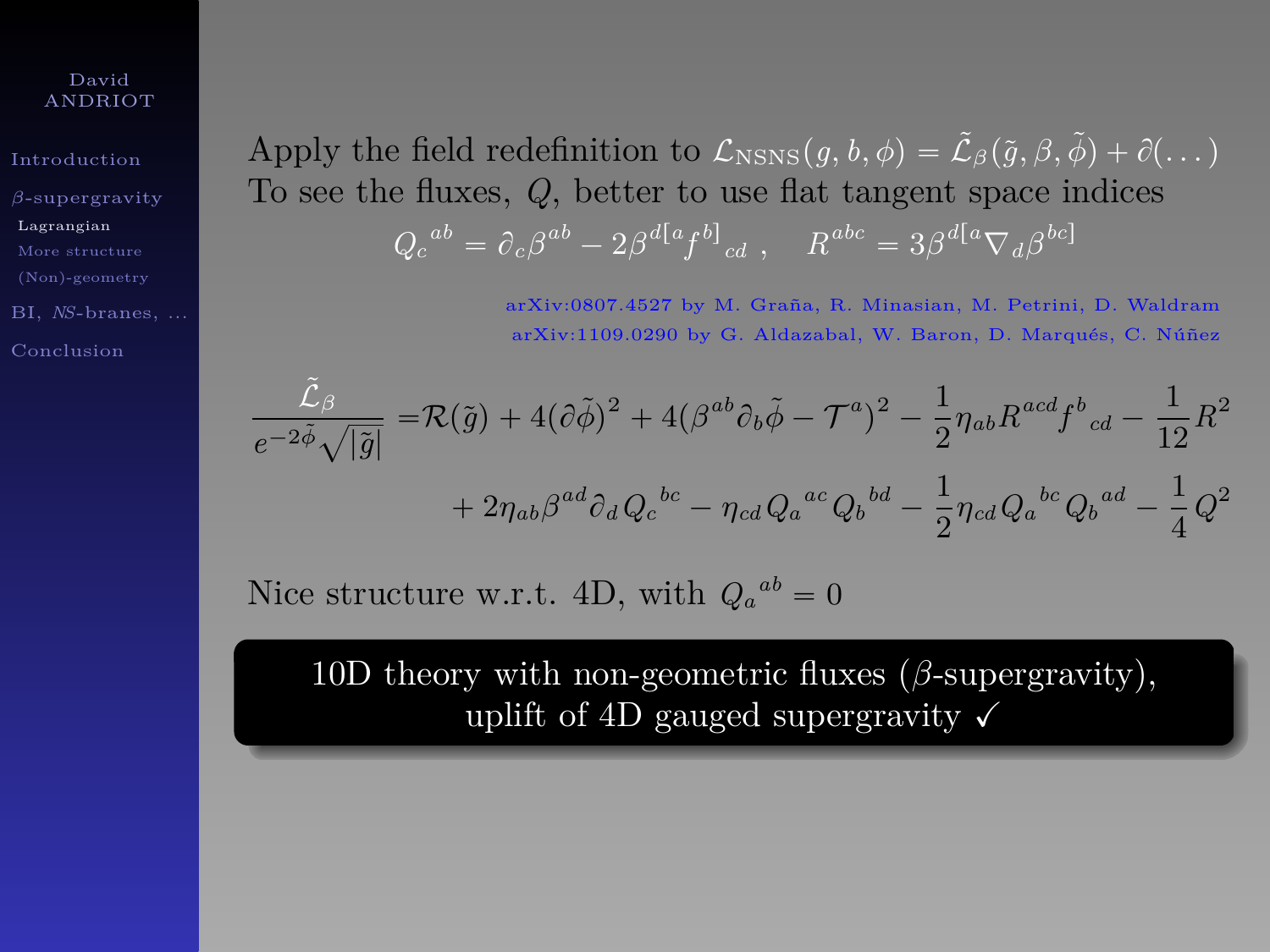Apply the field redefinition to $\mathcal{L}_{\rm NSNS}(g,b,\phi) = \tilde{\mathcal{L}}_\beta(\tilde{g},\beta,\tilde{\phi}) + \partial(\dots)$
To see the fluxes, $Q$, better to use flat tangent space indices

$$Q_c{}^{ab} = \partial_c \beta^{ab} - 2\beta^{d[a} f^{b]}{}_{cd} \ , \quad R^{abc} = 3\beta^{d[a}\nabla_d \beta^{bc]}$$

arXiv:0807.4527 by M. Graña, R. Minasian, M. Petrini, D. Waldram
arXiv:1109.0290 by G. Aldazabal, W. Baron, D. Marqués, C. Núñez

$$\frac{\tilde{\mathcal{L}}_\beta}{e^{-2\tilde{\phi}}\sqrt{|\tilde{g}|}} = \mathcal{R}(\tilde{g}) + 4(\partial\tilde{\phi})^2 + 4(\beta^{ab}\partial_b\tilde{\phi} - \mathcal{T}^a)^2 - \frac{1}{2}\eta_{ab}R^{acd}f^b{}_{cd} - \frac{1}{12}R^2$$
$$+ 2\eta_{ab}\beta^{ad}\partial_d Q_c{}^{bc} - \eta_{cd}Q_a{}^{ac}Q_b{}^{bd} - \frac{1}{2}\eta_{cd}Q_a{}^{bc}Q_b{}^{ad} - \frac{1}{4}Q^2$$

Nice structure w.r.t. 4D, with $Q_a{}^{ab} = 0$

**10D theory with non-geometric fluxes ($\beta$-supergravity), uplift of 4D gauged supergravity ✓**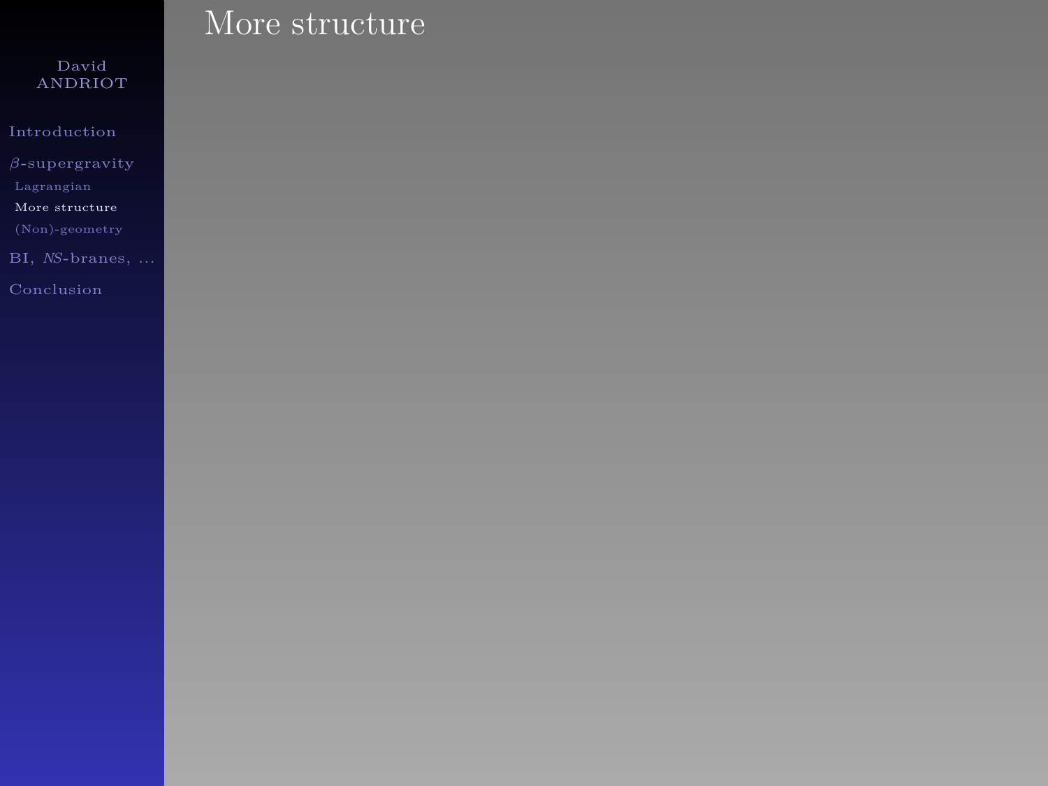# More structure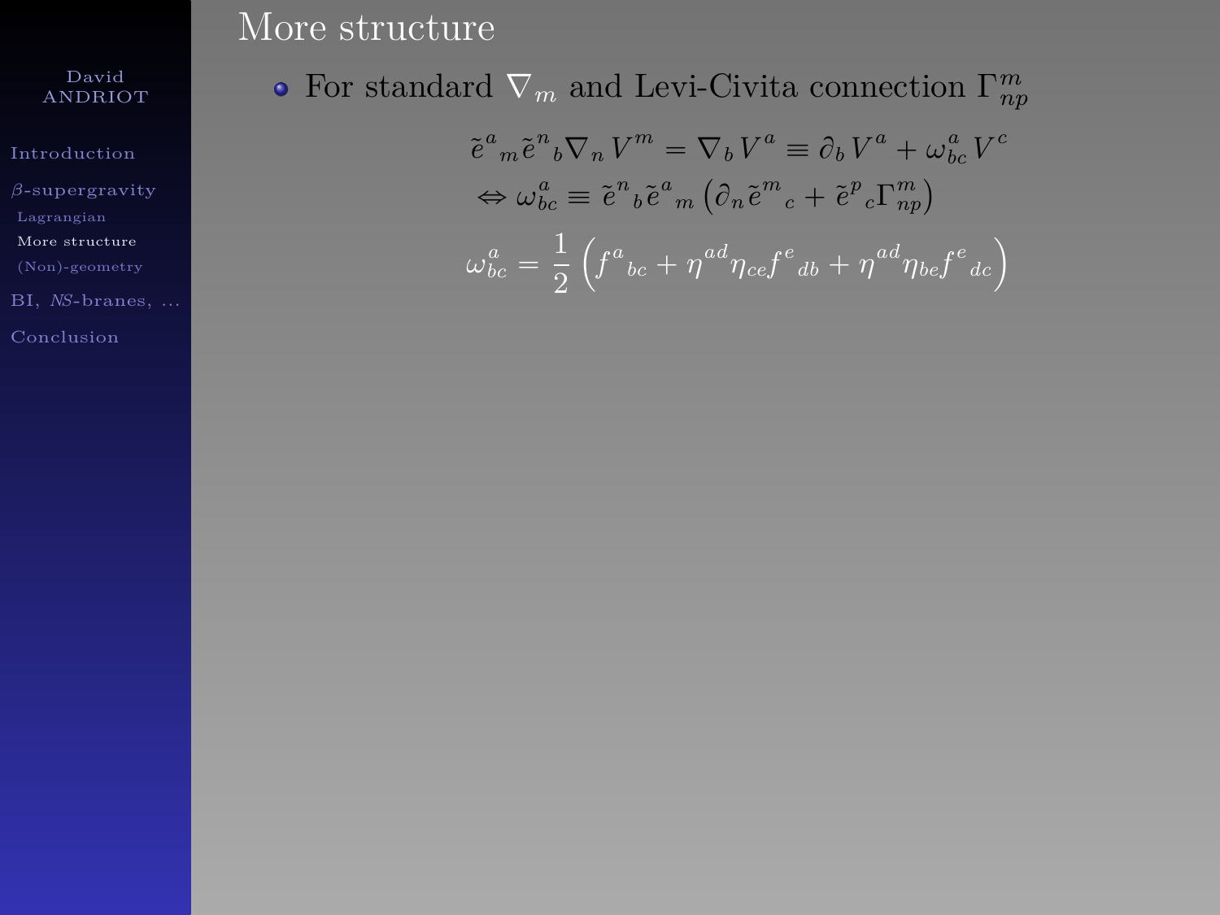# More structure

- For standard $\nabla_m$ and Levi-Civita connection $\Gamma^m_{np}$

$$\tilde{e}^a{}_m \tilde{e}^n{}_b \nabla_n V^m = \nabla_b V^a \equiv \partial_b V^a + \omega^a_{bc} V^c$$

$$\Leftrightarrow \omega^a_{bc} \equiv \tilde{e}^n{}_b \tilde{e}^a{}_m \left( \partial_n \tilde{e}^m{}_c + \tilde{e}^p{}_c \Gamma^m_{np} \right)$$

$$\omega^a_{bc} = \frac{1}{2} \left( f^a{}_{bc} + \eta^{ad} \eta_{ce} f^e{}_{db} + \eta^{ad} \eta_{be} f^e{}_{dc} \right)$$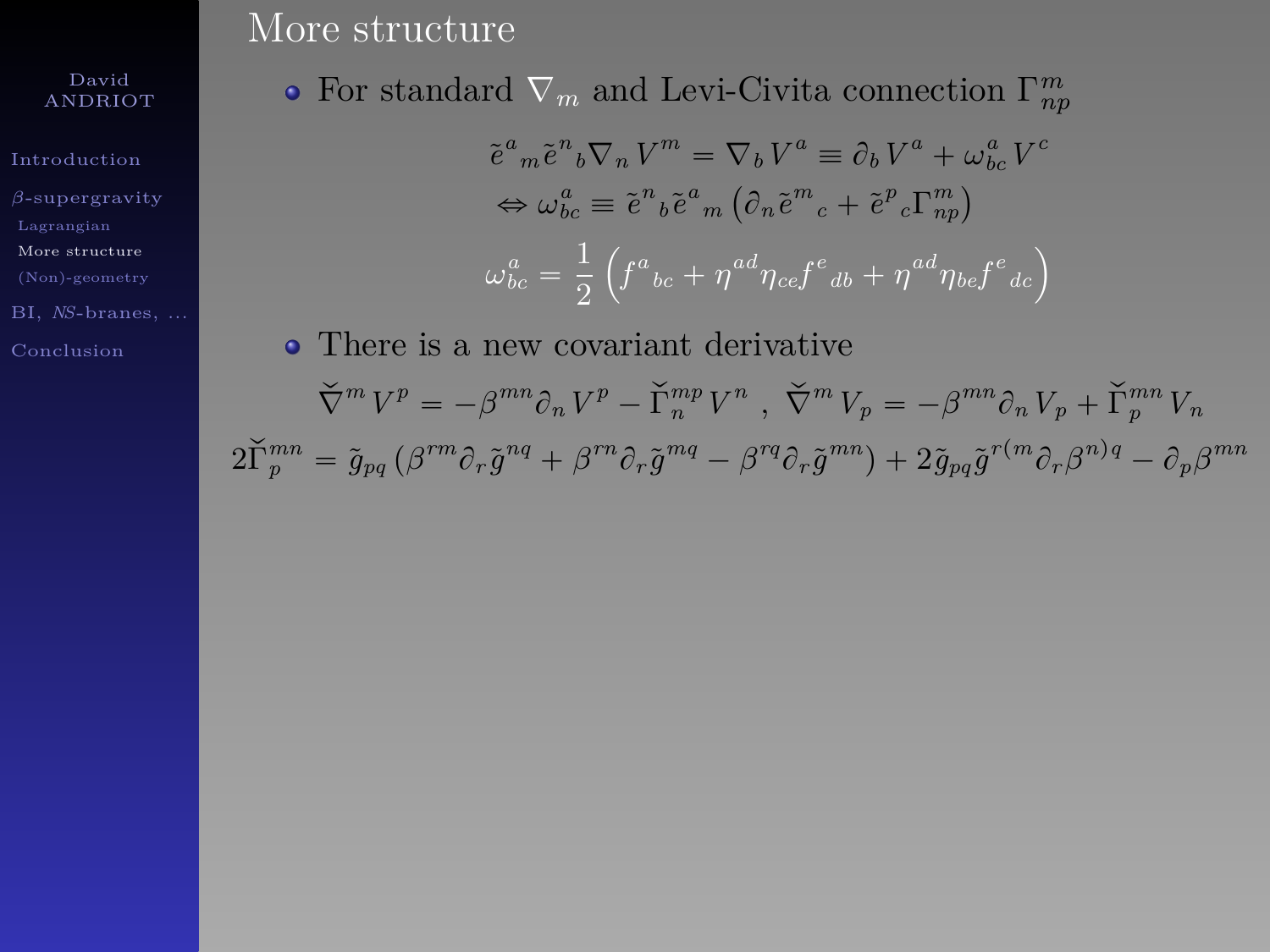## More structure

- For standard $\nabla_m$ and Levi-Civita connection $\Gamma^m_{np}$

$$\tilde{e}^a{}_m \tilde{e}^n{}_b \nabla_n V^m = \nabla_b V^a \equiv \partial_b V^a + \omega^a_{bc} V^c$$

$$\Leftrightarrow \omega^a_{bc} \equiv \tilde{e}^n{}_b \tilde{e}^a{}_m \left( \partial_n \tilde{e}^m{}_c + \tilde{e}^p{}_c \Gamma^m_{np} \right)$$

$$\omega^a_{bc} = \frac{1}{2} \left( f^a{}_{bc} + \eta^{ad} \eta_{ce} f^e{}_{db} + \eta^{ad} \eta_{be} f^e{}_{dc} \right)$$

- There is a new covariant derivative

$$\check{\nabla}^m V^p = -\beta^{mn} \partial_n V^p - \check{\Gamma}^{mp}_n V^n \ , \ \check{\nabla}^m V_p = -\beta^{mn} \partial_n V_p + \check{\Gamma}^{mn}_p V_n$$

$$2\check{\Gamma}^{mn}_p = \tilde{g}_{pq} \left( \beta^{rm} \partial_r \tilde{g}^{nq} + \beta^{rn} \partial_r \tilde{g}^{mq} - \beta^{rq} \partial_r \tilde{g}^{mn} \right) + 2 \tilde{g}_{pq} \tilde{g}^{r(m} \partial_r \beta^{n)q} - \partial_p \beta^{mn}$$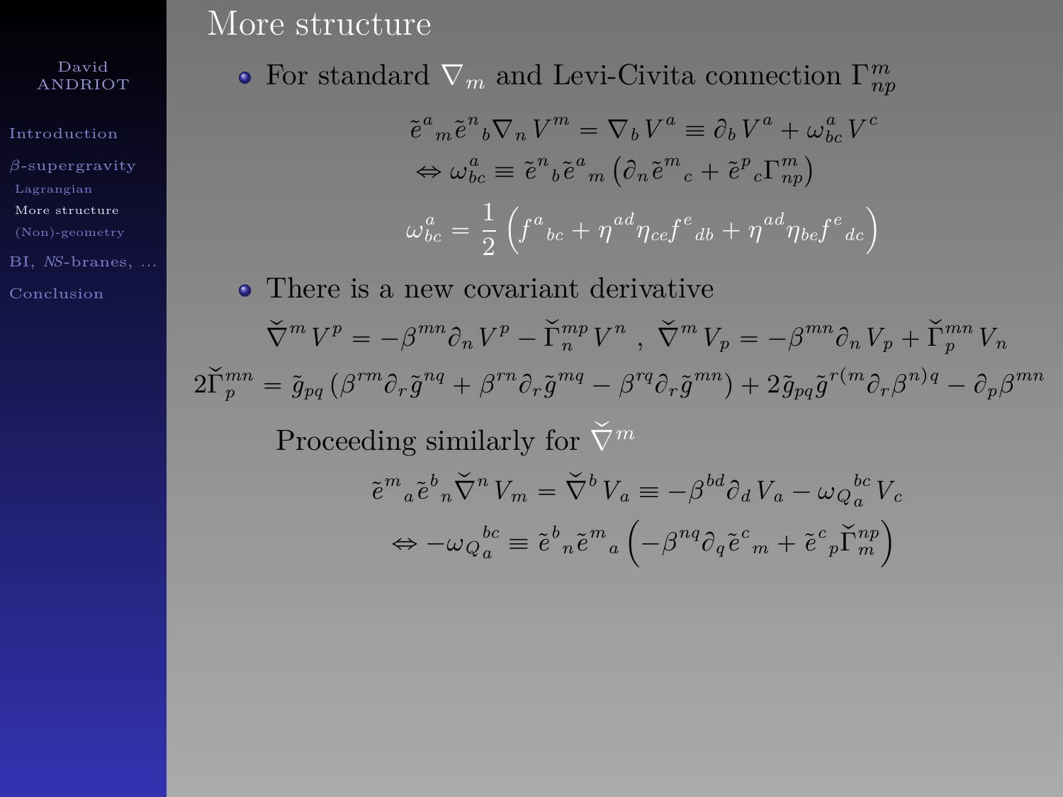# More structure

- For standard $\nabla_m$ and Levi-Civita connection $\Gamma^m_{np}$

$$\tilde{e}^a{}_m \tilde{e}^n{}_b \nabla_n V^m = \nabla_b V^a \equiv \partial_b V^a + \omega^a_{bc} V^c$$

$$\Leftrightarrow \omega^a_{bc} \equiv \tilde{e}^n{}_b \tilde{e}^a{}_m \left( \partial_n \tilde{e}^m{}_c + \tilde{e}^p{}_c \Gamma^m_{np} \right)$$

$$\omega^a_{bc} = \frac{1}{2} \left( f^a{}_{bc} + \eta^{ad} \eta_{ce} f^e{}_{db} + \eta^{ad} \eta_{be} f^e{}_{dc} \right)$$

- There is a new covariant derivative

$$\check{\nabla}^m V^p = -\beta^{mn} \partial_n V^p - \check{\Gamma}^{mp}_n V^n \ , \ \check{\nabla}^m V_p = -\beta^{mn} \partial_n V_p + \check{\Gamma}^{mn}_p V_n$$

$$2\check{\Gamma}^{mn}_p = \tilde{g}_{pq} \left( \beta^{rm} \partial_r \tilde{g}^{nq} + \beta^{rn} \partial_r \tilde{g}^{mq} - \beta^{rq} \partial_r \tilde{g}^{mn} \right) + 2 \tilde{g}_{pq} \tilde{g}^{r(m} \partial_r \beta^{n)q} - \partial_p \beta^{mn}$$

Proceeding similarly for $\check{\nabla}^m$

$$\tilde{e}^m{}_a \tilde{e}^b{}_n \check{\nabla}^n V_m = \check{\nabla}^b V_a \equiv -\beta^{bd} \partial_d V_a - {\omega_Q}_a^{bc} V_c$$

$$\Leftrightarrow -{\omega_Q}_a^{bc} \equiv \tilde{e}^b{}_n \tilde{e}^m{}_a \left( -\beta^{nq} \partial_q \tilde{e}^c{}_m + \tilde{e}^c{}_p \check{\Gamma}^{np}_m \right)$$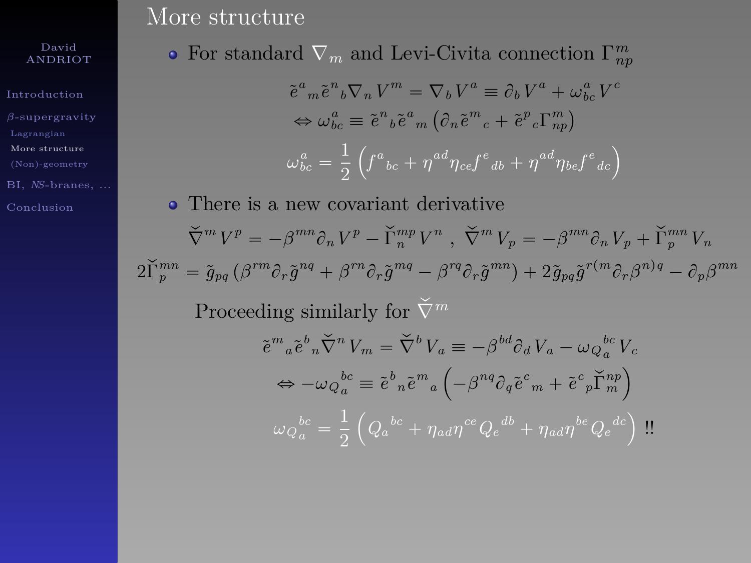# More structure

- For standard $\nabla_m$ and Levi-Civita connection $\Gamma^m_{np}$

$$\tilde{e}^a{}_m \tilde{e}^n{}_b \nabla_n V^m = \nabla_b V^a \equiv \partial_b V^a + \omega^a_{bc} V^c$$

$$\Leftrightarrow \omega^a_{bc} \equiv \tilde{e}^n{}_b \tilde{e}^a{}_m \left( \partial_n \tilde{e}^m{}_c + \tilde{e}^p{}_c \Gamma^m_{np} \right)$$

$$\omega^a_{bc} = \frac{1}{2} \left( f^a{}_{bc} + \eta^{ad} \eta_{ce} f^e{}_{db} + \eta^{ad} \eta_{be} f^e{}_{dc} \right)$$

- There is a new covariant derivative

$$\check{\nabla}^m V^p = -\beta^{mn} \partial_n V^p - \check{\Gamma}^{mp}_n V^n \ , \ \check{\nabla}^m V_p = -\beta^{mn} \partial_n V_p + \check{\Gamma}^{mn}_p V_n$$

$$2\check{\Gamma}^{mn}_p = \tilde{g}_{pq} \left( \beta^{rm} \partial_r \tilde{g}^{nq} + \beta^{rn} \partial_r \tilde{g}^{mq} - \beta^{rq} \partial_r \tilde{g}^{mn} \right) + 2 \tilde{g}_{pq} \tilde{g}^{r(m} \partial_r \beta^{n)q} - \partial_p \beta^{mn}$$

Proceeding similarly for $\check{\nabla}^m$

$$\tilde{e}^m{}_a \tilde{e}^b{}_n \check{\nabla}^n V_m = \check{\nabla}^b V_a \equiv -\beta^{bd} \partial_d V_a - {\omega_Q}_a^{bc} V_c$$

$$\Leftrightarrow -{\omega_Q}_a^{bc} \equiv \tilde{e}^b{}_n \tilde{e}^m{}_a \left( -\beta^{nq} \partial_q \tilde{e}^c{}_m + \tilde{e}^c{}_p \check{\Gamma}^{np}_m \right)$$

$${\omega_Q}_a^{bc} = \frac{1}{2} \left( Q_a{}^{bc} + \eta_{ad} \eta^{ce} Q_e{}^{db} + \eta_{ad} \eta^{be} Q_e{}^{dc} \right) \ !!$$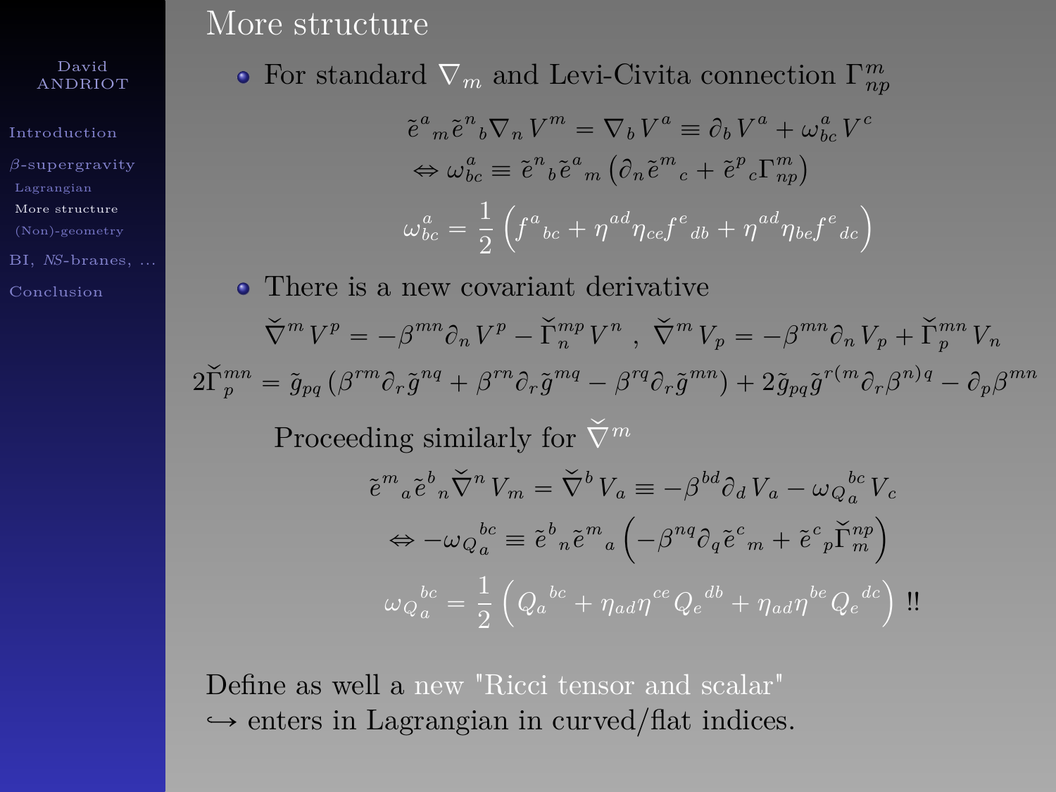# More structure

- For standard $\nabla_m$ and Levi-Civita connection $\Gamma^m_{np}$

$$\tilde{e}^a{}_m \tilde{e}^n{}_b \nabla_n V^m = \nabla_b V^a \equiv \partial_b V^a + \omega^a_{bc} V^c$$

$$\Leftrightarrow \omega^a_{bc} \equiv \tilde{e}^n{}_b \tilde{e}^a{}_m \left( \partial_n \tilde{e}^m{}_c + \tilde{e}^p{}_c \Gamma^m_{np} \right)$$

$$\omega^a_{bc} = \frac{1}{2} \left( f^a{}_{bc} + \eta^{ad} \eta_{ce} f^e{}_{db} + \eta^{ad} \eta_{be} f^e{}_{dc} \right)$$

- There is a new covariant derivative

$$\check{\nabla}^m V^p = -\beta^{mn} \partial_n V^p - \check{\Gamma}^{mp}_n V^n \ , \ \check{\nabla}^m V_p = -\beta^{mn} \partial_n V_p + \check{\Gamma}^{mn}_p V_n$$

$$2\check{\Gamma}^{mn}_p = \tilde{g}_{pq} \left( \beta^{rm} \partial_r \tilde{g}^{nq} + \beta^{rn} \partial_r \tilde{g}^{mq} - \beta^{rq} \partial_r \tilde{g}^{mn} \right) + 2 \tilde{g}_{pq} \tilde{g}^{r(m} \partial_r \beta^{n)q} - \partial_p \beta^{mn}$$

Proceeding similarly for $\check{\nabla}^m$

$$\tilde{e}^m{}_a \tilde{e}^b{}_n \check{\nabla}^n V_m = \check{\nabla}^b V_a \equiv -\beta^{bd} \partial_d V_a - {\omega_Q}_a{}^{bc} V_c$$

$$\Leftrightarrow -{\omega_Q}_a{}^{bc} \equiv \tilde{e}^b{}_n \tilde{e}^m{}_a \left( -\beta^{nq} \partial_q \tilde{e}^c{}_m + \tilde{e}^c{}_p \check{\Gamma}^{np}_m \right)$$

$${\omega_Q}_a{}^{bc} = \frac{1}{2} \left( Q_a{}^{bc} + \eta_{ad} \eta^{ce} Q_e{}^{db} + \eta_{ad} \eta^{be} Q_e{}^{dc} \right) \ !!$$

Define as well a new "Ricci tensor and scalar"
$\hookrightarrow$ enters in Lagrangian in curved/flat indices.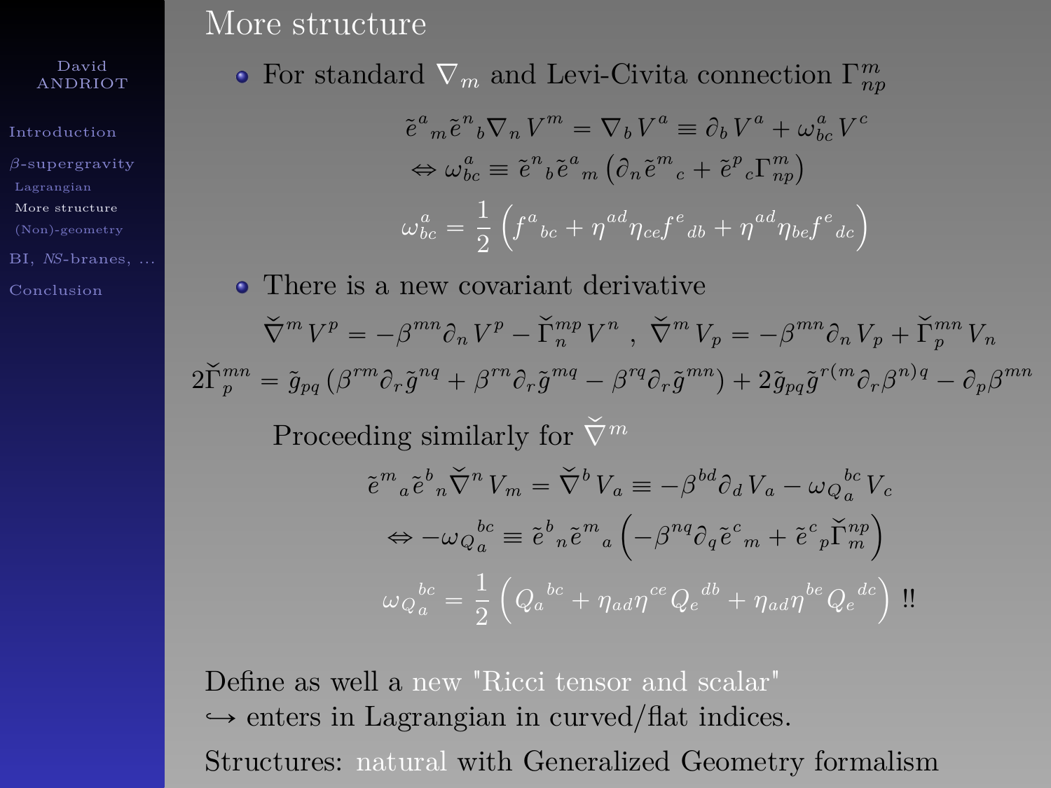# More structure

- For standard $\nabla_m$ and Levi-Civita connection $\Gamma^m_{np}$

$$\tilde{e}^a{}_m \tilde{e}^n{}_b \nabla_n V^m = \nabla_b V^a \equiv \partial_b V^a + \omega^a_{bc} V^c$$

$$\Leftrightarrow \omega^a_{bc} \equiv \tilde{e}^n{}_b \tilde{e}^a{}_m \left( \partial_n \tilde{e}^m{}_c + \tilde{e}^p{}_c \Gamma^m_{np} \right)$$

$$\omega^a_{bc} = \frac{1}{2} \left( f^a{}_{bc} + \eta^{ad} \eta_{ce} f^e{}_{db} + \eta^{ad} \eta_{be} f^e{}_{dc} \right)$$

- There is a new covariant derivative

$$\check{\nabla}^m V^p = -\beta^{mn} \partial_n V^p - \check{\Gamma}^{mp}_n V^n \ , \ \check{\nabla}^m V_p = -\beta^{mn} \partial_n V_p + \check{\Gamma}^{mn}_p V_n$$

$$2\check{\Gamma}^{mn}_p = \tilde{g}_{pq} \left( \beta^{rm} \partial_r \tilde{g}^{nq} + \beta^{rn} \partial_r \tilde{g}^{mq} - \beta^{rq} \partial_r \tilde{g}^{mn} \right) + 2 \tilde{g}_{pq} \tilde{g}^{r(m} \partial_r \beta^{n)q} - \partial_p \beta^{mn}$$

Proceeding similarly for $\check{\nabla}^m$

$$\tilde{e}^m{}_a \tilde{e}^b{}_n \check{\nabla}^n V_m = \check{\nabla}^b V_a \equiv -\beta^{bd} \partial_d V_a - {\omega_Q}_a{}^{bc} V_c$$

$$\Leftrightarrow -{\omega_Q}_a{}^{bc} \equiv \tilde{e}^b{}_n \tilde{e}^m{}_a \left( -\beta^{nq} \partial_q \tilde{e}^c{}_m + \tilde{e}^c{}_p \check{\Gamma}^{np}_m \right)$$

$${\omega_Q}_a{}^{bc} = \frac{1}{2} \left( Q_a{}^{bc} + \eta_{ad} \eta^{ce} Q_e{}^{db} + \eta_{ad} \eta^{be} Q_e{}^{dc} \right) \ !!$$

Define as well a new "Ricci tensor and scalar"
$\hookrightarrow$ enters in Lagrangian in curved/flat indices.

Structures: natural with Generalized Geometry formalism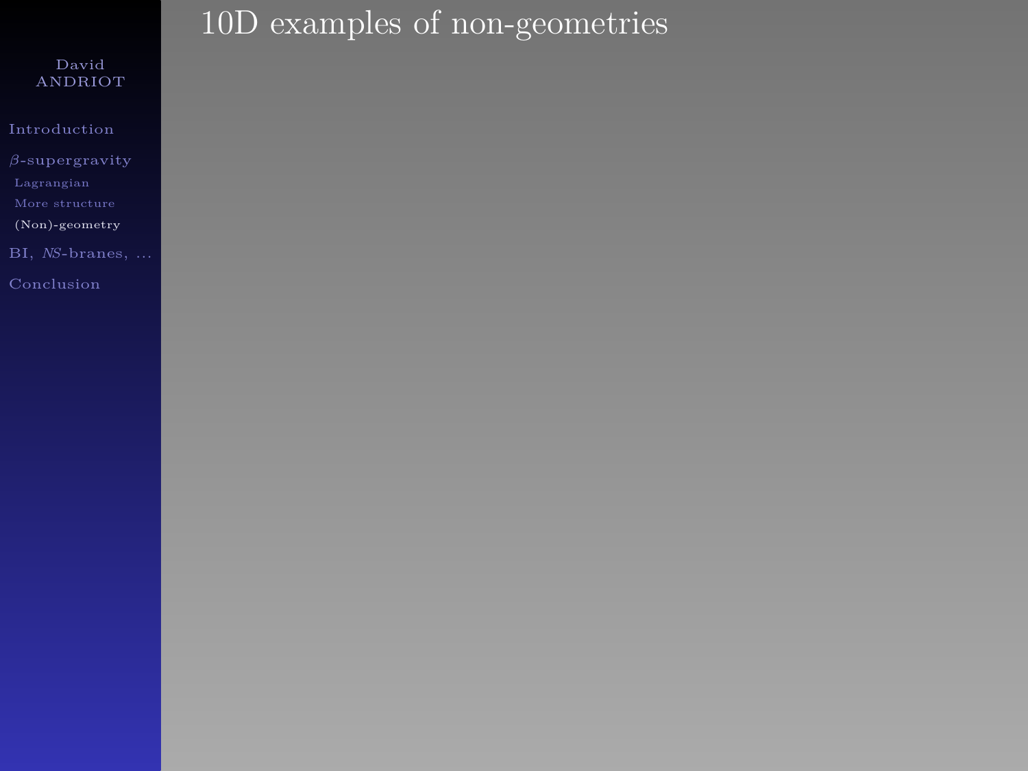# 10D examples of non-geometries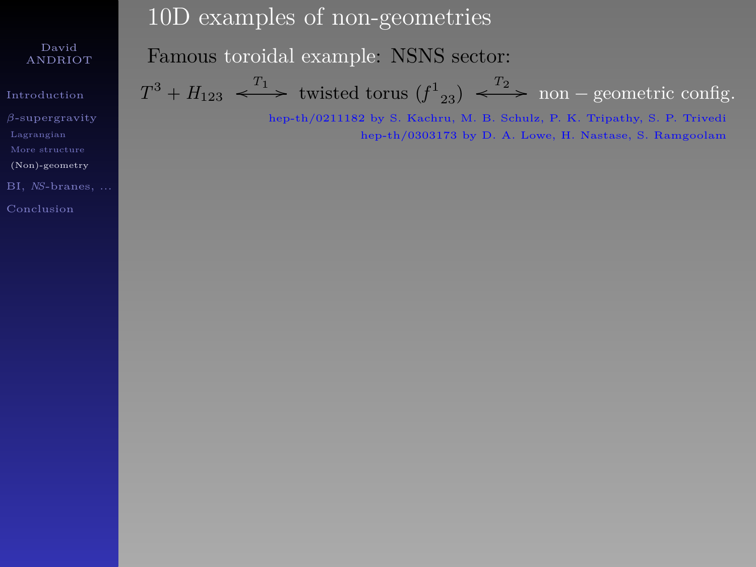# 10D examples of non-geometries

Famous toroidal example: NSNS sector:

$$T^3 + H_{123} \overset{T_1}{\longleftrightarrow} \text{twisted torus } ({f^1}_{23}) \overset{T_2}{\longleftrightarrow} \text{non-geometric config.}$$

hep-th/0211182 by S. Kachru, M. B. Schulz, P. K. Tripathy, S. P. Trivedi

hep-th/0303173 by D. A. Lowe, H. Nastase, S. Ramgoolam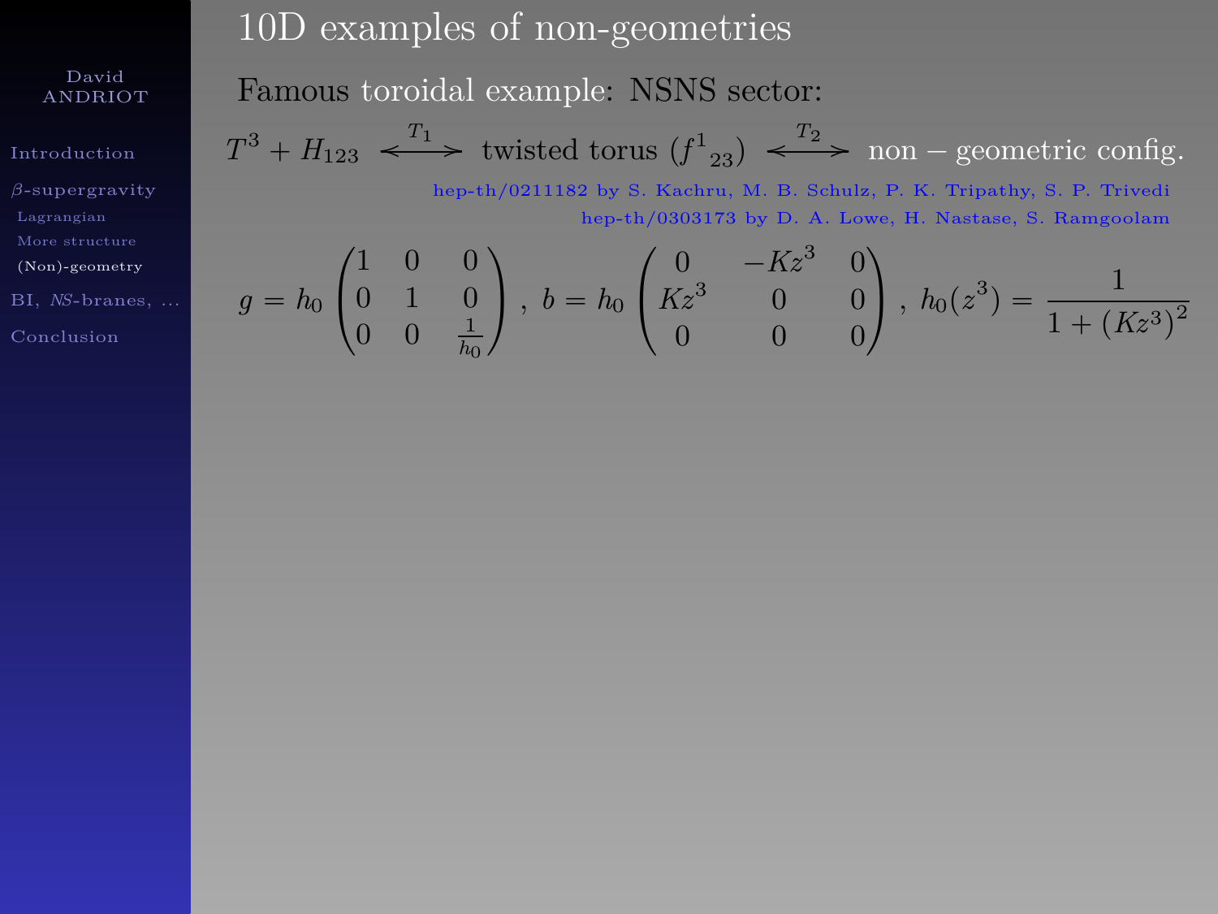# 10D examples of non-geometries

Famous toroidal example: NSNS sector:

$$T^3 + H_{123} \overset{T_1}{\longleftrightarrow} \text{twisted torus } ({f^1}_{23}) \overset{T_2}{\longleftrightarrow} \text{non} - \text{geometric config.}$$

hep-th/0211182 by S. Kachru, M. B. Schulz, P. K. Tripathy, S. P. Trivedi

hep-th/0303173 by D. A. Lowe, H. Nastase, S. Ramgoolam

$$g = h_0 \begin{pmatrix} 1 & 0 & 0 \\ 0 & 1 & 0 \\ 0 & 0 & \frac{1}{h_0} \end{pmatrix}, \; b = h_0 \begin{pmatrix} 0 & -Kz^3 & 0 \\ Kz^3 & 0 & 0 \\ 0 & 0 & 0 \end{pmatrix}, \; h_0(z^3) = \frac{1}{1 + (Kz^3)^2}$$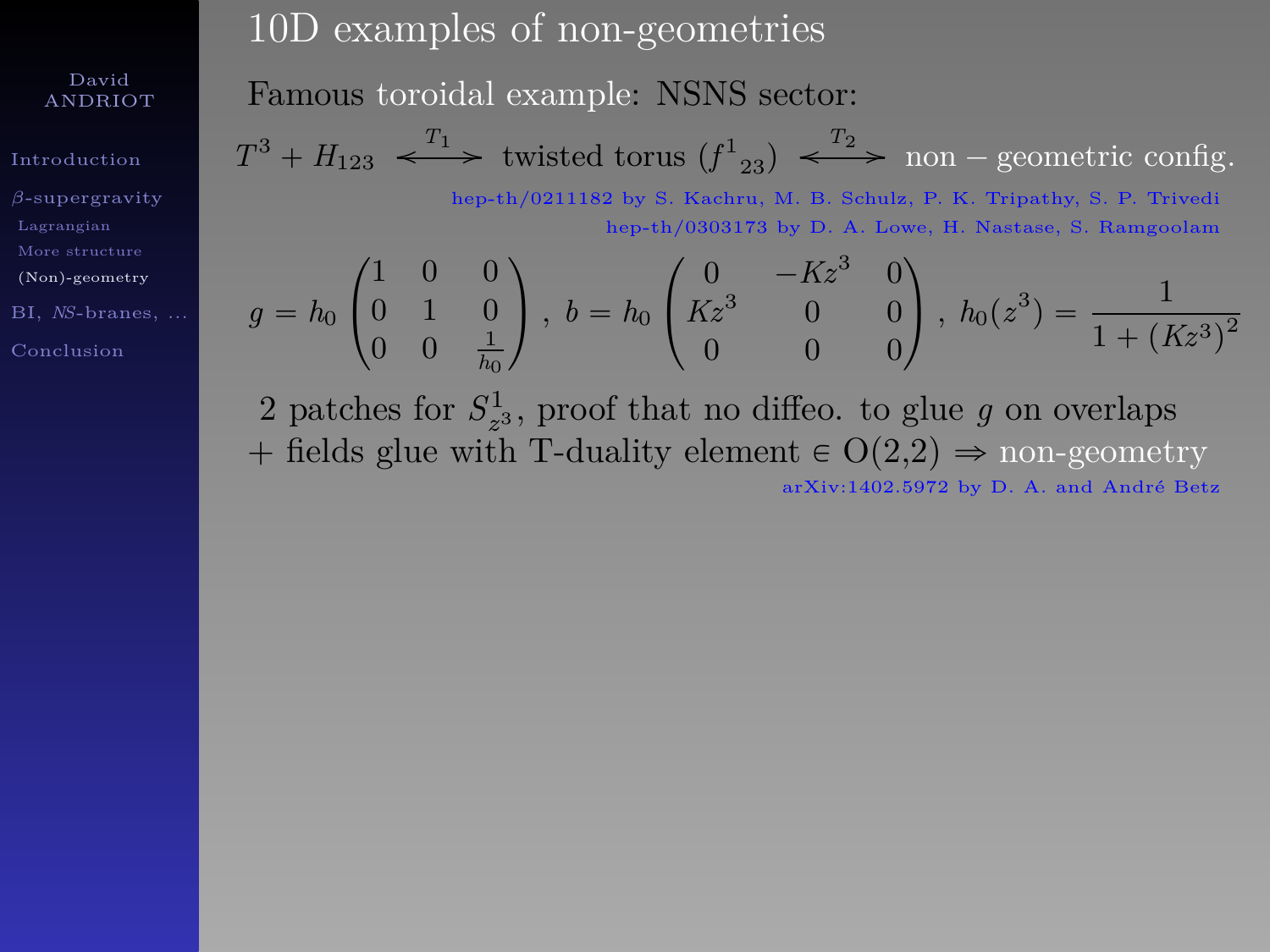# 10D examples of non-geometries

Famous toroidal example: NSNS sector:

$$T^3 + H_{123} \overset{T_1}{\longleftrightarrow} \text{twisted torus } ({f^1}_{23}) \overset{T_2}{\longleftrightarrow} \text{non-geometric config.}$$

hep-th/0211182 by S. Kachru, M. B. Schulz, P. K. Tripathy, S. P. Trivedi

hep-th/0303173 by D. A. Lowe, H. Nastase, S. Ramgoolam

$$g = h_0 \begin{pmatrix} 1 & 0 & 0 \\ 0 & 1 & 0 \\ 0 & 0 & \frac{1}{h_0} \end{pmatrix}, \; b = h_0 \begin{pmatrix} 0 & -Kz^3 & 0 \\ Kz^3 & 0 & 0 \\ 0 & 0 & 0 \end{pmatrix}, \; h_0(z^3) = \frac{1}{1 + (Kz^3)^2}$$

2 patches for $S^1_{z^3}$, proof that no diffeo. to glue $g$ on overlaps
+ fields glue with T-duality element $\in$ O(2,2) $\Rightarrow$ non-geometry

arXiv:1402.5972 by D. A. and André Betz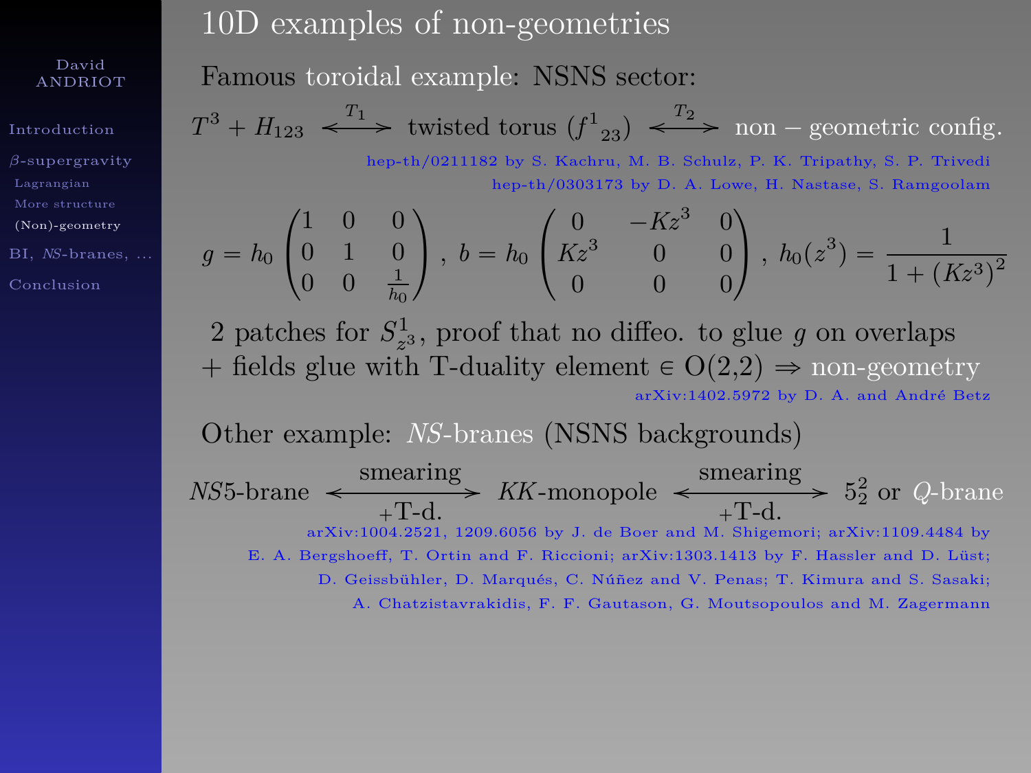# 10D examples of non-geometries

Famous toroidal example: NSNS sector:

$$T^3 + H_{123} \overset{T_1}{\longleftrightarrow} \text{twisted torus } (f^1{}_{23}) \overset{T_2}{\longleftrightarrow} \text{non-geometric config.}$$

hep-th/0211182 by S. Kachru, M. B. Schulz, P. K. Tripathy, S. P. Trivedi
hep-th/0303173 by D. A. Lowe, H. Nastase, S. Ramgoolam

$$g = h_0 \begin{pmatrix} 1 & 0 & 0 \\ 0 & 1 & 0 \\ 0 & 0 & \frac{1}{h_0} \end{pmatrix},\ b = h_0 \begin{pmatrix} 0 & -Kz^3 & 0 \\ Kz^3 & 0 & 0 \\ 0 & 0 & 0 \end{pmatrix},\ h_0(z^3) = \frac{1}{1+(Kz^3)^2}$$

2 patches for $S^1_{z^3}$, proof that no diffeo. to glue $g$ on overlaps
+ fields glue with T-duality element $\in$ O(2,2) $\Rightarrow$ non-geometry

arXiv:1402.5972 by D. A. and André Betz

Other example: *NS*-branes (NSNS backgrounds)

$$NS5\text{-brane} \underset{+\text{T-d.}}{\overset{\text{smearing}}{\longleftrightarrow}} KK\text{-monopole} \underset{+\text{T-d.}}{\overset{\text{smearing}}{\longleftrightarrow}} 5^2_2 \text{ or } Q\text{-brane}$$

arXiv:1004.2521, 1209.6056 by J. de Boer and M. Shigemori; arXiv:1109.4484 by E. A. Bergshoeff, T. Ortin and F. Riccioni; arXiv:1303.1413 by F. Hassler and D. Lüst; D. Geissbühler, D. Marqués, C. Núñez and V. Penas; T. Kimura and S. Sasaki; A. Chatzistavrakidis, F. F. Gautason, G. Moutsopoulos and M. Zagermann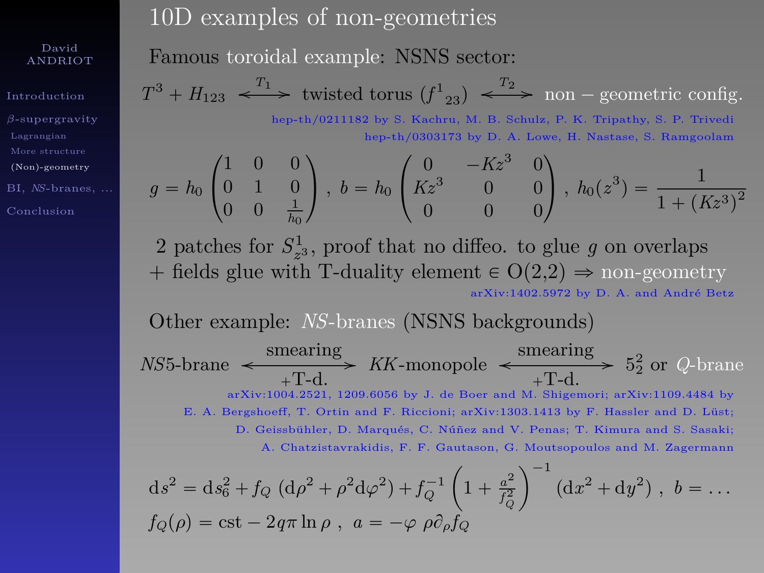# 10D examples of non-geometries

Famous toroidal example: NSNS sector:

$$T^3 + H_{123} \overset{T_1}{\longleftrightarrow} \text{twisted torus } ({f^1}_{23}) \overset{T_2}{\longleftrightarrow} \text{non-geometric config.}$$

hep-th/0211182 by S. Kachru, M. B. Schulz, P. K. Tripathy, S. P. Trivedi
hep-th/0303173 by D. A. Lowe, H. Nastase, S. Ramgoolam

$$g = h_0 \begin{pmatrix} 1 & 0 & 0 \\ 0 & 1 & 0 \\ 0 & 0 & \frac{1}{h_0} \end{pmatrix} , \; b = h_0 \begin{pmatrix} 0 & -Kz^3 & 0 \\ Kz^3 & 0 & 0 \\ 0 & 0 & 0 \end{pmatrix} , \; h_0(z^3) = \frac{1}{1 + (Kz^3)^2}$$

2 patches for $S^1_{z^3}$, proof that no diffeo. to glue $g$ on overlaps
+ fields glue with T-duality element $\in$ O(2,2) $\Rightarrow$ non-geometry

arXiv:1402.5972 by D. A. and André Betz

Other example: *NS*-branes (NSNS backgrounds)

$$NS5\text{-brane} \underset{+\text{T-d.}}{\overset{\text{smearing}}{\longleftrightarrow}} KK\text{-monopole} \underset{+\text{T-d.}}{\overset{\text{smearing}}{\longleftrightarrow}} 5^2_2 \text{ or } Q\text{-brane}$$

arXiv:1004.2521, 1209.6056 by J. de Boer and M. Shigemori; arXiv:1109.4484 by E. A. Bergshoeff, T. Ortin and F. Riccioni; arXiv:1303.1413 by F. Hassler and D. Lüst; D. Geissbühler, D. Marqués, C. Núñez and V. Penas; T. Kimura and S. Sasaki; A. Chatzistavrakidis, F. F. Gautason, G. Moutsopoulos and M. Zagermann

$$\mathrm{d}s^2 = \mathrm{d}s_6^2 + f_Q \left(\mathrm{d}\rho^2 + \rho^2 \mathrm{d}\varphi^2\right) + f_Q^{-1} \left(1 + \frac{a^2}{f_Q^2}\right)^{-1} \left(\mathrm{d}x^2 + \mathrm{d}y^2\right) , \; b = \ldots$$

$$f_Q(\rho) = \text{cst} - 2q\pi \ln \rho \; , \;\; a = -\varphi \; \rho \partial_\rho f_Q$$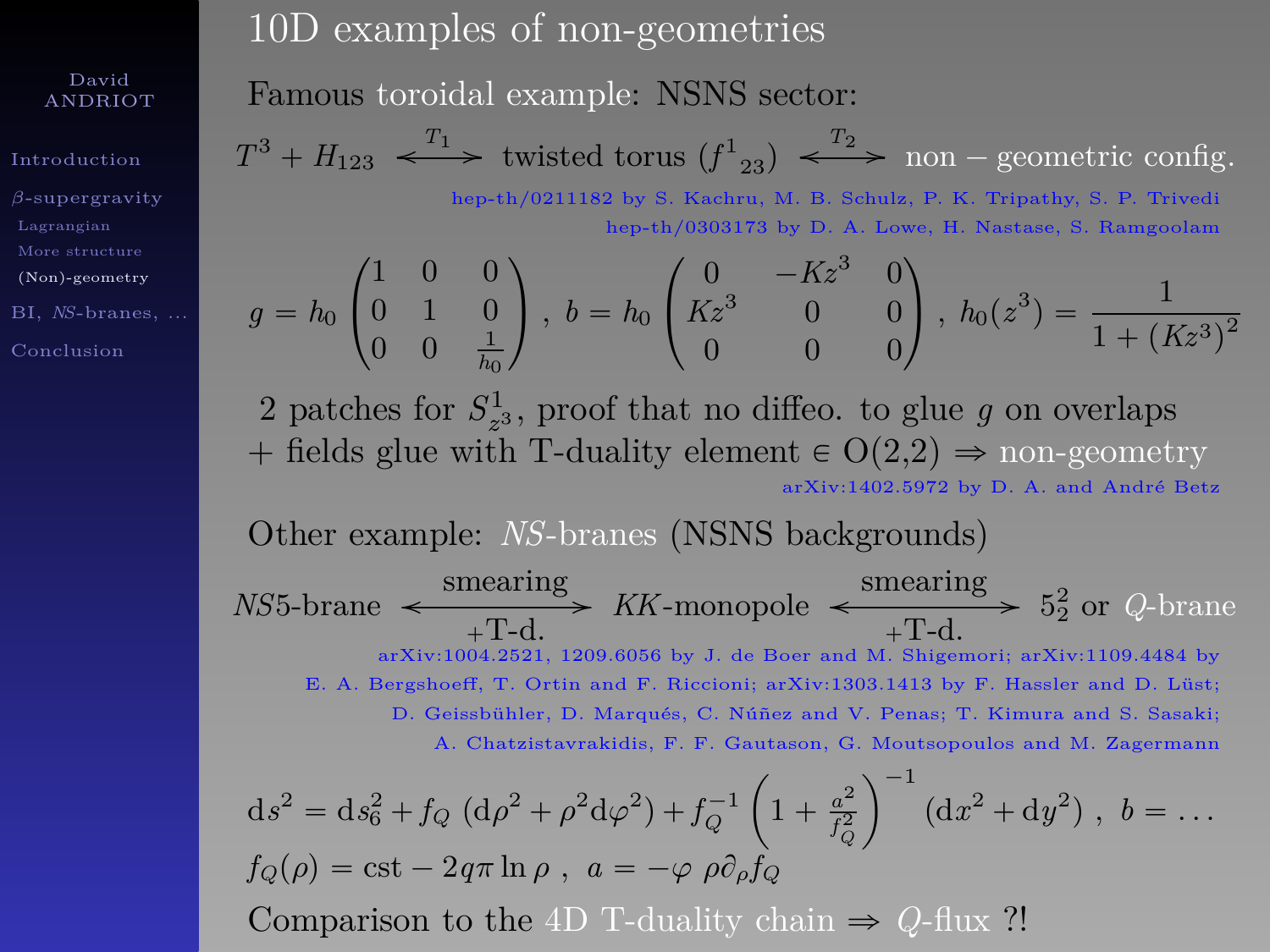# 10D examples of non-geometries

Famous toroidal example: NSNS sector:

$$T^3 + H_{123} \overset{T_1}{\longleftrightarrow} \text{twisted torus } (f^1{}_{23}) \overset{T_2}{\longleftrightarrow} \text{non-geometric config.}$$

hep-th/0211182 by S. Kachru, M. B. Schulz, P. K. Tripathy, S. P. Trivedi
hep-th/0303173 by D. A. Lowe, H. Nastase, S. Ramgoolam

$$g = h_0 \begin{pmatrix} 1 & 0 & 0 \\ 0 & 1 & 0 \\ 0 & 0 & \frac{1}{h_0} \end{pmatrix} , \ b = h_0 \begin{pmatrix} 0 & -Kz^3 & 0 \\ Kz^3 & 0 & 0 \\ 0 & 0 & 0 \end{pmatrix} , \ h_0(z^3) = \frac{1}{1 + (Kz^3)^2}$$

2 patches for $S^1_{z^3}$, proof that no diffeo. to glue $g$ on overlaps
+ fields glue with T-duality element $\in$ O(2,2) $\Rightarrow$ non-geometry

arXiv:1402.5972 by D. A. and André Betz

Other example: *NS*-branes (NSNS backgrounds)

$$NS5\text{-brane} \underset{\text{+T-d.}}{\overset{\text{smearing}}{\longleftrightarrow}} KK\text{-monopole} \underset{\text{+T-d.}}{\overset{\text{smearing}}{\longleftrightarrow}} 5^2_2 \text{ or } Q\text{-brane}$$

arXiv:1004.2521, 1209.6056 by J. de Boer and M. Shigemori; arXiv:1109.4484 by E. A. Bergshoeff, T. Ortin and F. Riccioni; arXiv:1303.1413 by F. Hassler and D. Lüst; D. Geissbühler, D. Marqués, C. Núñez and V. Penas; T. Kimura and S. Sasaki; A. Chatzistavrakidis, F. F. Gautason, G. Moutsopoulos and M. Zagermann

$$\mathrm{d}s^2 = \mathrm{d}s_6^2 + f_Q \left(\mathrm{d}\rho^2 + \rho^2 \mathrm{d}\varphi^2\right) + f_Q^{-1} \left(1 + \frac{a^2}{f_Q^2}\right)^{-1} \left(\mathrm{d}x^2 + \mathrm{d}y^2\right) , \ b = \dots$$

$$f_Q(\rho) = \text{cst} - 2q\pi \ln \rho \ , \ \ a = -\varphi \ \rho \partial_\rho f_Q$$

Comparison to the 4D T-duality chain $\Rightarrow$ $Q$-flux ?!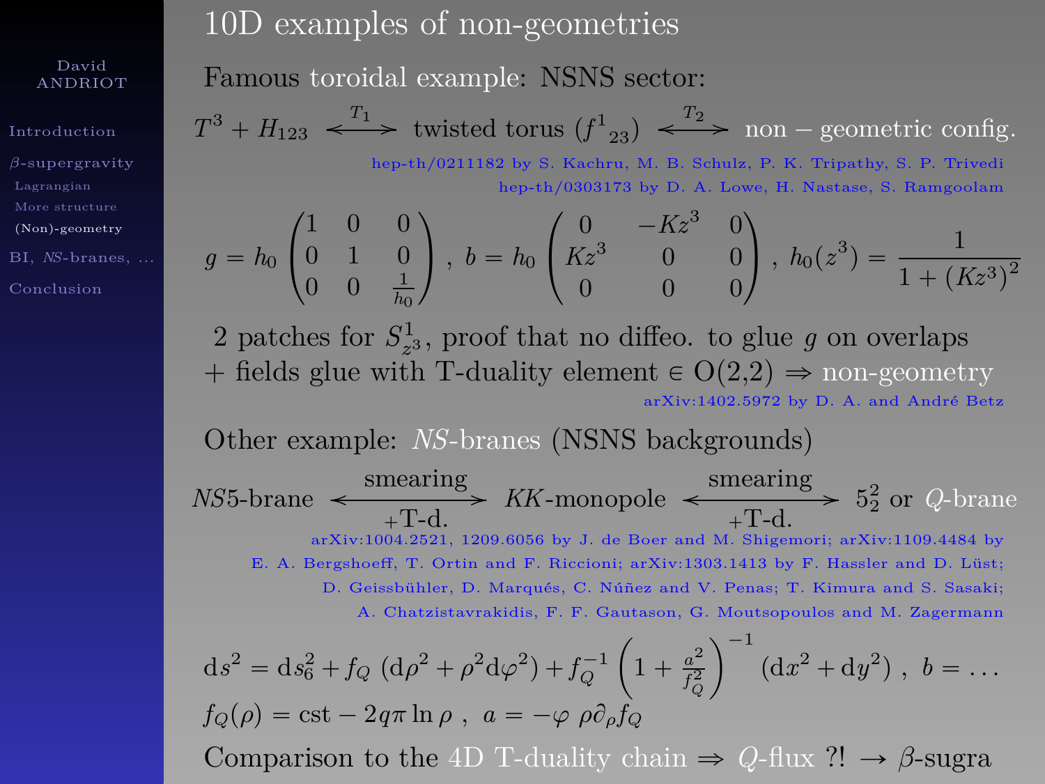# 10D examples of non-geometries

Famous toroidal example: NSNS sector:

$$T^3 + H_{123} \overset{T_1}{\longleftrightarrow} \text{twisted torus } ({f^1}_{23}) \overset{T_2}{\longleftrightarrow} \text{non-geometric config.}$$

hep-th/0211182 by S. Kachru, M. B. Schulz, P. K. Tripathy, S. P. Trivedi
hep-th/0303173 by D. A. Lowe, H. Nastase, S. Ramgoolam

$$g = h_0 \begin{pmatrix} 1 & 0 & 0 \\ 0 & 1 & 0 \\ 0 & 0 & \frac{1}{h_0} \end{pmatrix} \, , \; b = h_0 \begin{pmatrix} 0 & -Kz^3 & 0 \\ Kz^3 & 0 & 0 \\ 0 & 0 & 0 \end{pmatrix} \, , \; h_0(z^3) = \frac{1}{1+(Kz^3)^2}$$

2 patches for $S^1_{z^3}$, proof that no diffeo. to glue $g$ on overlaps
+ fields glue with T-duality element $\in$ O(2,2) $\Rightarrow$ non-geometry

arXiv:1402.5972 by D. A. and André Betz

Other example: *NS*-branes (NSNS backgrounds)

$$NS5\text{-brane} \underset{+\text{T-d.}}{\overset{\text{smearing}}{\longleftrightarrow}} KK\text{-monopole} \underset{+\text{T-d.}}{\overset{\text{smearing}}{\longleftrightarrow}} 5^2_2 \text{ or } Q\text{-brane}$$

arXiv:1004.2521, 1209.6056 by J. de Boer and M. Shigemori; arXiv:1109.4484 by E. A. Bergshoeff, T. Ortin and F. Riccioni; arXiv:1303.1413 by F. Hassler and D. Lüst; D. Geissbühler, D. Marqués, C. Núñez and V. Penas; T. Kimura and S. Sasaki; A. Chatzistavrakidis, F. F. Gautason, G. Moutsopoulos and M. Zagermann

$$\mathrm{d}s^2 = \mathrm{d}s_6^2 + f_Q \left(\mathrm{d}\rho^2 + \rho^2 \mathrm{d}\varphi^2\right) + f_Q^{-1} \left(1 + \frac{a^2}{f_Q^2}\right)^{-1} \left(\mathrm{d}x^2 + \mathrm{d}y^2\right) \, , \; b = \dots$$

$$f_Q(\rho) = \text{cst} - 2q\pi \ln \rho \, , \; a = -\varphi \; \rho \partial_\rho f_Q$$

Comparison to the 4D T-duality chain $\Rightarrow$ $Q$-flux ?! $\rightarrow$ $\beta$-sugra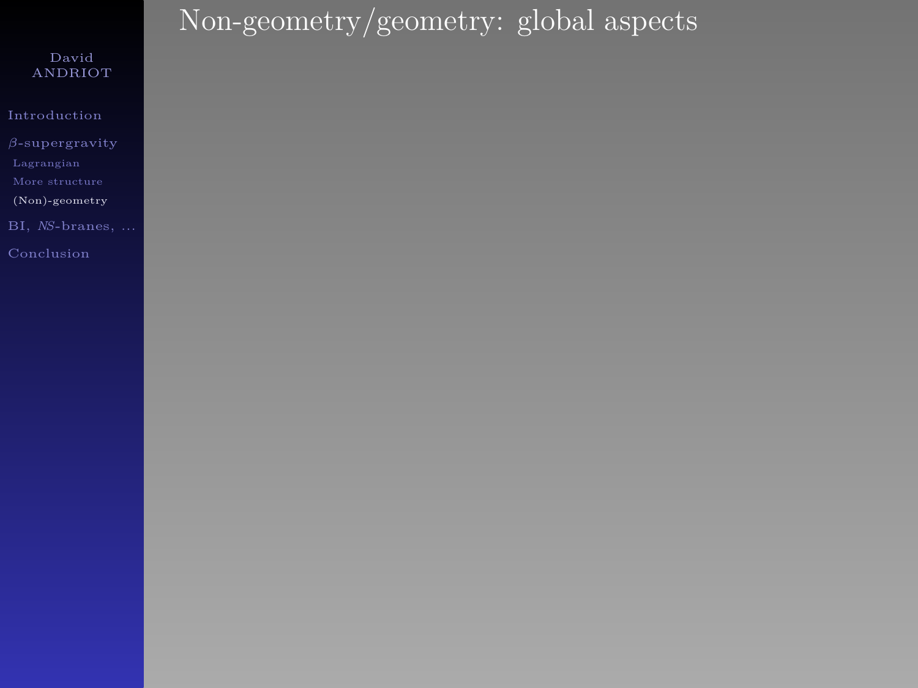# Non-geometry/geometry: global aspects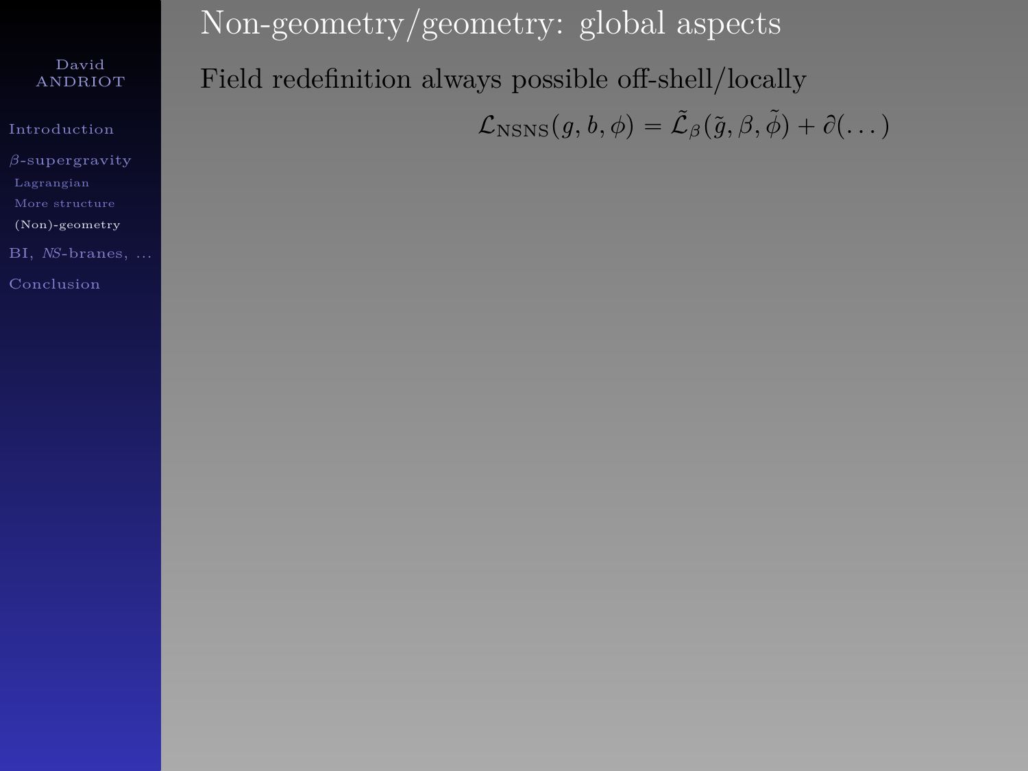# Non-geometry/geometry: global aspects

Field redefinition always possible off-shell/locally

$$\mathcal{L}_{\rm NSNS}(g, b, \phi) = \tilde{\mathcal{L}}_{\beta}(\tilde{g}, \beta, \tilde{\phi}) + \partial(\dots)$$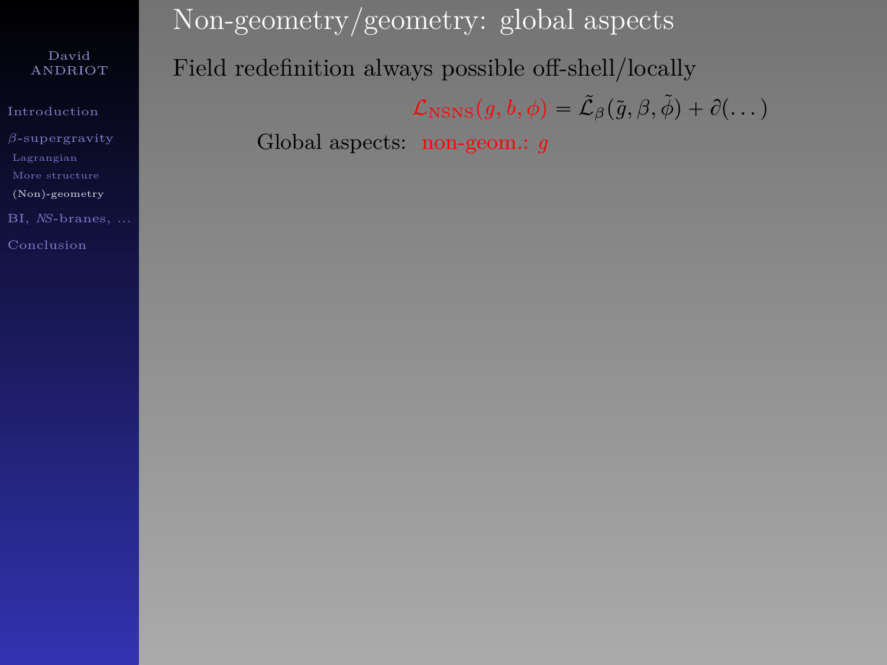# Non-geometry/geometry: global aspects

Field redefinition always possible off-shell/locally

$$\mathcal{L}_{\rm NSNS}(g, b, \phi) = \tilde{\mathcal{L}}_{\beta}(\tilde{g}, \beta, \tilde{\phi}) + \partial(\dots)$$

Global aspects: non-geom.: $g$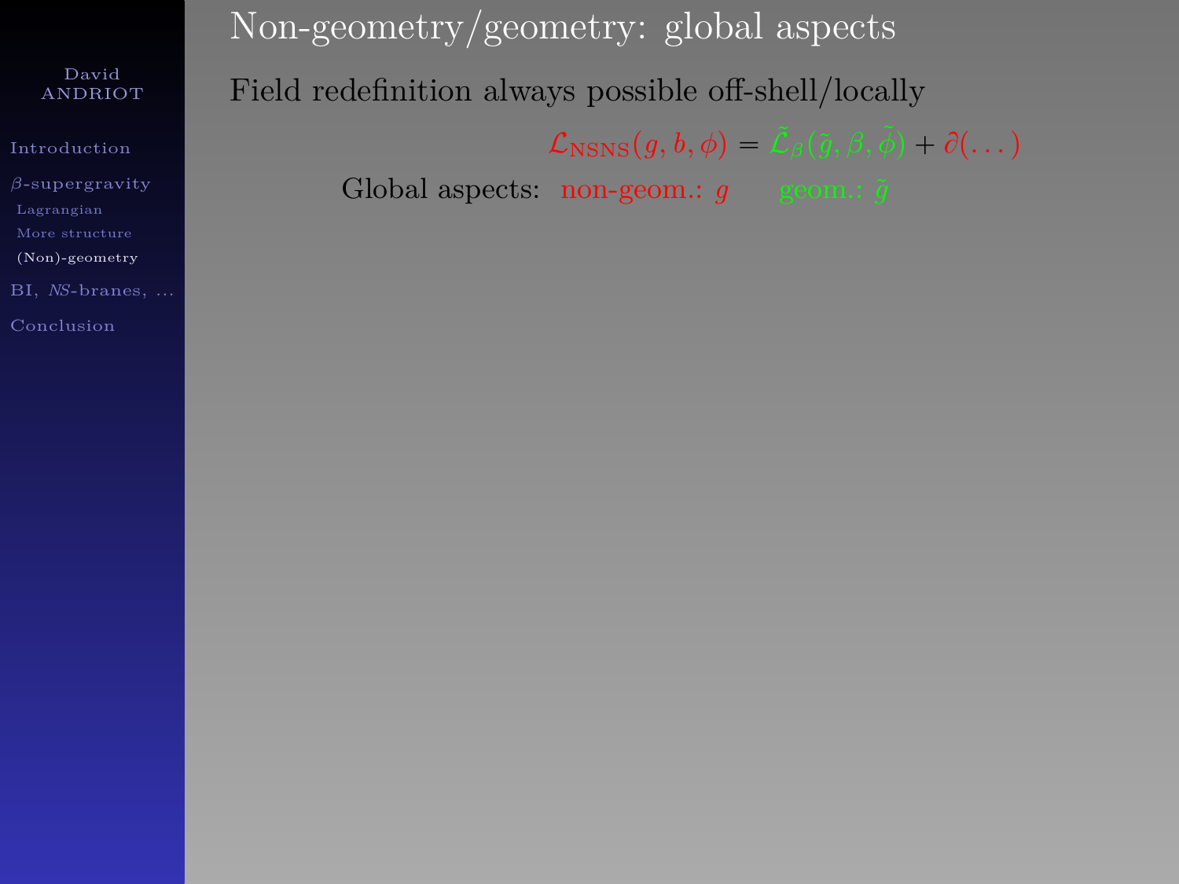# Non-geometry/geometry: global aspects

Field redefinition always possible off-shell/locally

$$\mathcal{L}_{\text{NSNS}}(g, b, \phi) = \tilde{\mathcal{L}}_{\beta}(\tilde{g}, \beta, \tilde{\phi}) + \partial(\dots)$$

Global aspects: non-geom.: $g$ geom.: $\tilde{g}$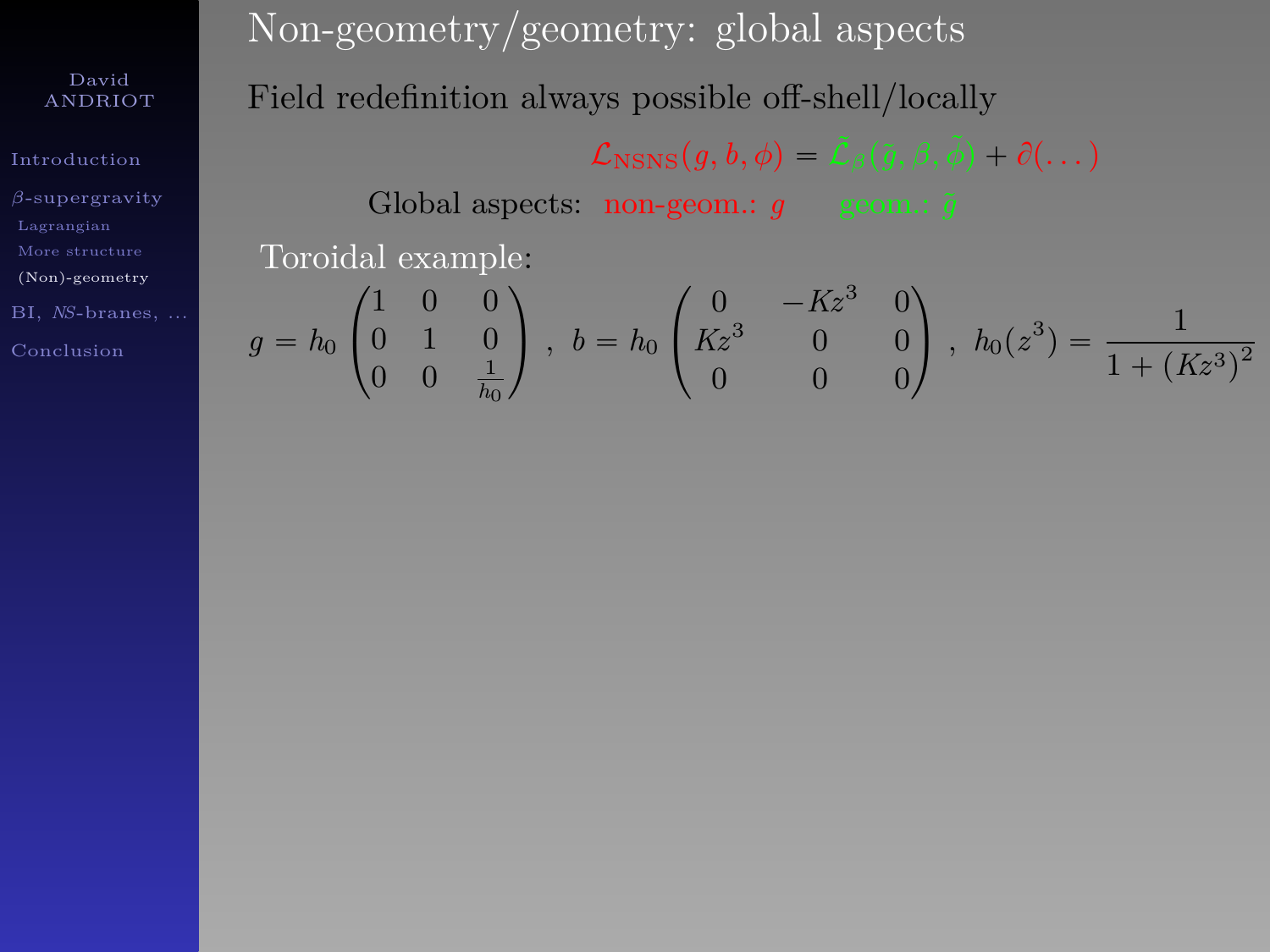# Non-geometry/geometry: global aspects

Field redefinition always possible off-shell/locally

$$\mathcal{L}_{\rm NSNS}(g, b, \phi) = \tilde{\mathcal{L}}_{\beta}(\tilde{g}, \beta, \tilde{\phi}) + \partial(\dots)$$

Global aspects: non-geom.: $g$ geom.: $\tilde{g}$

Toroidal example:

$$g = h_0 \begin{pmatrix} 1 & 0 & 0 \\ 0 & 1 & 0 \\ 0 & 0 & \frac{1}{h_0} \end{pmatrix} \ , \ b = h_0 \begin{pmatrix} 0 & -Kz^3 & 0 \\ Kz^3 & 0 & 0 \\ 0 & 0 & 0 \end{pmatrix} \ , \ h_0(z^3) = \frac{1}{1 + (Kz^3)^2}$$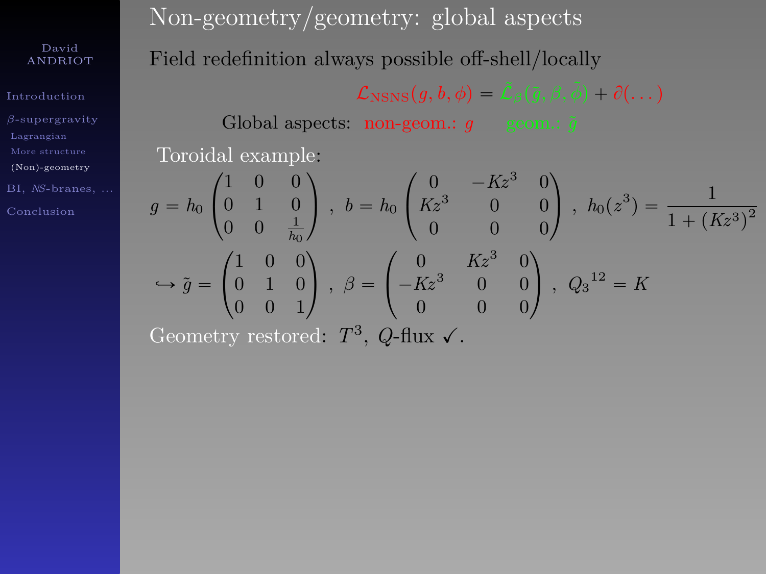# Non-geometry/geometry: global aspects

Field redefinition always possible off-shell/locally

$$\mathcal{L}_{\rm NSNS}(g,b,\phi) = \tilde{\mathcal{L}}_{\beta}(\tilde{g},\beta,\tilde{\phi}) + \partial(\dots)$$

Global aspects: non-geom.: $g$ geom.: $\tilde{g}$

Toroidal example:

$$g = h_0 \begin{pmatrix} 1 & 0 & 0 \\ 0 & 1 & 0 \\ 0 & 0 & \frac{1}{h_0} \end{pmatrix} \ , \ b = h_0 \begin{pmatrix} 0 & -Kz^3 & 0 \\ Kz^3 & 0 & 0 \\ 0 & 0 & 0 \end{pmatrix} \ , \ h_0(z^3) = \frac{1}{1+(Kz^3)^2}$$

$$\hookrightarrow \tilde{g} = \begin{pmatrix} 1 & 0 & 0 \\ 0 & 1 & 0 \\ 0 & 0 & 1 \end{pmatrix} \ , \ \beta = \begin{pmatrix} 0 & Kz^3 & 0 \\ -Kz^3 & 0 & 0 \\ 0 & 0 & 0 \end{pmatrix} \ , \ {Q_3}^{12} = K$$

Geometry restored: $T^3$, $Q$-flux ✓.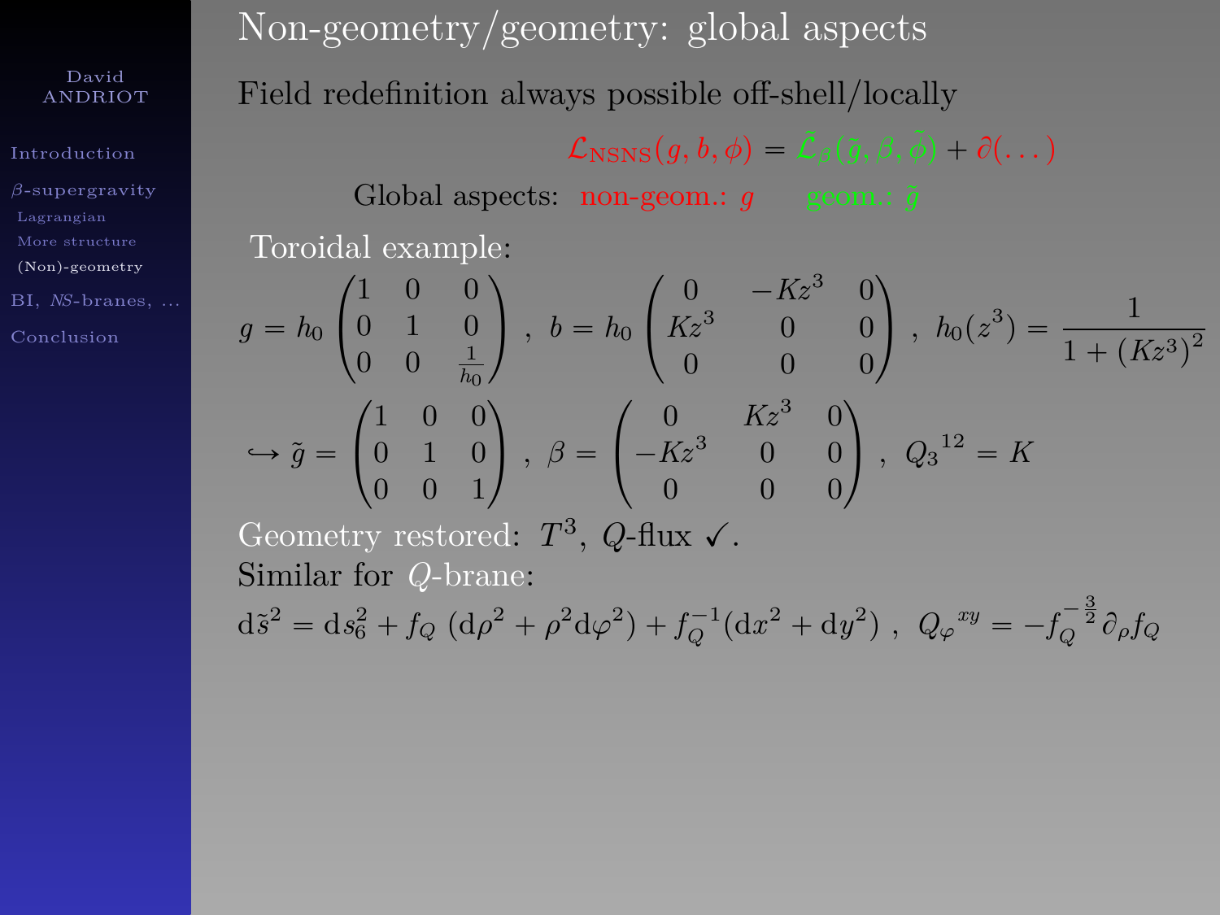# Non-geometry/geometry: global aspects

Field redefinition always possible off-shell/locally

$$\mathcal{L}_{\text{NSNS}}(g, b, \phi) = \tilde{\mathcal{L}}_{\beta}(\tilde{g}, \beta, \tilde{\phi}) + \partial(\dots)$$

Global aspects: non-geom.: $g$ geom.: $\tilde{g}$

Toroidal example:

$$g = h_0 \begin{pmatrix} 1 & 0 & 0 \\ 0 & 1 & 0 \\ 0 & 0 & \frac{1}{h_0} \end{pmatrix} \ , \ b = h_0 \begin{pmatrix} 0 & -Kz^3 & 0 \\ Kz^3 & 0 & 0 \\ 0 & 0 & 0 \end{pmatrix} \ , \ h_0(z^3) = \frac{1}{1 + (Kz^3)^2}$$

$$\hookrightarrow \tilde{g} = \begin{pmatrix} 1 & 0 & 0 \\ 0 & 1 & 0 \\ 0 & 0 & 1 \end{pmatrix} \ , \ \beta = \begin{pmatrix} 0 & Kz^3 & 0 \\ -Kz^3 & 0 & 0 \\ 0 & 0 & 0 \end{pmatrix} \ , \ {Q_3}^{12} = K$$

Geometry restored: $T^3$, $Q$-flux ✓.

Similar for $Q$-brane:

$$\mathrm{d}\tilde{s}^2 = \mathrm{d}s_6^2 + f_Q \, (\mathrm{d}\rho^2 + \rho^2 \mathrm{d}\varphi^2) + f_Q^{-1}(\mathrm{d}x^2 + \mathrm{d}y^2) \ , \ {Q_\varphi}^{xy} = -f_Q^{-\frac{3}{2}} \partial_\rho f_Q$$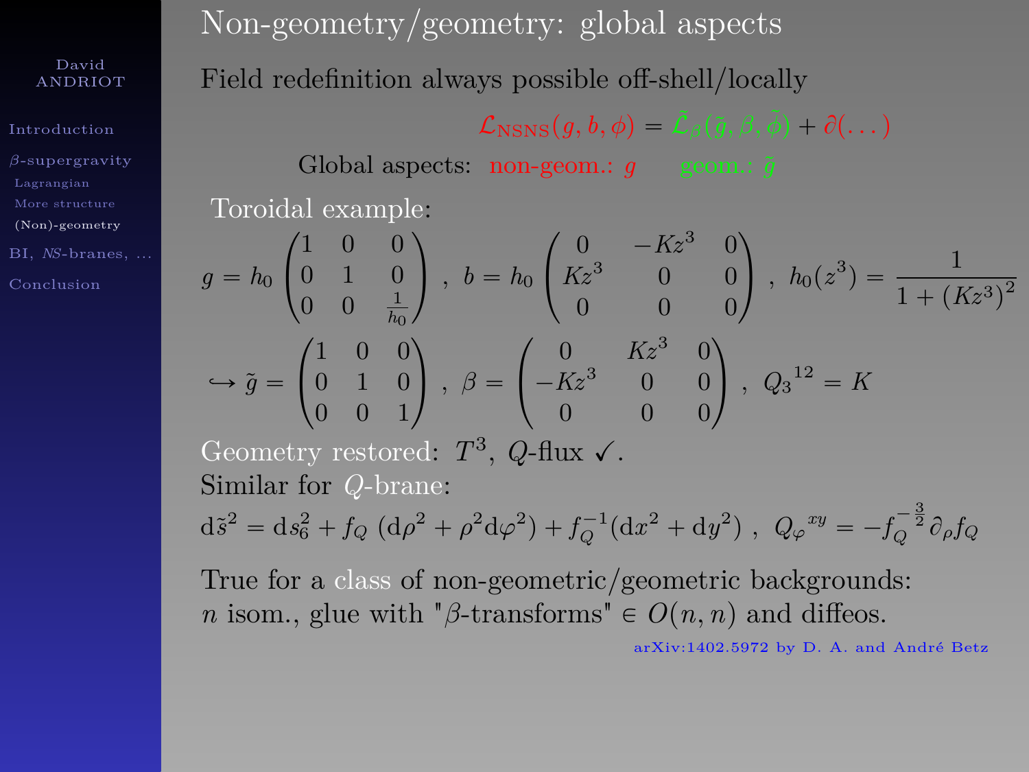# Non-geometry/geometry: global aspects

Field redefinition always possible off-shell/locally

$$\mathcal{L}_{\rm NSNS}(g,b,\phi) = \tilde{\mathcal{L}}_{\beta}(\tilde{g},\beta,\tilde{\phi}) + \partial(\dots)$$

Global aspects: non-geom.: $g$ geom.: $\tilde{g}$

Toroidal example:

$$g = h_0 \begin{pmatrix} 1 & 0 & 0 \\ 0 & 1 & 0 \\ 0 & 0 & \frac{1}{h_0} \end{pmatrix} ,\ b = h_0 \begin{pmatrix} 0 & -Kz^3 & 0 \\ Kz^3 & 0 & 0 \\ 0 & 0 & 0 \end{pmatrix} ,\ h_0(z^3) = \frac{1}{1+(Kz^3)^2}$$

$$\hookrightarrow \tilde{g} = \begin{pmatrix} 1 & 0 & 0 \\ 0 & 1 & 0 \\ 0 & 0 & 1 \end{pmatrix} ,\ \beta = \begin{pmatrix} 0 & Kz^3 & 0 \\ -Kz^3 & 0 & 0 \\ 0 & 0 & 0 \end{pmatrix} ,\ {Q_3}^{12} = K$$

Geometry restored: $T^3$, $Q$-flux ✓.

Similar for $Q$-brane:

$$\mathrm{d}\tilde{s}^2 = \mathrm{d}s_6^2 + f_Q\ (\mathrm{d}\rho^2 + \rho^2 \mathrm{d}\varphi^2) + f_Q^{-1}(\mathrm{d}x^2 + \mathrm{d}y^2)\ ,\ {Q_\varphi}^{xy} = -f_Q^{-\frac{3}{2}} \partial_\rho f_Q$$

True for a class of non-geometric/geometric backgrounds:
$n$ isom., glue with "$\beta$-transforms" $\in O(n,n)$ and diffeos.

arXiv:1402.5972 by D. A. and André Betz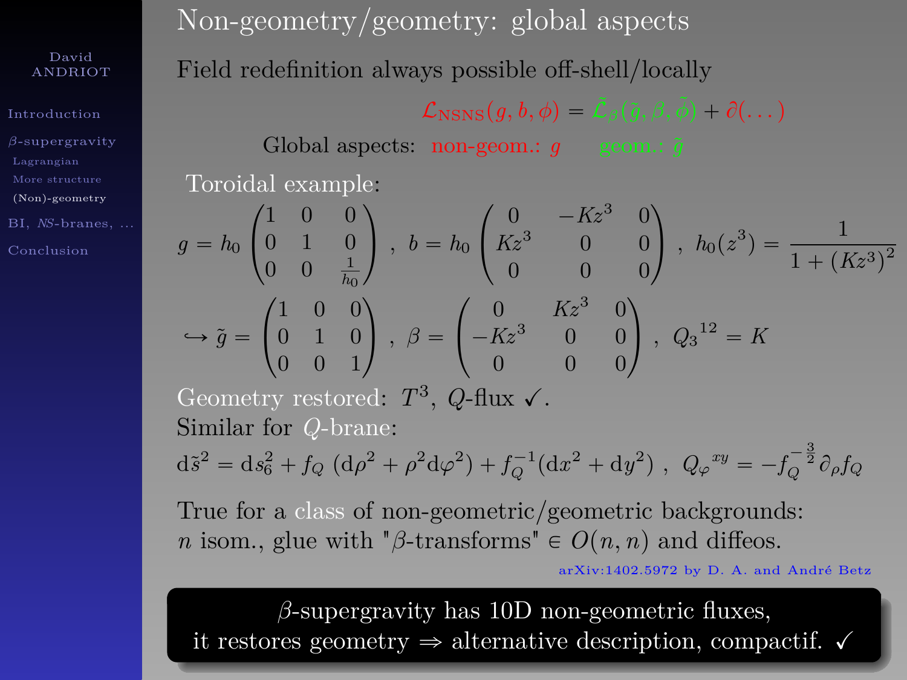# Non-geometry/geometry: global aspects

Field redefinition always possible off-shell/locally

$$\mathcal{L}_{\text{NSNS}}(g, b, \phi) = \tilde{\mathcal{L}}_{\beta}(\tilde{g}, \beta, \tilde{\phi}) + \partial(\dots)$$

Global aspects: non-geom.: $g$ geom.: $\tilde{g}$

Toroidal example:

$$g = h_0 \begin{pmatrix} 1 & 0 & 0 \\ 0 & 1 & 0 \\ 0 & 0 & \frac{1}{h_0} \end{pmatrix} \ , \ b = h_0 \begin{pmatrix} 0 & -Kz^3 & 0 \\ Kz^3 & 0 & 0 \\ 0 & 0 & 0 \end{pmatrix} \ , \ h_0(z^3) = \frac{1}{1 + (Kz^3)^2}$$

$$\hookrightarrow \tilde{g} = \begin{pmatrix} 1 & 0 & 0 \\ 0 & 1 & 0 \\ 0 & 0 & 1 \end{pmatrix} \ , \ \beta = \begin{pmatrix} 0 & Kz^3 & 0 \\ -Kz^3 & 0 & 0 \\ 0 & 0 & 0 \end{pmatrix} \ , \ {Q_3}^{12} = K$$

Geometry restored: $T^3$, $Q$-flux ✓.

Similar for $Q$-brane:

$$\mathrm{d}\tilde{s}^2 = \mathrm{d}s_6^2 + f_Q \left(\mathrm{d}\rho^2 + \rho^2 \mathrm{d}\varphi^2\right) + f_Q^{-1}(\mathrm{d}x^2 + \mathrm{d}y^2) \ , \ {Q_\varphi}^{xy} = -f_Q^{-\frac{3}{2}} \partial_\rho f_Q$$

True for a class of non-geometric/geometric backgrounds:
$n$ isom., glue with "$\beta$-transforms" $\in O(n,n)$ and diffeos.

arXiv:1402.5972 by D. A. and André Betz

$\beta$-supergravity has 10D non-geometric fluxes,
it restores geometry $\Rightarrow$ alternative description, compactif. ✓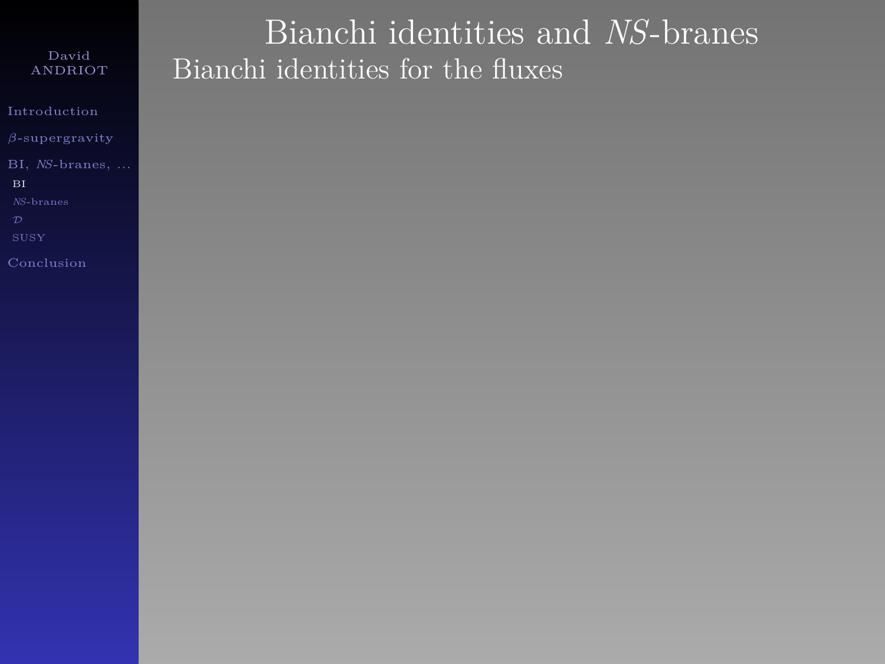# Bianchi identities and *NS*-branes

## Bianchi identities for the fluxes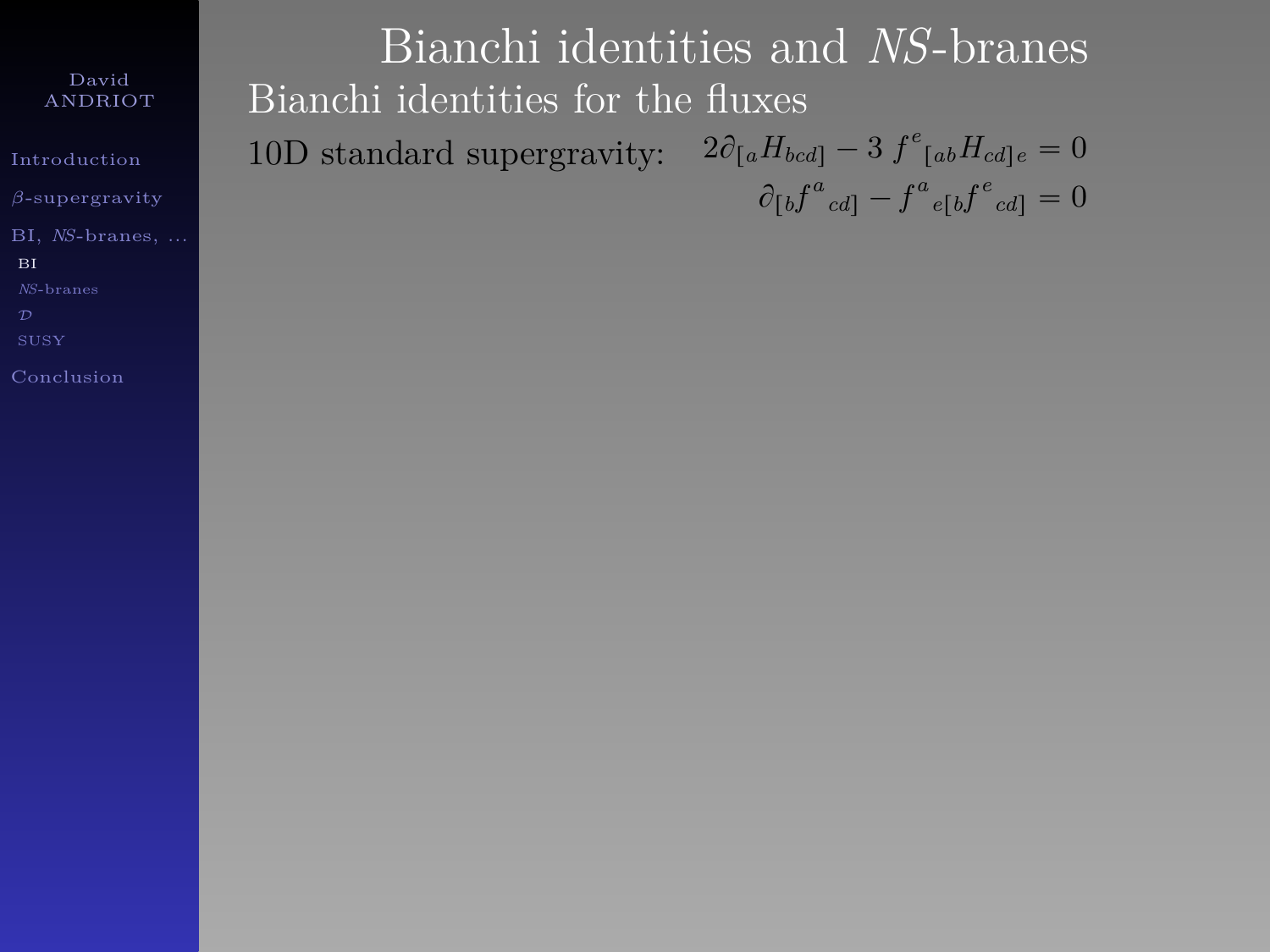# Bianchi identities and *NS*-branes

## Bianchi identities for the fluxes

10D standard supergravity:

$$2\partial_{[a}H_{bcd]} - 3\ {f^e}_{[ab}H_{cd]e} = 0$$

$$\partial_{[b}{f^a}_{cd]} - {f^a}_{e[b}{f^e}_{cd]} = 0$$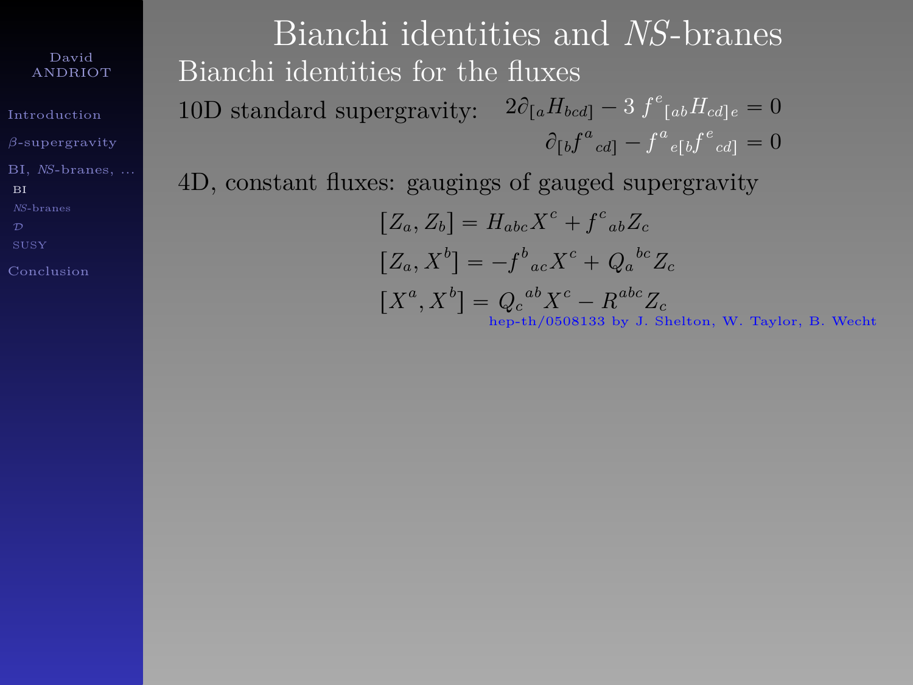# Bianchi identities and *NS*-branes

## Bianchi identities for the fluxes

10D standard supergravity:
$$2\partial_{[a}H_{bcd]} - 3\ f^{e}{}_{[ab}H_{cd]e} = 0$$
$$\partial_{[b}f^{a}{}_{cd]} - f^{a}{}_{e[b}f^{e}{}_{cd]} = 0$$

4D, constant fluxes: gaugings of gauged supergravity

$$[Z_a, Z_b] = H_{abc}X^c + f^c{}_{ab}Z_c$$
$$[Z_a, X^b] = -f^b{}_{ac}X^c + Q_a{}^{bc}Z_c$$
$$[X^a, X^b] = Q_c{}^{ab}X^c - R^{abc}Z_c$$

hep-th/0508133 by J. Shelton, W. Taylor, B. Wecht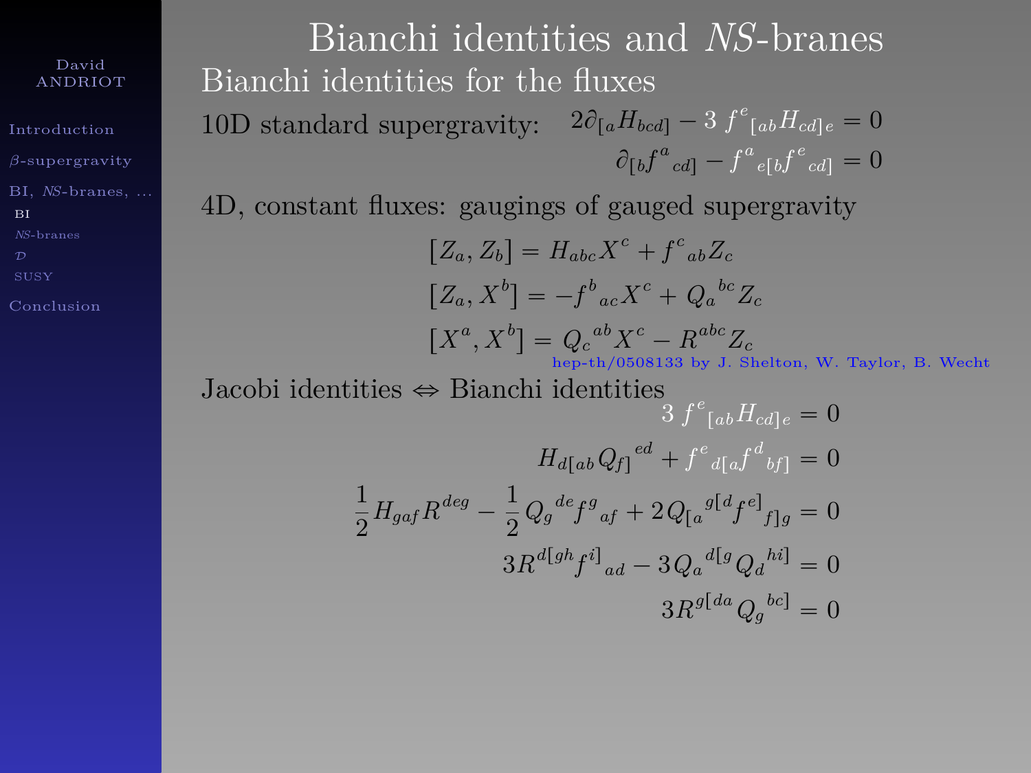# Bianchi identities and *NS*-branes

## Bianchi identities for the fluxes

10D standard supergravity:
$$2\partial_{[a}H_{bcd]} - 3\, f^{e}{}_{[ab}H_{cd]e} = 0$$
$$\partial_{[b}f^{a}{}_{cd]} - f^{a}{}_{e[b}f^{e}{}_{cd]} = 0$$

4D, constant fluxes: gaugings of gauged supergravity

$$[Z_a, Z_b] = H_{abc}X^c + f^{c}{}_{ab}Z_c$$
$$[Z_a, X^b] = -f^{b}{}_{ac}X^c + Q_a{}^{bc}Z_c$$
$$[X^a, X^b] = Q_c{}^{ab}X^c - R^{abc}Z_c$$

hep-th/0508133 by J. Shelton, W. Taylor, B. Wecht

Jacobi identities ⇔ Bianchi identities

$$3\, f^{e}{}_{[ab}H_{cd]e} = 0$$
$$H_{d[ab}Q_{f]}{}^{ed} + f^{e}{}_{d[a}f^{d}{}_{bf]} = 0$$
$$\frac{1}{2}H_{gaf}R^{deg} - \frac{1}{2}Q_g{}^{de}f^{g}{}_{af} + 2Q_{[a}{}^{g[d}f^{e]}{}_{f]g} = 0$$
$$3R^{d[gh}f^{i]}{}_{ad} - 3Q_a{}^{d[g}Q_d{}^{hi]} = 0$$
$$3R^{g[da}Q_g{}^{bc]} = 0$$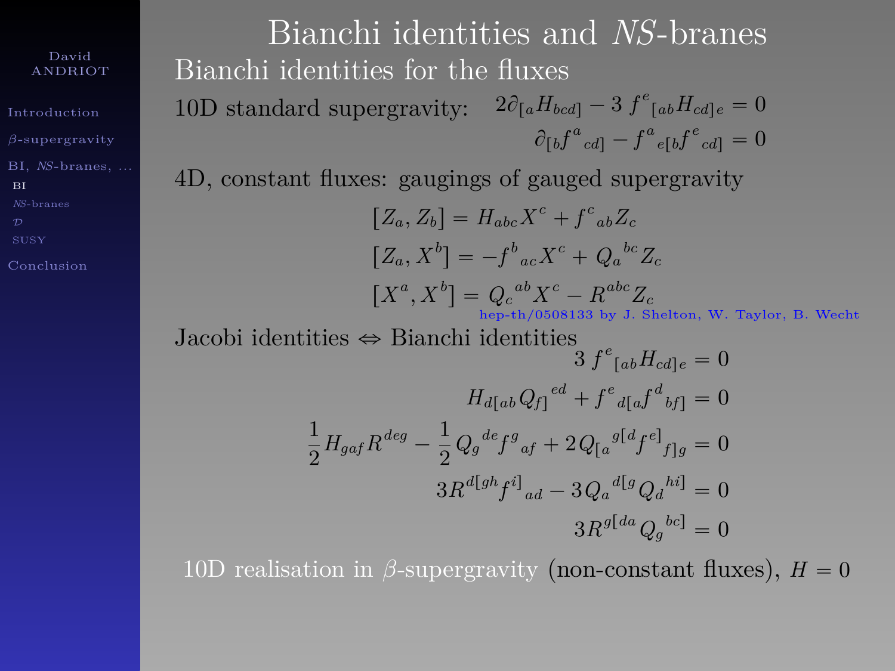# Bianchi identities and *NS*-branes

## Bianchi identities for the fluxes

10D standard supergravity:

$$2\partial_{[a}H_{bcd]} - 3\, f^{e}{}_{[ab}H_{cd]e} = 0$$

$$\partial_{[b}f^{a}{}_{cd]} - f^{a}{}_{e[b}f^{e}{}_{cd]} = 0$$

4D, constant fluxes: gaugings of gauged supergravity

$$[Z_a, Z_b] = H_{abc}X^c + f^{c}{}_{ab}Z_c$$

$$[Z_a, X^b] = -f^{b}{}_{ac}X^c + Q_a{}^{bc}Z_c$$

$$[X^a, X^b] = Q_c{}^{ab}X^c - R^{abc}Z_c$$

hep-th/0508133 by J. Shelton, W. Taylor, B. Wecht

Jacobi identities $\Leftrightarrow$ Bianchi identities

$$3\, f^{e}{}_{[ab}H_{cd]e} = 0$$

$$H_{d[ab}Q_{f]}{}^{ed} + f^{e}{}_{d[a}f^{d}{}_{bf]} = 0$$

$$\frac{1}{2}H_{gaf}R^{deg} - \frac{1}{2}Q_g{}^{de}f^{g}{}_{af} + 2Q_{[a}{}^{g[d}f^{e]}{}_{f]g} = 0$$

$$3R^{d[gh}f^{i]}{}_{ad} - 3Q_a{}^{d[g}Q_d{}^{hi]} = 0$$

$$3R^{g[da}Q_g{}^{bc]} = 0$$

10D realisation in $\beta$-supergravity (non-constant fluxes), $H = 0$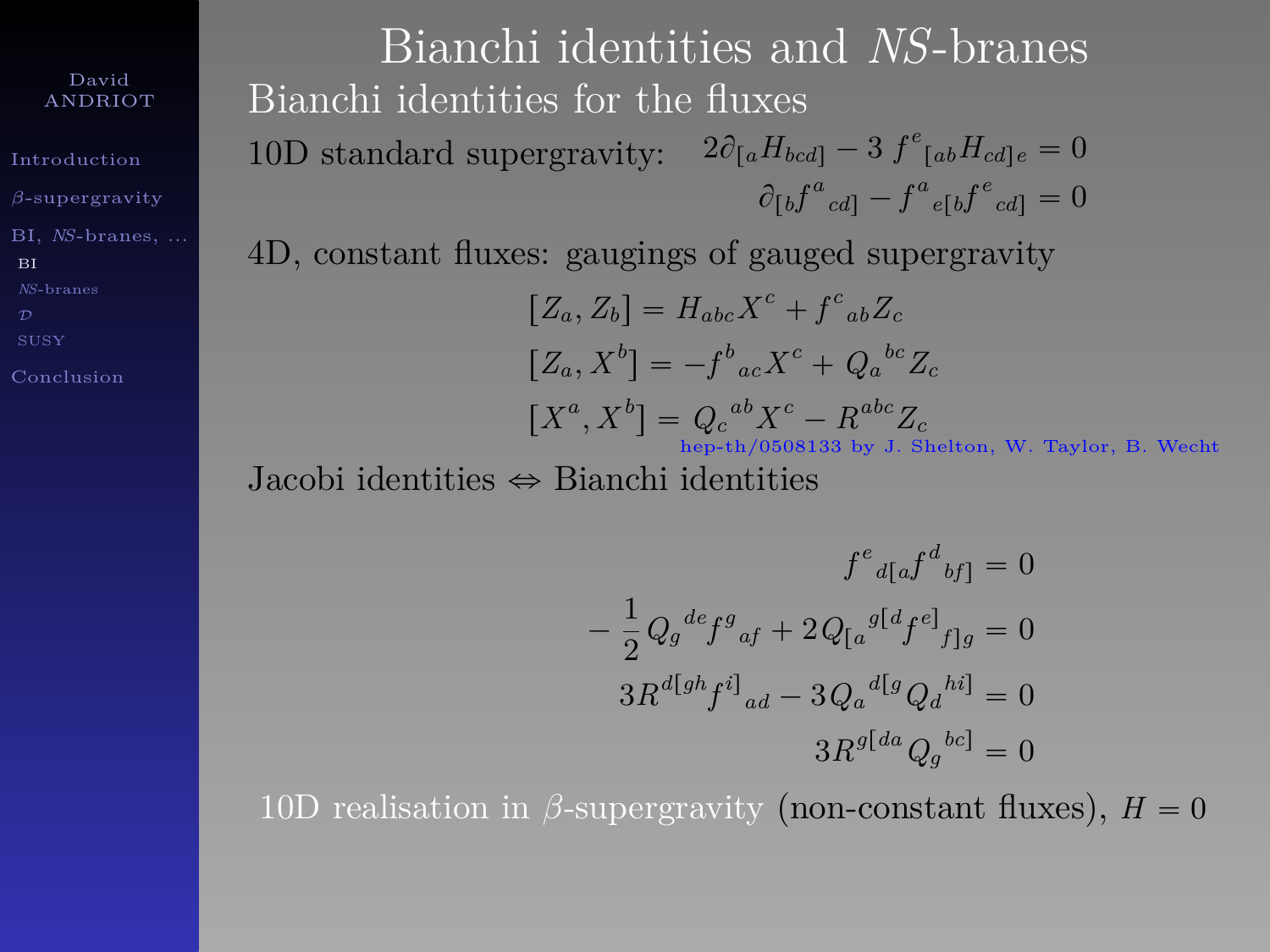# Bianchi identities and *NS*-branes

## Bianchi identities for the fluxes

10D standard supergravity:

$$2\partial_{[a}H_{bcd]} - 3\, f^{e}{}_{[ab}H_{cd]e} = 0$$

$$\partial_{[b}f^{a}{}_{cd]} - f^{a}{}_{e[b}f^{e}{}_{cd]} = 0$$

4D, constant fluxes: gaugings of gauged supergravity

$$[Z_a, Z_b] = H_{abc}X^c + f^{c}{}_{ab}Z_c$$

$$[Z_a, X^b] = -f^{b}{}_{ac}X^c + Q_a{}^{bc}Z_c$$

$$[X^a, X^b] = Q_c{}^{ab}X^c - R^{abc}Z_c$$

hep-th/0508133 by J. Shelton, W. Taylor, B. Wecht

Jacobi identities $\Leftrightarrow$ Bianchi identities

$$f^{e}{}_{d[a}f^{d}{}_{bf]} = 0$$

$$-\frac{1}{2}Q_g{}^{de}f^{g}{}_{af} + 2Q_{[a}{}^{g[d}f^{e]}{}_{f]g} = 0$$

$$3R^{d[gh}f^{i]}{}_{ad} - 3Q_a{}^{d[g}Q_d{}^{hi]} = 0$$

$$3R^{g[da}Q_g{}^{bc]} = 0$$

10D realisation in $\beta$-supergravity (non-constant fluxes), $H = 0$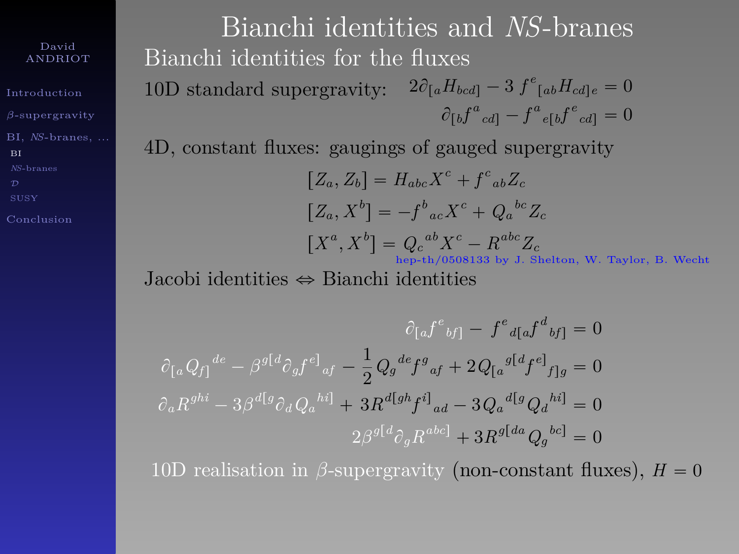# Bianchi identities and *NS*-branes

## Bianchi identities for the fluxes

10D standard supergravity:

$$2\partial_{[a}H_{bcd]} - 3\, f^{e}{}_{[ab}H_{cd]e} = 0$$

$$\partial_{[b}f^{a}{}_{cd]} - f^{a}{}_{e[b}f^{e}{}_{cd]} = 0$$

4D, constant fluxes: gaugings of gauged supergravity

$$[Z_a, Z_b] = H_{abc}X^c + f^{c}{}_{ab}Z_c$$

$$[Z_a, X^b] = -f^{b}{}_{ac}X^c + Q_a{}^{bc}Z_c$$

$$[X^a, X^b] = Q_c{}^{ab}X^c - R^{abc}Z_c$$

hep-th/0508133 by J. Shelton, W. Taylor, B. Wecht

Jacobi identities $\Leftrightarrow$ Bianchi identities

$$\partial_{[a}f^{e}{}_{bf]} - f^{e}{}_{d[a}f^{d}{}_{bf]} = 0$$

$$\partial_{[a}Q_{f]}{}^{de} - \beta^{g[d}\partial_g f^{e]}{}_{af} - \frac{1}{2}Q_g{}^{de}f^{g}{}_{af} + 2Q_{[a}{}^{g[d}f^{e]}{}_{f]g} = 0$$

$$\partial_a R^{ghi} - 3\beta^{d[g}\partial_d Q_a{}^{hi]} + 3R^{d[gh}f^{i]}{}_{ad} - 3Q_a{}^{d[g}Q_d{}^{hi]} = 0$$

$$2\beta^{g[d}\partial_g R^{abc]} + 3R^{g[da}Q_g{}^{bc]} = 0$$

10D realisation in $\beta$-supergravity (non-constant fluxes), $H = 0$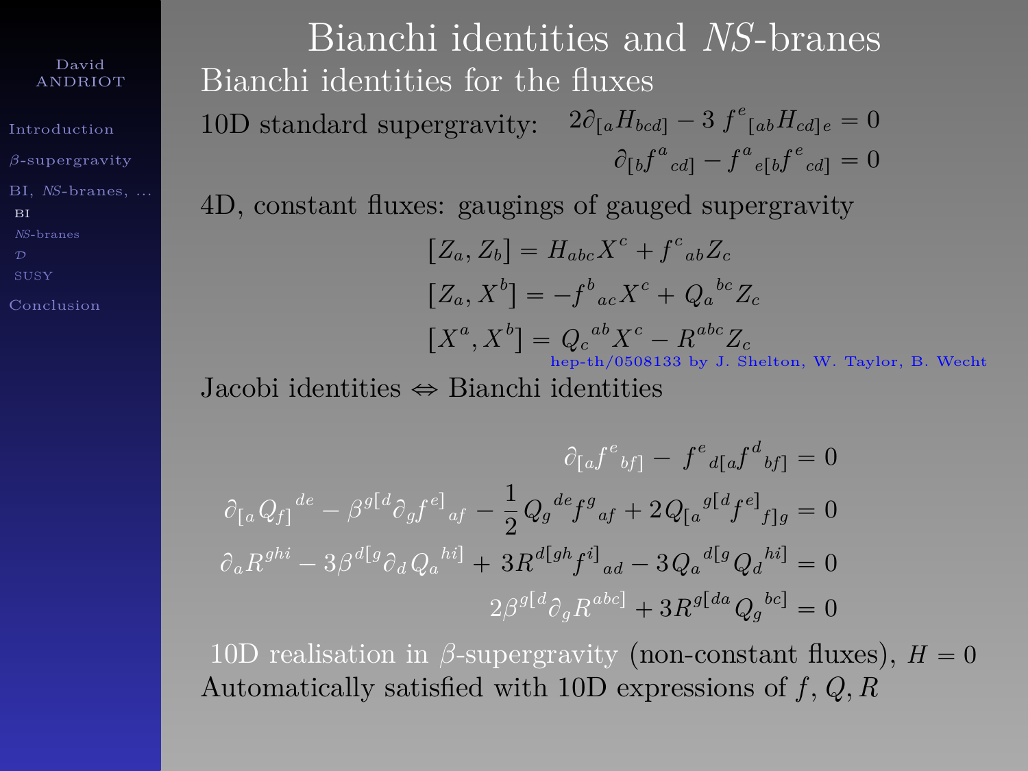# Bianchi identities and *NS*-branes

## Bianchi identities for the fluxes

10D standard supergravity:
$$2\partial_{[a}H_{bcd]} - 3\, f^{e}{}_{[ab}H_{cd]e} = 0$$
$$\partial_{[b}f^{a}{}_{cd]} - f^{a}{}_{e[b}f^{e}{}_{cd]} = 0$$

4D, constant fluxes: gaugings of gauged supergravity

$$[Z_a, Z_b] = H_{abc}X^c + f^{c}{}_{ab}Z_c$$
$$[Z_a, X^b] = -f^{b}{}_{ac}X^c + Q_a{}^{bc}Z_c$$
$$[X^a, X^b] = Q_c{}^{ab}X^c - R^{abc}Z_c$$

hep-th/0508133 by J. Shelton, W. Taylor, B. Wecht

Jacobi identities $\Leftrightarrow$ Bianchi identities

$$\partial_{[a}f^{e}{}_{bf]} - f^{e}{}_{d[a}f^{d}{}_{bf]} = 0$$
$$\partial_{[a}Q_{f]}{}^{de} - \beta^{g[d}\partial_g f^{e]}{}_{af} - \frac{1}{2}Q_g{}^{de}f^{g}{}_{af} + 2Q_{[a}{}^{g[d}f^{e]}{}_{f]g} = 0$$
$$\partial_a R^{ghi} - 3\beta^{d[g}\partial_d Q_a{}^{hi]} + 3R^{d[gh}f^{i]}{}_{ad} - 3Q_a{}^{d[g}Q_d{}^{hi]} = 0$$
$$2\beta^{g[d}\partial_g R^{abc]} + 3R^{g[da}Q_g{}^{bc]} = 0$$

10D realisation in $\beta$-supergravity (non-constant fluxes), $H = 0$
Automatically satisfied with 10D expressions of $f, Q, R$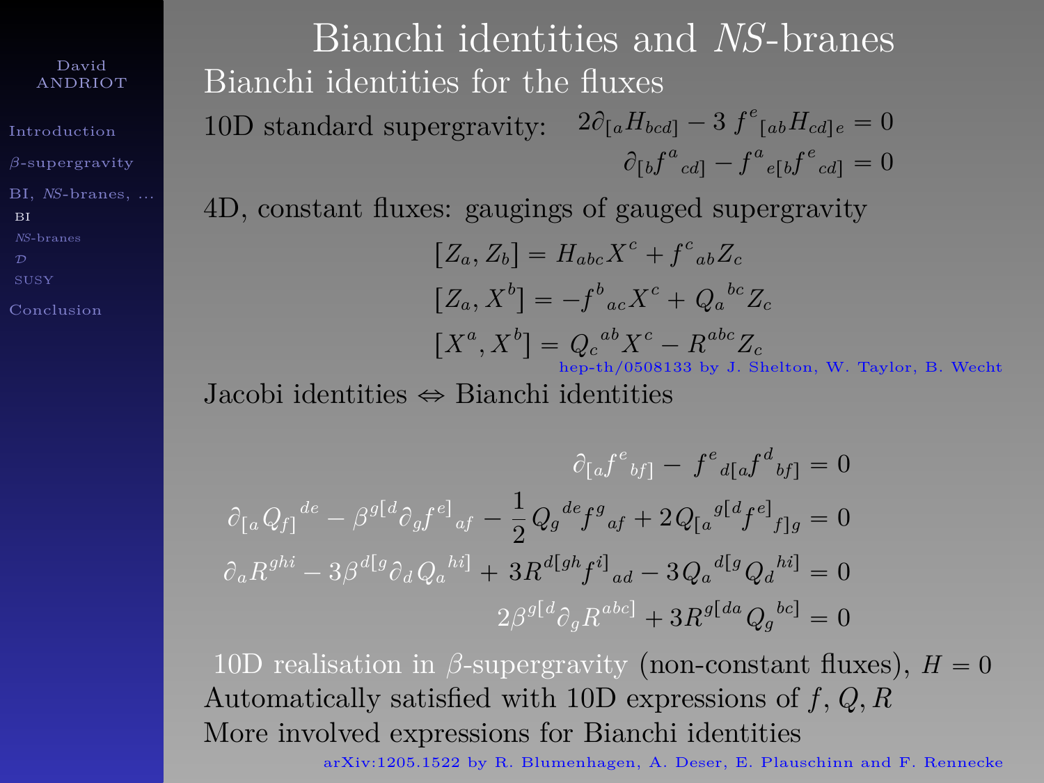# Bianchi identities and *NS*-branes

## Bianchi identities for the fluxes

10D standard supergravity:
$$2\partial_{[a}H_{bcd]} - 3\, f^{e}{}_{[ab}H_{cd]e} = 0$$
$$\partial_{[b}f^{a}{}_{cd]} - f^{a}{}_{e[b}f^{e}{}_{cd]} = 0$$

4D, constant fluxes: gaugings of gauged supergravity

$$[Z_a, Z_b] = H_{abc}X^c + f^{c}{}_{ab}Z_c$$
$$[Z_a, X^b] = -f^{b}{}_{ac}X^c + Q_a{}^{bc}Z_c$$
$$[X^a, X^b] = Q_c{}^{ab}X^c - R^{abc}Z_c$$

hep-th/0508133 by J. Shelton, W. Taylor, B. Wecht

Jacobi identities ⇔ Bianchi identities

$$\partial_{[a}f^{e}{}_{bf]} - f^{e}{}_{d[a}f^{d}{}_{bf]} = 0$$
$$\partial_{[a}Q_{f]}{}^{de} - \beta^{g[d}\partial_g f^{e]}{}_{af} - \frac{1}{2}Q_g{}^{de}f^{g}{}_{af} + 2Q_{[a}{}^{g[d}f^{e]}{}_{f]g} = 0$$
$$\partial_a R^{ghi} - 3\beta^{d[g}\partial_d Q_a{}^{hi]} + 3R^{d[gh}f^{i]}{}_{ad} - 3Q_a{}^{d[g}Q_d{}^{hi]} = 0$$
$$2\beta^{g[d}\partial_g R^{abc]} + 3R^{g[da}Q_g{}^{bc]} = 0$$

10D realisation in $\beta$-supergravity (non-constant fluxes), $H = 0$
Automatically satisfied with 10D expressions of $f, Q, R$
More involved expressions for Bianchi identities

arXiv:1205.1522 by R. Blumenhagen, A. Deser, E. Plauschinn and F. Rennecke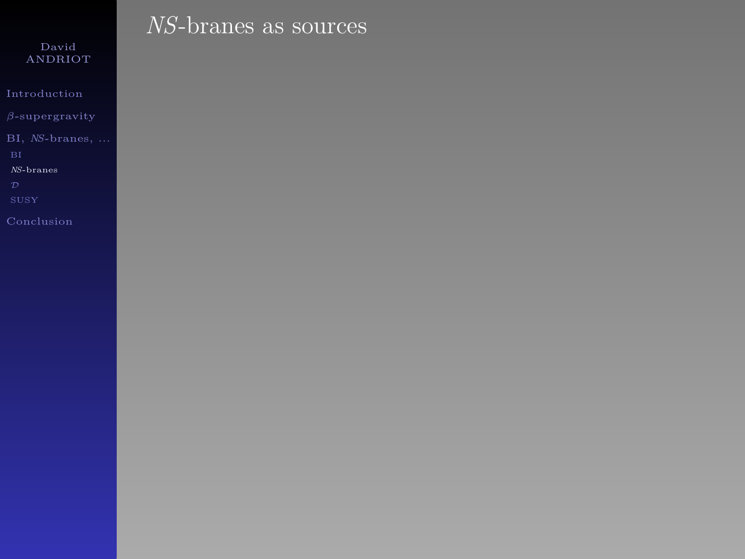# *NS*-branes as sources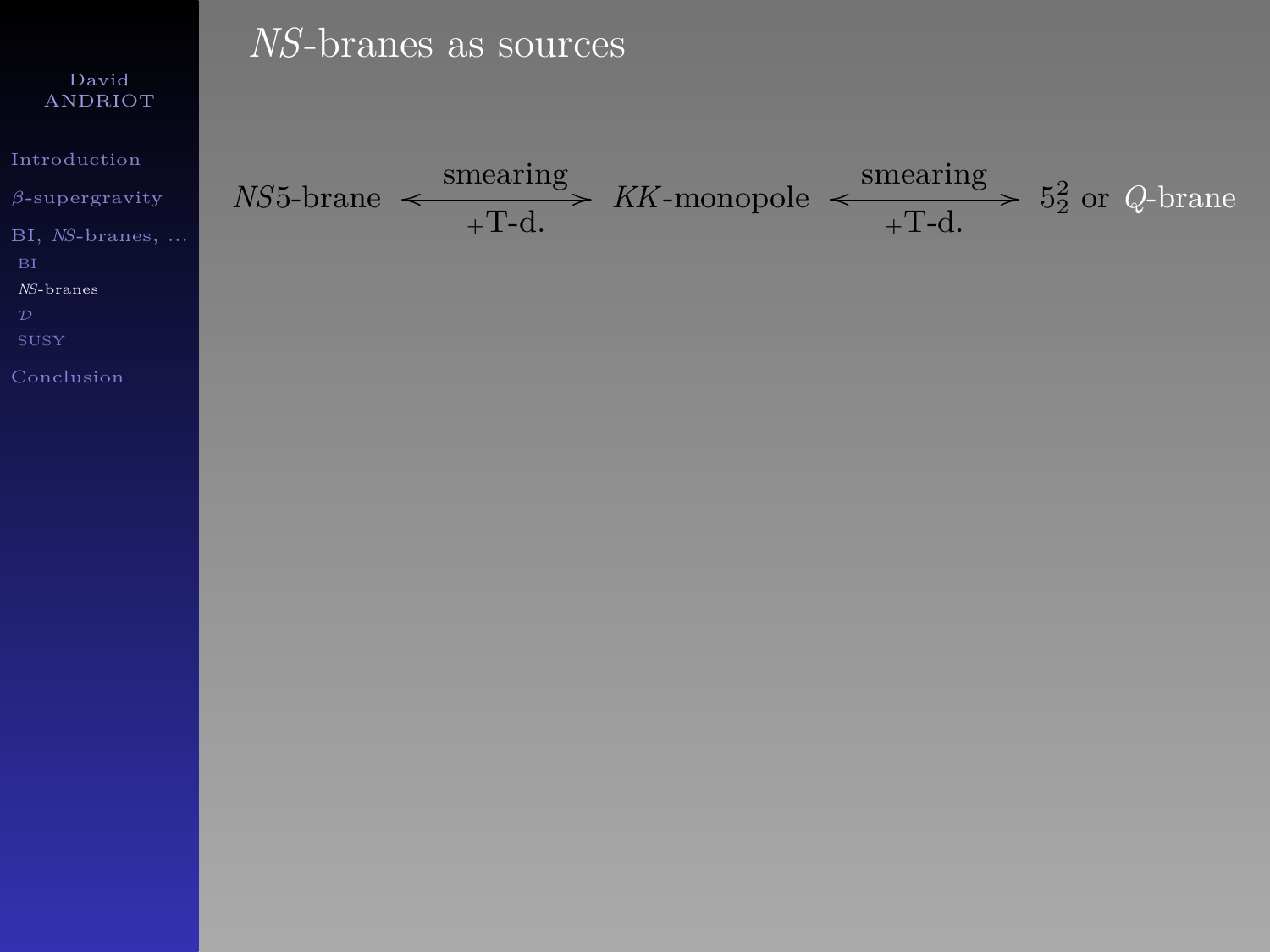# *NS*-branes as sources

$$NS5\text{-brane} \xleftrightarrow[\text{+T-d.}]{\text{smearing}} KK\text{-monopole} \xleftrightarrow[\text{+T-d.}]{\text{smearing}} 5^2_2 \text{ or } Q\text{-brane}$$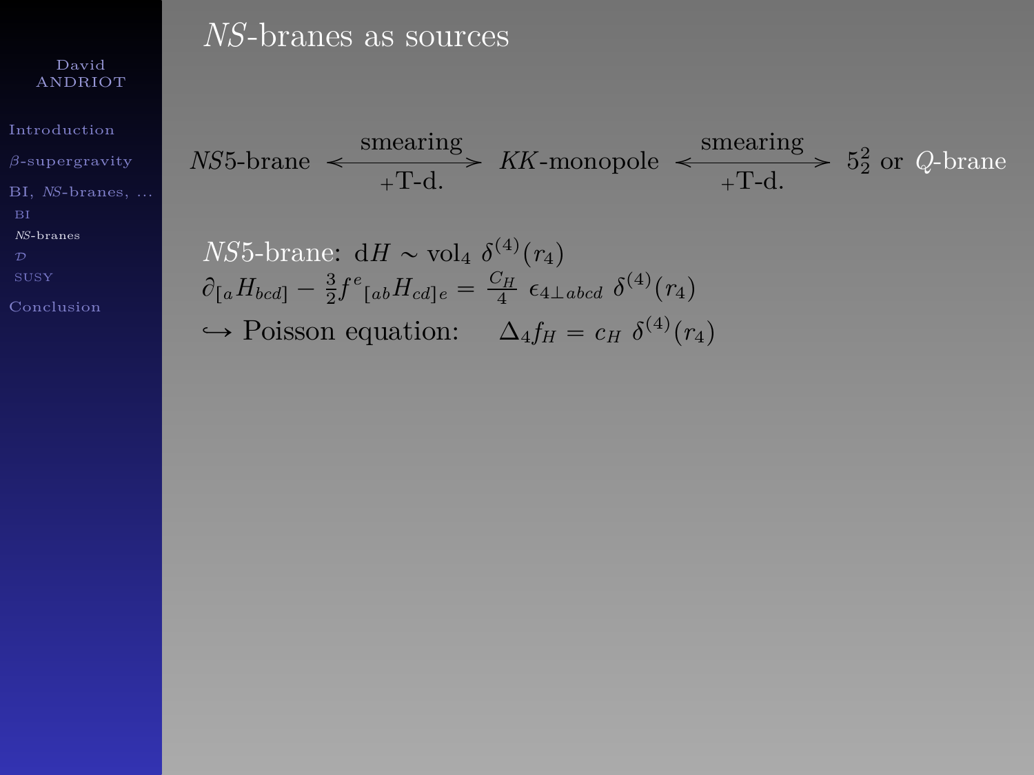# *NS*-branes as sources

$$NS5\text{-brane} \xleftrightarrow[+\text{T-d.}]{\text{smearing}} KK\text{-monopole} \xleftrightarrow[+\text{T-d.}]{\text{smearing}} 5^2_2 \text{ or } Q\text{-brane}$$

*NS*5-brane: $\mathrm{d}H \sim \mathrm{vol}_4 \ \delta^{(4)}(r_4)$

$\partial_{[a} H_{bcd]} - \frac{3}{2} f^e{}_{[ab} H_{cd]e} = \frac{C_H}{4} \ \epsilon_{4\perp abcd} \ \delta^{(4)}(r_4)$

$\hookrightarrow$ Poisson equation: $\quad \Delta_4 f_H = c_H \ \delta^{(4)}(r_4)$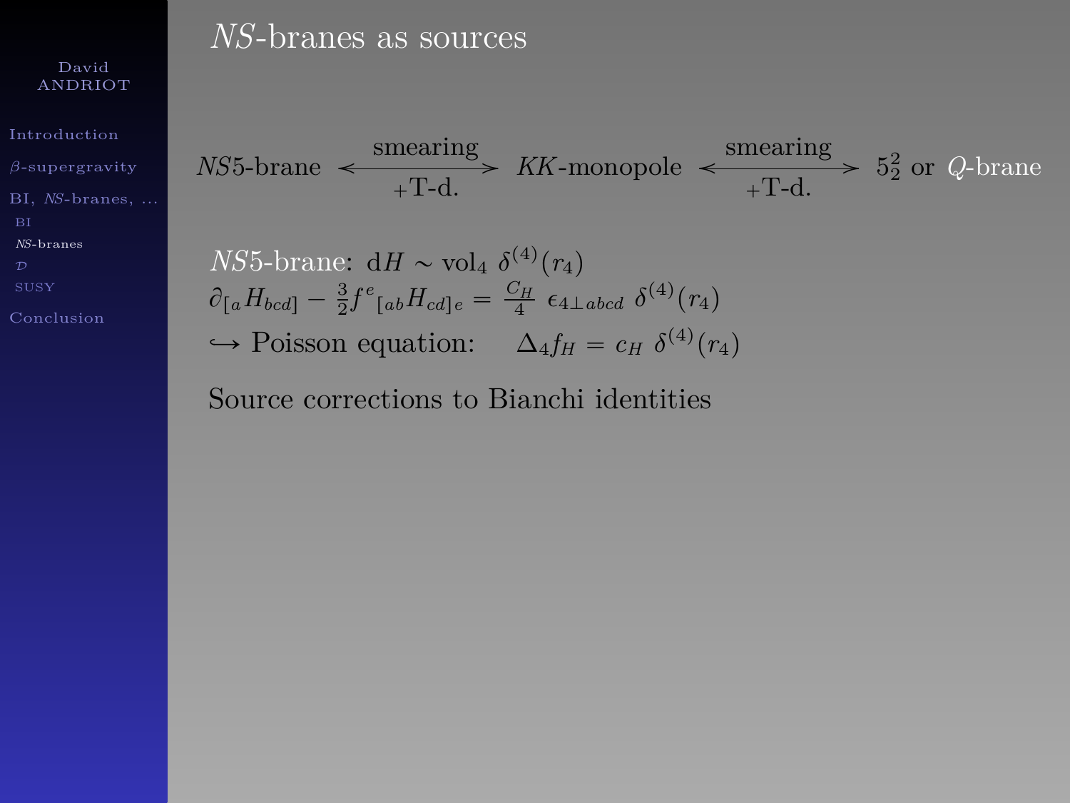# *NS*-branes as sources

$$NS5\text{-brane} \xleftrightarrow[\text{+T-d.}]{\text{smearing}} KK\text{-monopole} \xleftrightarrow[\text{+T-d.}]{\text{smearing}} 5^2_2 \text{ or } Q\text{-brane}$$

*NS*5-brane: $\mathrm{d}H \sim \mathrm{vol}_4 \ \delta^{(4)}(r_4)$

$\partial_{[a} H_{bcd]} - \frac{3}{2} f^{e}{}_{[ab} H_{cd]e} = \frac{C_H}{4} \ \epsilon_{4\perp abcd} \ \delta^{(4)}(r_4)$

$\hookrightarrow$ Poisson equation: $\quad \Delta_4 f_H = c_H \ \delta^{(4)}(r_4)$

Source corrections to Bianchi identities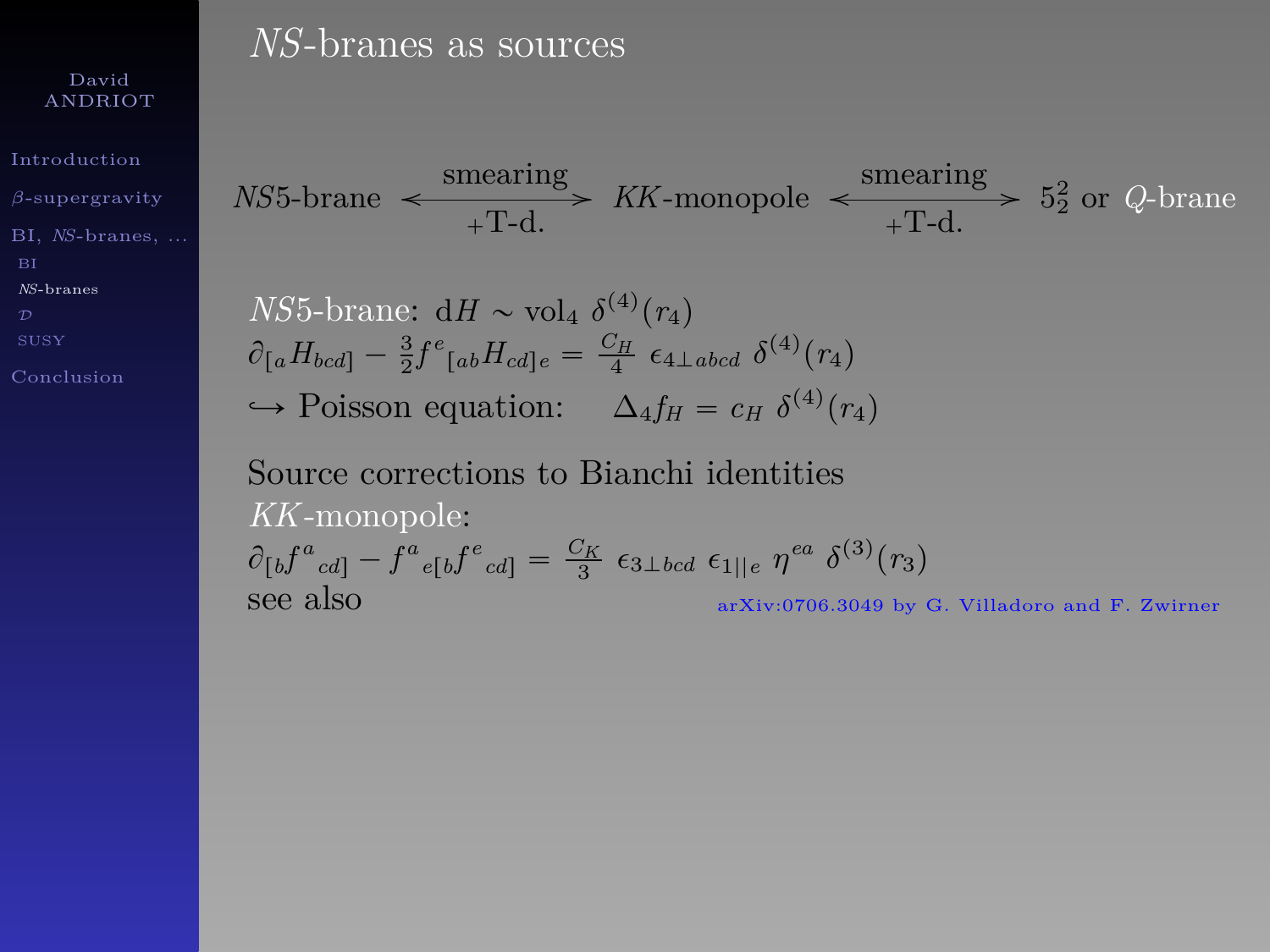# $NS$-branes as sources

$$NS5\text{-brane} \xleftrightarrow[\text{+T-d.}]{\text{smearing}} KK\text{-monopole} \xleftrightarrow[\text{+T-d.}]{\text{smearing}} 5_2^2 \text{ or } Q\text{-brane}$$

$NS5$-brane: $\mathrm{d}H \sim \mathrm{vol}_4 \ \delta^{(4)}(r_4)$

$$\partial_{[a}H_{bcd]} - \frac{3}{2} f^{e}{}_{[ab}H_{cd]e} = \frac{C_H}{4} \ \epsilon_{4\perp\, abcd} \ \delta^{(4)}(r_4)$$

$\hookrightarrow$ Poisson equation: $\quad \Delta_4 f_H = c_H \ \delta^{(4)}(r_4)$

Source corrections to Bianchi identities

$KK$-monopole:

$$\partial_{[b}f^{a}{}_{cd]} - f^{a}{}_{e[b}f^{e}{}_{cd]} = \frac{C_K}{3} \ \epsilon_{3\perp\, bcd} \ \epsilon_{1||\, e} \ \eta^{ea} \ \delta^{(3)}(r_3)$$

see also arXiv:0706.3049 by G. Villadoro and F. Zwirner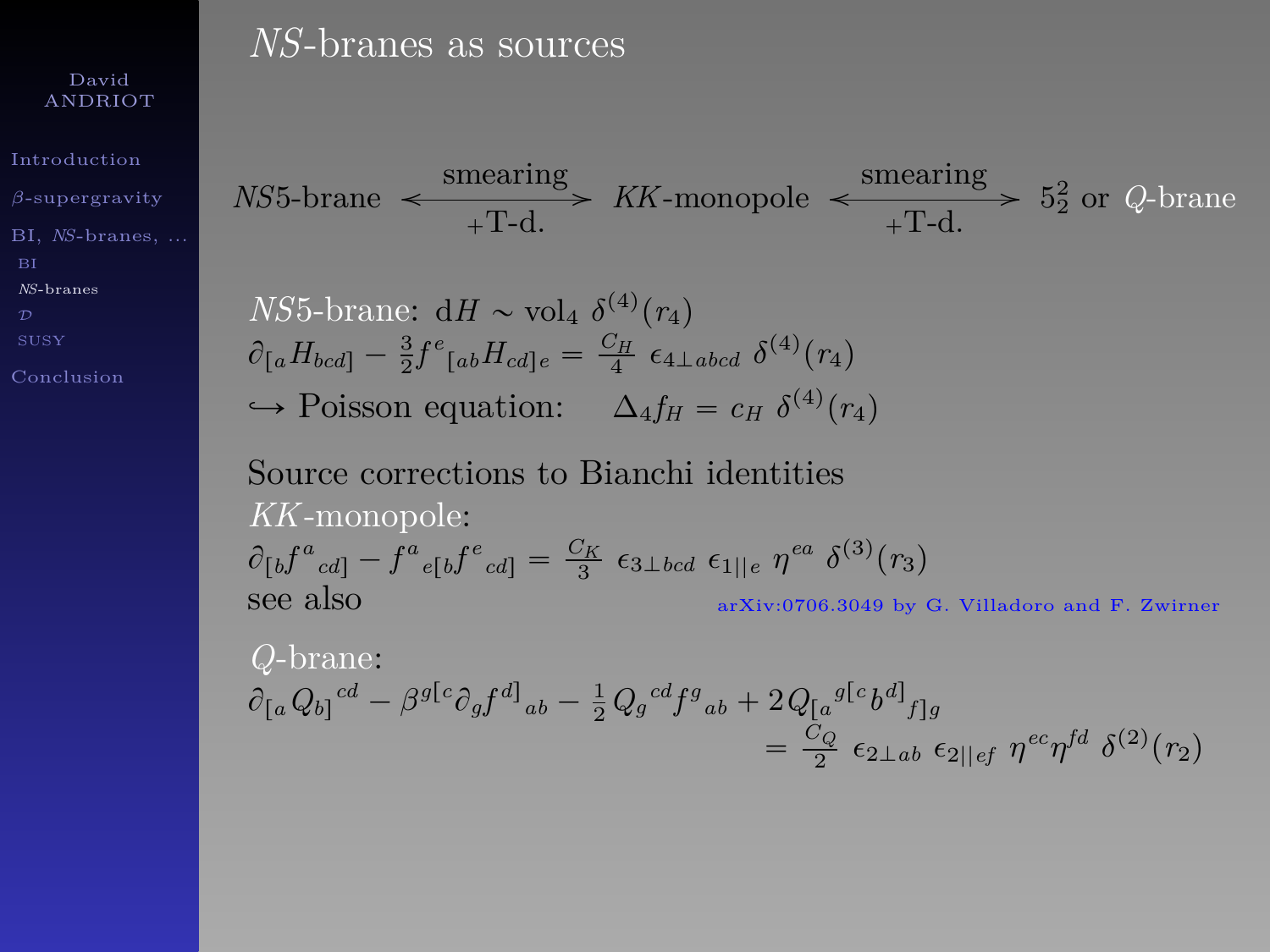# *NS*-branes as sources

$$NS5\text{-brane} \xleftrightarrow[\text{+T-d.}]{\text{smearing}} KK\text{-monopole} \xleftrightarrow[\text{+T-d.}]{\text{smearing}} 5_2^2 \text{ or } Q\text{-brane}$$

*NS*5-brane: $\mathrm{d}H \sim \mathrm{vol}_4\ \delta^{(4)}(r_4)$

$$\partial_{[a} H_{bcd]} - \tfrac{3}{2} f^{e}{}_{[ab} H_{cd]e} = \tfrac{C_H}{4}\ \epsilon_{4\perp\, abcd}\ \delta^{(4)}(r_4)$$

$\hookrightarrow$ Poisson equation: $\quad \Delta_4 f_H = c_H\ \delta^{(4)}(r_4)$

Source corrections to Bianchi identities

*KK*-monopole:

$$\partial_{[b} f^{a}{}_{cd]} - f^{a}{}_{e[b} f^{e}{}_{cd]} = \tfrac{C_K}{3}\ \epsilon_{3\perp\, bcd}\ \epsilon_{1||\, e}\ \eta^{ea}\ \delta^{(3)}(r_3)$$

see also arXiv:0706.3049 by G. Villadoro and F. Zwirner

*Q*-brane:

$$\partial_{[a} Q_{b]}{}^{cd} - \beta^{g[c} \partial_g f^{d]}{}_{ab} - \tfrac{1}{2} Q_g{}^{cd} f^{g}{}_{ab} + 2\, Q_{[a}{}^{g[c} b^{d]}{}_{f]g} = \tfrac{C_Q}{2}\ \epsilon_{2\perp\, ab}\ \epsilon_{2||\, ef}\ \eta^{ec}\eta^{fd}\ \delta^{(2)}(r_2)$$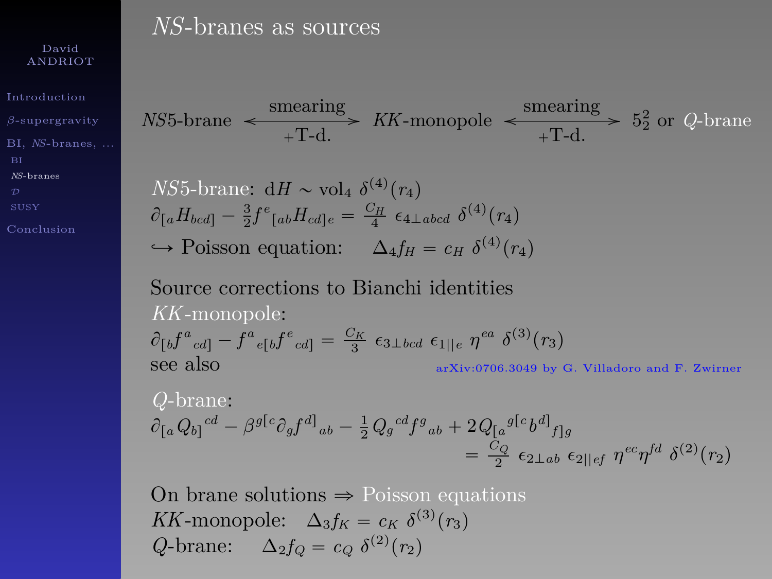# *NS*-branes as sources

$$NS5\text{-brane} \xleftrightarrow[\text{+T-d.}]{\text{smearing}} KK\text{-monopole} \xleftrightarrow[\text{+T-d.}]{\text{smearing}} 5^2_2 \text{ or } Q\text{-brane}$$

*NS*5-brane: $\mathrm{d}H \sim \mathrm{vol}_4 \ \delta^{(4)}(r_4)$

$$\partial_{[a}H_{bcd]} - \frac{3}{2} f^{e}{}_{[ab} H_{cd]e} = \frac{C_H}{4} \ \epsilon_{4\perp abcd} \ \delta^{(4)}(r_4)$$

$\hookrightarrow$ Poisson equation: $\quad \Delta_4 f_H = c_H \ \delta^{(4)}(r_4)$

Source corrections to Bianchi identities

*KK*-monopole:

$$\partial_{[b} f^{a}{}_{cd]} - f^{a}{}_{e[b} f^{e}{}_{cd]} = \frac{C_K}{3} \ \epsilon_{3\perp bcd} \ \epsilon_{1||e} \ \eta^{ea} \ \delta^{(3)}(r_3)$$

see also arXiv:0706.3049 by G. Villadoro and F. Zwirner

*Q*-brane:

$$\partial_{[a} Q_{b]}{}^{cd} - \beta^{g[c} \partial_g f^{d]}{}_{ab} - \frac{1}{2} Q_g{}^{cd} f^{g}{}_{ab} + 2\, Q_{[a}{}^{g[c} b^{d]}{}_{f]g} = \frac{C_Q}{2} \ \epsilon_{2\perp ab} \ \epsilon_{2||ef} \ \eta^{ec} \eta^{fd} \ \delta^{(2)}(r_2)$$

On brane solutions $\Rightarrow$ Poisson equations

*KK*-monopole: $\quad \Delta_3 f_K = c_K \ \delta^{(3)}(r_3)$

*Q*-brane: $\quad \Delta_2 f_Q = c_Q \ \delta^{(2)}(r_2)$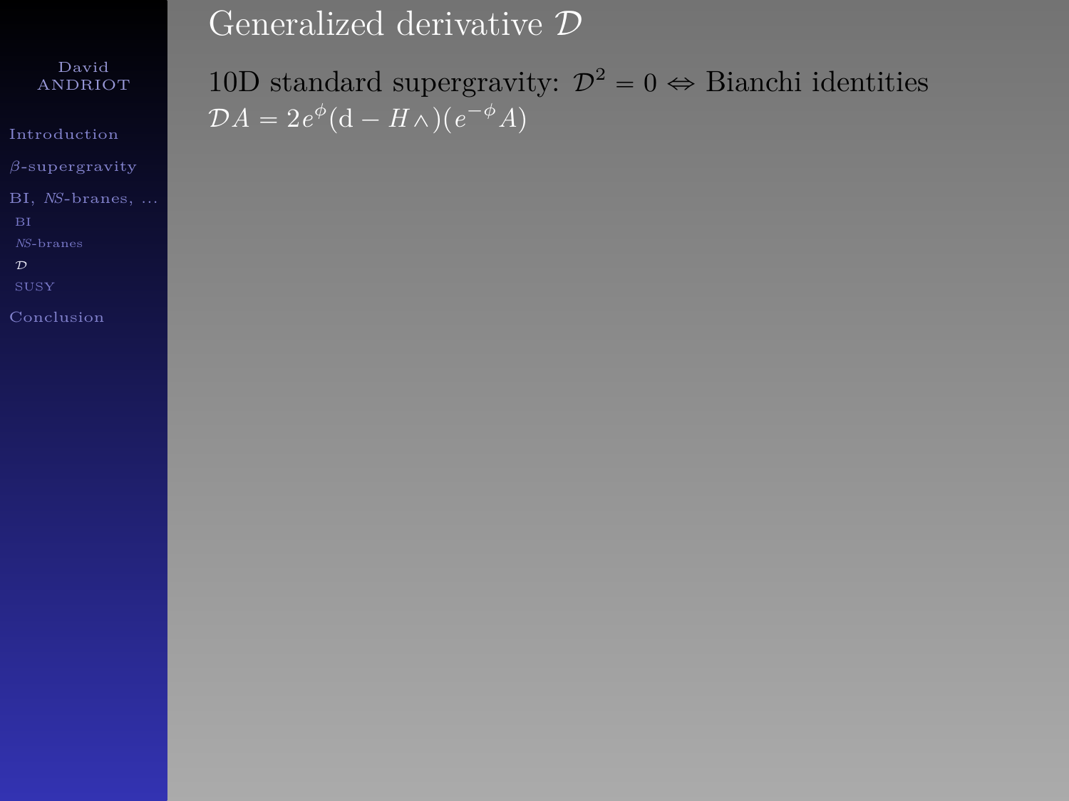# Generalized derivative $\mathcal{D}$

10D standard supergravity: $\mathcal{D}^2 = 0 \Leftrightarrow$ Bianchi identities
$\mathcal{D}A = 2e^{\phi}(\mathrm{d} - H\wedge)(e^{-\phi}A)$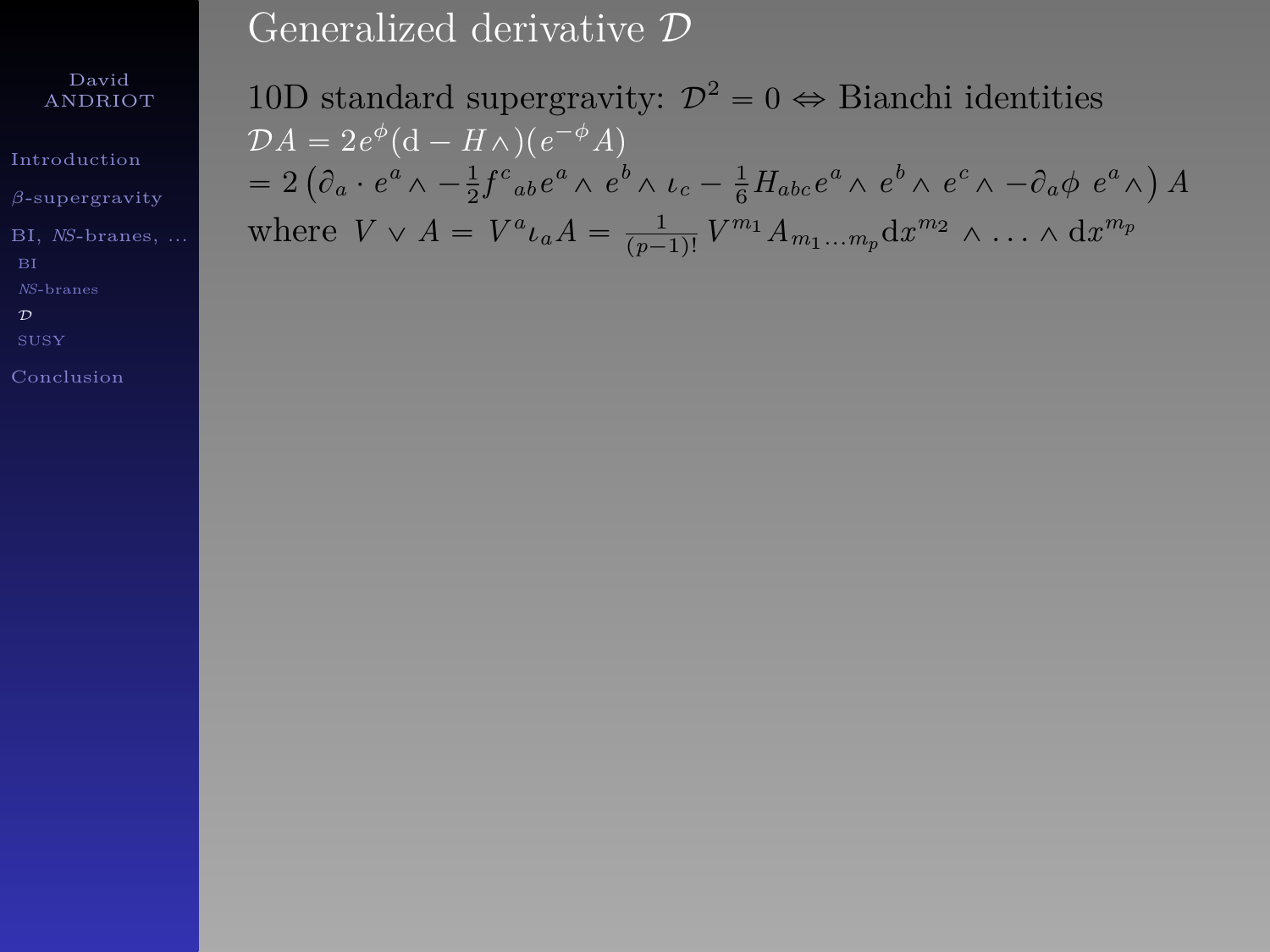# Generalized derivative $\mathcal{D}$

10D standard supergravity: $\mathcal{D}^2 = 0 \Leftrightarrow$ Bianchi identities

$\mathcal{D}A = 2e^{\phi}(\mathrm{d} - H\wedge)(e^{-\phi}A)$

$= 2\left(\partial_a \cdot e^a \wedge -\frac{1}{2}f^c{}_{ab}e^a \wedge e^b \wedge \iota_c - \frac{1}{6}H_{abc}e^a \wedge e^b \wedge e^c \wedge -\partial_a\phi \ e^a\wedge\right) A$

where $V \vee A = V^a \iota_a A = \frac{1}{(p-1)!} V^{m_1} A_{m_1 \ldots m_p} \mathrm{d}x^{m_2} \wedge \ldots \wedge \mathrm{d}x^{m_p}$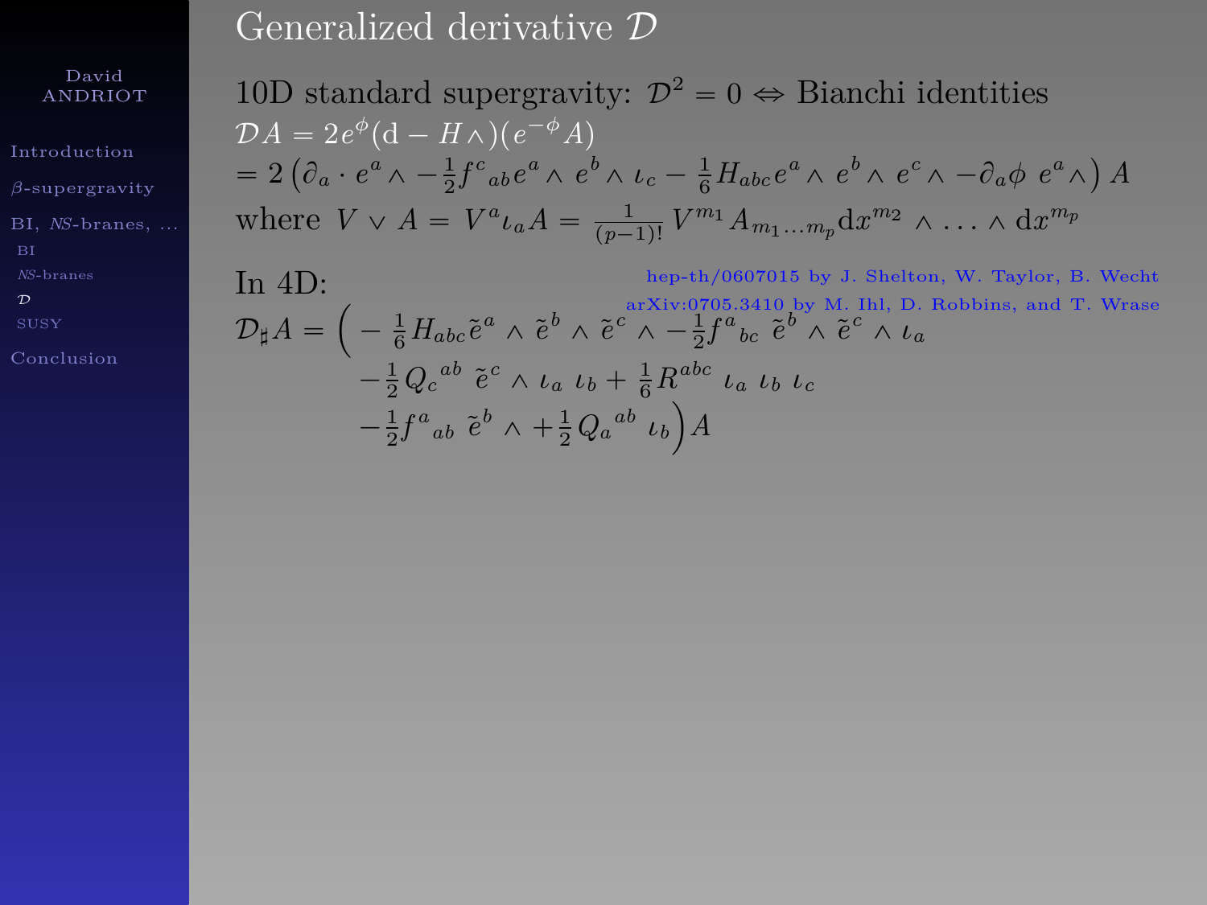# Generalized derivative $\mathcal{D}$

10D standard supergravity: $\mathcal{D}^2 = 0 \Leftrightarrow$ Bianchi identities

$$\mathcal{D}A = 2e^{\phi}(\mathrm{d} - H\wedge)(e^{-\phi}A)$$

$$= 2\left(\partial_a \cdot e^a \wedge -\tfrac{1}{2}f^c{}_{ab}e^a \wedge\, e^b \wedge \iota_c - \tfrac{1}{6}H_{abc}e^a \wedge\, e^b \wedge\, e^c \wedge -\partial_a\phi\ e^a \wedge\right) A$$

where $V \vee A = V^a \iota_a A = \frac{1}{(p-1)!}\, V^{m_1} A_{m_1\dots m_p} \mathrm{d}x^{m_2} \wedge \dots \wedge \mathrm{d}x^{m_p}$

In 4D:

hep-th/0607015 by J. Shelton, W. Taylor, B. Wecht

arXiv:0705.3410 by M. Ihl, D. Robbins, and T. Wrase

$$\mathcal{D}_\sharp A = \Big( -\tfrac{1}{6}H_{abc}\tilde{e}^a \wedge \tilde{e}^b \wedge \tilde{e}^c \wedge -\tfrac{1}{2}f^a{}_{bc}\ \tilde{e}^b \wedge \tilde{e}^c \wedge \iota_a$$
$$-\tfrac{1}{2}Q_c{}^{ab}\ \tilde{e}^c \wedge \iota_a\ \iota_b + \tfrac{1}{6}R^{abc}\ \iota_a\ \iota_b\ \iota_c$$
$$-\tfrac{1}{2}f^a{}_{ab}\ \tilde{e}^b \wedge + \tfrac{1}{2}Q_a{}^{ab}\ \iota_b\Big) A$$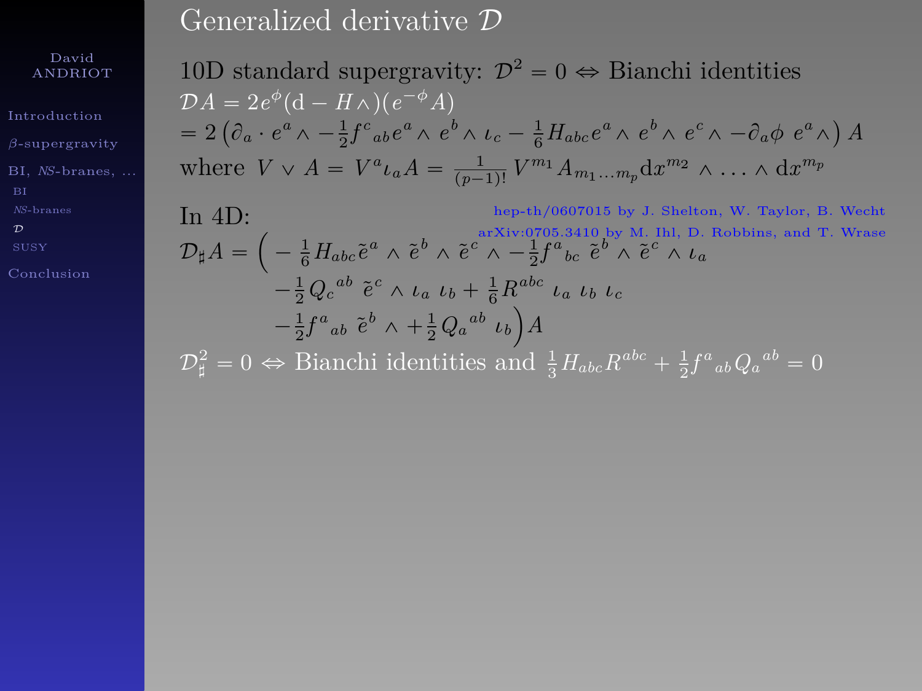# Generalized derivative $\mathcal{D}$

10D standard supergravity: $\mathcal{D}^2 = 0 \Leftrightarrow$ Bianchi identities

$$\mathcal{D}A = 2e^{\phi}(\mathrm{d} - H\wedge)(e^{-\phi}A)$$

$$= 2\left(\partial_a \cdot e^a \wedge -\tfrac{1}{2}f^c{}_{ab}e^a \wedge e^b \wedge \iota_c - \tfrac{1}{6}H_{abc}e^a \wedge e^b \wedge e^c \wedge -\partial_a\phi\ e^a\wedge\right)A$$

where $V \vee A = V^a \iota_a A = \frac{1}{(p-1)!}V^{m_1}A_{m_1\dots m_p}\mathrm{d}x^{m_2} \wedge \dots \wedge \mathrm{d}x^{m_p}$

In 4D:

hep-th/0607015 by J. Shelton, W. Taylor, B. Wecht

arXiv:0705.3410 by M. Ihl, D. Robbins, and T. Wrase

$$\begin{aligned}\mathcal{D}_\sharp A = \Big( & -\tfrac{1}{6}H_{abc}\tilde{e}^a \wedge \tilde{e}^b \wedge \tilde{e}^c \wedge -\tfrac{1}{2}f^a{}_{bc}\ \tilde{e}^b \wedge \tilde{e}^c \wedge \iota_a \\ & -\tfrac{1}{2}Q_c{}^{ab}\ \tilde{e}^c \wedge \iota_a\ \iota_b + \tfrac{1}{6}R^{abc}\ \iota_a\ \iota_b\ \iota_c \\ & -\tfrac{1}{2}f^a{}_{ab}\ \tilde{e}^b \wedge + \tfrac{1}{2}Q_a{}^{ab}\ \iota_b\Big)A\end{aligned}$$

$\mathcal{D}_\sharp^2 = 0 \Leftrightarrow$ Bianchi identities and $\frac{1}{3}H_{abc}R^{abc} + \frac{1}{2}f^a{}_{ab}Q_a{}^{ab} = 0$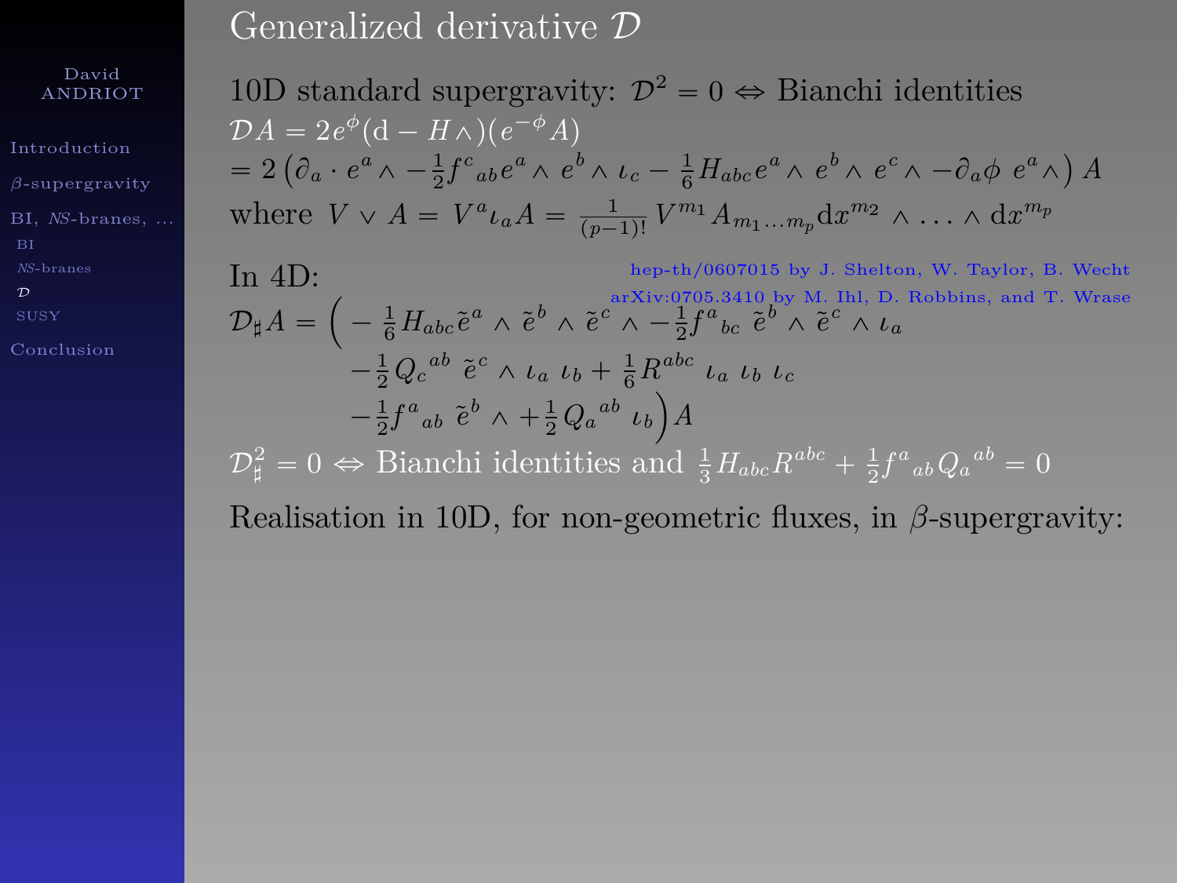# Generalized derivative $\mathcal{D}$

10D standard supergravity: $\mathcal{D}^2 = 0 \Leftrightarrow$ Bianchi identities

$$\mathcal{D}A = 2e^{\phi}(\mathrm{d} - H\wedge)(e^{-\phi}A)$$

$$= 2\left(\partial_a \cdot e^a \wedge -\tfrac{1}{2}f^c{}_{ab}e^a \wedge e^b \wedge \iota_c - \tfrac{1}{6}H_{abc}e^a \wedge e^b \wedge e^c \wedge -\partial_a\phi \; e^a\wedge\right) A$$

where $V \vee A = V^a \iota_a A = \frac{1}{(p-1)!} V^{m_1} A_{m_1\ldots m_p} \mathrm{d}x^{m_2} \wedge \ldots \wedge \mathrm{d}x^{m_p}$

In 4D:

hep-th/0607015 by J. Shelton, W. Taylor, B. Wecht

arXiv:0705.3410 by M. Ihl, D. Robbins, and T. Wrase

$$\mathcal{D}_\sharp A = \Big( -\tfrac{1}{6}H_{abc}\tilde{e}^a \wedge \tilde{e}^b \wedge \tilde{e}^c \wedge -\tfrac{1}{2}f^a{}_{bc}\; \tilde{e}^b \wedge \tilde{e}^c \wedge \iota_a$$
$$-\tfrac{1}{2}Q_c{}^{ab}\; \tilde{e}^c \wedge \iota_a \; \iota_b + \tfrac{1}{6}R^{abc}\; \iota_a \; \iota_b \; \iota_c$$
$$-\tfrac{1}{2}f^a{}_{ab}\; \tilde{e}^b \wedge + \tfrac{1}{2}Q_a{}^{ab}\; \iota_b\Big) A$$

$\mathcal{D}_\sharp^2 = 0 \Leftrightarrow$ Bianchi identities and $\frac{1}{3}H_{abc}R^{abc} + \frac{1}{2}f^a{}_{ab}Q_a{}^{ab} = 0$

Realisation in 10D, for non-geometric fluxes, in $\beta$-supergravity: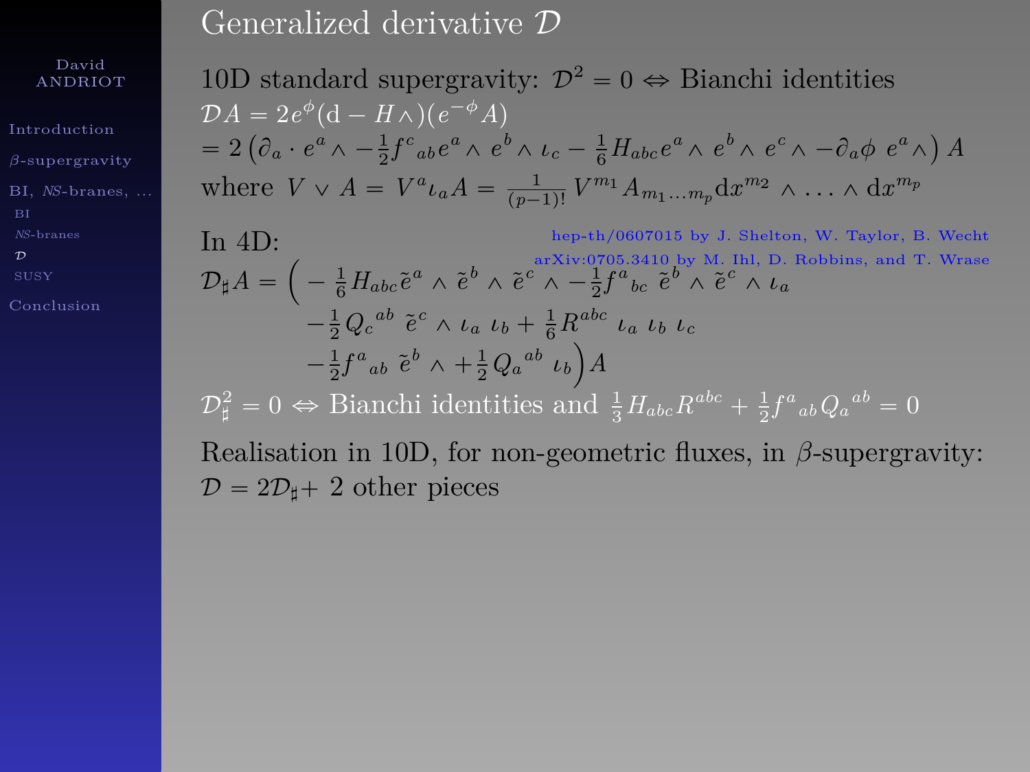# Generalized derivative $\mathcal{D}$

10D standard supergravity: $\mathcal{D}^2 = 0 \Leftrightarrow$ Bianchi identities

$$\mathcal{D}A = 2e^{\phi}(\mathrm{d} - H\wedge)(e^{-\phi}A)$$
$$= 2\left(\partial_a \cdot e^a \wedge -\tfrac{1}{2}f^c{}_{ab}e^a \wedge e^b \wedge \iota_c - \tfrac{1}{6}H_{abc}e^a \wedge e^b \wedge e^c \wedge - \partial_a\phi \; e^a \wedge\right) A$$

where $V \vee A = V^a \iota_a A = \frac{1}{(p-1)!} V^{m_1} A_{m_1 \ldots m_p} \mathrm{d}x^{m_2} \wedge \ldots \wedge \mathrm{d}x^{m_p}$

In 4D:

hep-th/0607015 by J. Shelton, W. Taylor, B. Wecht

arXiv:0705.3410 by M. Ihl, D. Robbins, and T. Wrase

$$\mathcal{D}_\sharp A = \Big( -\tfrac{1}{6}H_{abc}\tilde{e}^a \wedge \tilde{e}^b \wedge \tilde{e}^c \wedge -\tfrac{1}{2}f^a{}_{bc}\; \tilde{e}^b \wedge \tilde{e}^c \wedge \iota_a$$
$$-\tfrac{1}{2}Q_c{}^{ab}\; \tilde{e}^c \wedge \iota_a\; \iota_b + \tfrac{1}{6}R^{abc}\; \iota_a\; \iota_b\; \iota_c$$
$$-\tfrac{1}{2}f^a{}_{ab}\; \tilde{e}^b \wedge + \tfrac{1}{2}Q_a{}^{ab}\; \iota_b\Big) A$$

$\mathcal{D}_\sharp^2 = 0 \Leftrightarrow$ Bianchi identities and $\frac{1}{3}H_{abc}R^{abc} + \frac{1}{2}f^a{}_{ab}Q_a{}^{ab} = 0$

Realisation in 10D, for non-geometric fluxes, in $\beta$-supergravity: $\mathcal{D} = 2\mathcal{D}_\sharp +$ 2 other pieces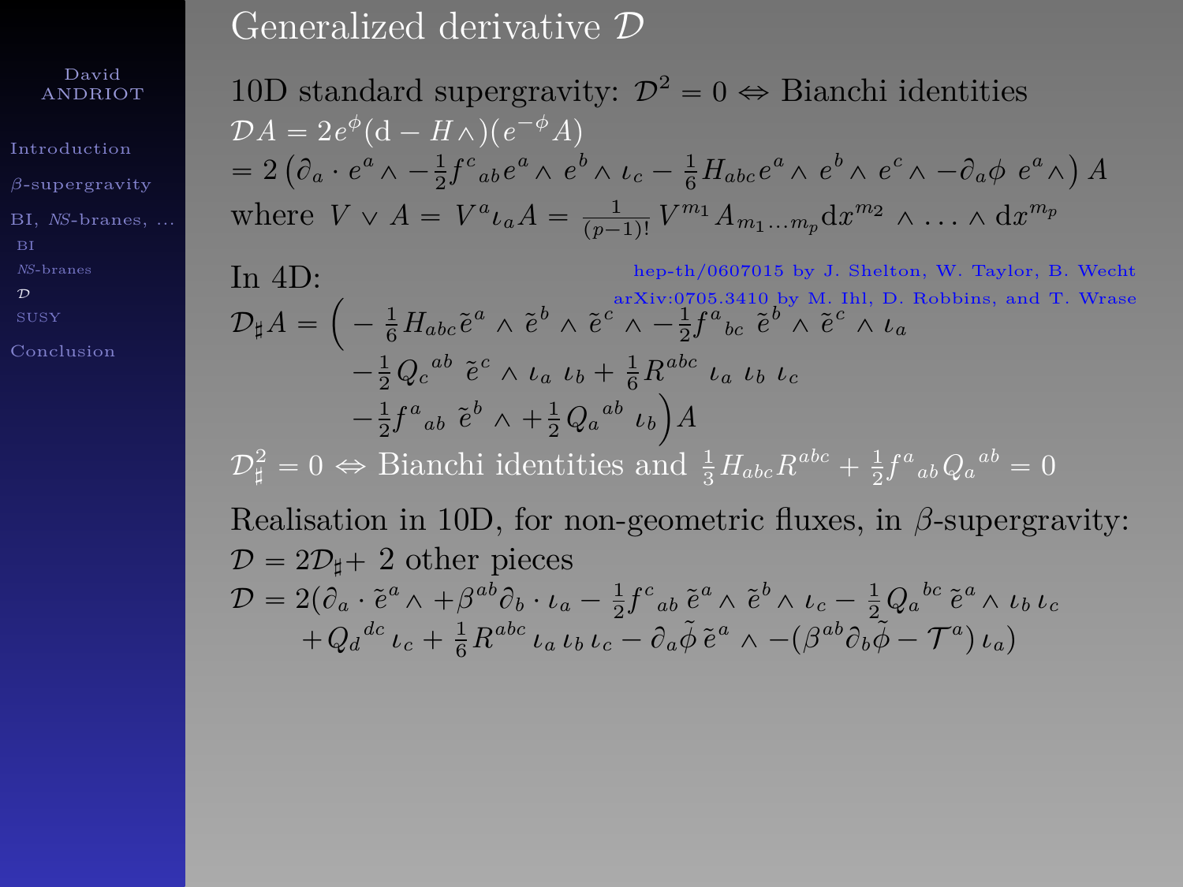# Generalized derivative $\mathcal{D}$

10D standard supergravity: $\mathcal{D}^2 = 0 \Leftrightarrow$ Bianchi identities

$$\mathcal{D}A = 2e^{\phi}(\mathrm{d} - H\wedge)(e^{-\phi}A)$$

$$= 2\left(\partial_a \cdot e^a \wedge -\tfrac{1}{2}f^c{}_{ab}e^a \wedge e^b \wedge \iota_c - \tfrac{1}{6}H_{abc}e^a \wedge e^b \wedge e^c \wedge -\partial_a\phi\ e^a\wedge\right)A$$

where $V \vee A = V^a \iota_a A = \frac{1}{(p-1)!}V^{m_1}A_{m_1\dots m_p}\mathrm{d}x^{m_2}\wedge\ldots\wedge \mathrm{d}x^{m_p}$

In 4D:

hep-th/0607015 by J. Shelton, W. Taylor, B. Wecht

arXiv:0705.3410 by M. Ihl, D. Robbins, and T. Wrase

$$\mathcal{D}_\sharp A = \Big( -\tfrac{1}{6}H_{abc}\tilde{e}^a \wedge \tilde{e}^b \wedge \tilde{e}^c \wedge -\tfrac{1}{2}f^a{}_{bc}\ \tilde{e}^b \wedge \tilde{e}^c \wedge \iota_a$$
$$-\tfrac{1}{2}Q_c{}^{ab}\ \tilde{e}^c \wedge \iota_a\ \iota_b + \tfrac{1}{6}R^{abc}\ \iota_a\ \iota_b\ \iota_c$$
$$-\tfrac{1}{2}f^a{}_{ab}\ \tilde{e}^b \wedge + \tfrac{1}{2}Q_a{}^{ab}\ \iota_b\Big)A$$

$\mathcal{D}_\sharp^2 = 0 \Leftrightarrow$ Bianchi identities and $\frac{1}{3}H_{abc}R^{abc} + \frac{1}{2}f^a{}_{ab}Q_a{}^{ab} = 0$

Realisation in 10D, for non-geometric fluxes, in $\beta$-supergravity:

$\mathcal{D} = 2\mathcal{D}_\sharp +$ 2 other pieces

$$\mathcal{D} = 2(\partial_a \cdot \tilde{e}^a \wedge + \beta^{ab}\partial_b \cdot \iota_a - \tfrac{1}{2}f^c{}_{ab}\,\tilde{e}^a \wedge \tilde{e}^b \wedge \iota_c - \tfrac{1}{2}Q_a{}^{bc}\,\tilde{e}^a \wedge \iota_b\,\iota_c$$
$$+ Q_d{}^{dc}\,\iota_c + \tfrac{1}{6}R^{abc}\,\iota_a\,\iota_b\,\iota_c - \partial_a\tilde{\phi}\,\tilde{e}^a \wedge -(\beta^{ab}\partial_b\tilde{\phi} - \mathcal{T}^a)\,\iota_a)$$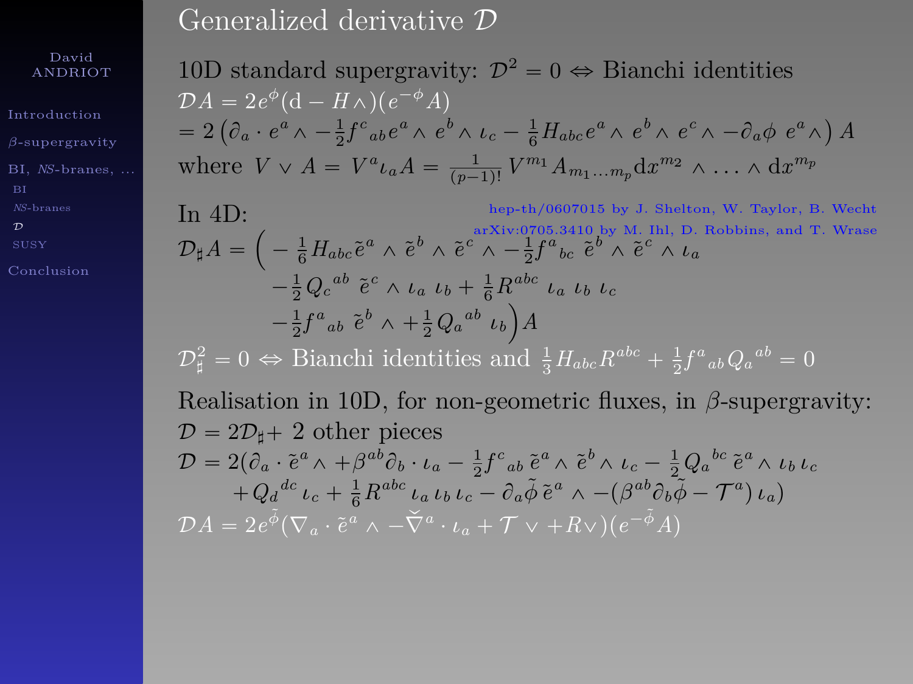# Generalized derivative $\mathcal{D}$

10D standard supergravity: $\mathcal{D}^2 = 0 \Leftrightarrow$ Bianchi identities

$$\mathcal{D}A = 2e^{\phi}(\mathrm{d} - H\wedge)(e^{-\phi}A)$$

$$= 2\left(\partial_a \cdot e^a \wedge -\tfrac{1}{2}f^c{}_{ab} e^a \wedge\, e^b \wedge \iota_c - \tfrac{1}{6}H_{abc}e^a \wedge\, e^b \wedge\, e^c \wedge -\partial_a\phi\ e^a \wedge\right) A$$

where $V \vee A = V^a \iota_a A = \frac{1}{(p-1)!}V^{m_1}A_{m_1\dots m_p}\mathrm{d}x^{m_2}\wedge\ldots\wedge \mathrm{d}x^{m_p}$

In 4D:

hep-th/0607015 by J. Shelton, W. Taylor, B. Wecht

arXiv:0705.3410 by M. Ihl, D. Robbins, and T. Wrase

$$\begin{aligned}\mathcal{D}_\sharp A = \Big( &-\tfrac{1}{6}H_{abc}\tilde{e}^a \wedge \tilde{e}^b \wedge \tilde{e}^c \wedge -\tfrac{1}{2}f^a{}_{bc}\ \tilde{e}^b \wedge \tilde{e}^c \wedge \iota_a \\ &-\tfrac{1}{2}Q_c{}^{ab}\ \tilde{e}^c \wedge \iota_a\ \iota_b + \tfrac{1}{6}R^{abc}\ \iota_a\ \iota_b\ \iota_c \\ &-\tfrac{1}{2}f^a{}_{ab}\ \tilde{e}^b \wedge +\tfrac{1}{2}Q_a{}^{ab}\ \iota_b\Big)A\end{aligned}$$

$\mathcal{D}_\sharp^2 = 0 \Leftrightarrow$ Bianchi identities and $\frac{1}{3}H_{abc}R^{abc} + \frac{1}{2}f^a{}_{ab}Q_a{}^{ab} = 0$

Realisation in 10D, for non-geometric fluxes, in $\beta$-supergravity:

$\mathcal{D} = 2\mathcal{D}_\sharp +$ 2 other pieces

$$\begin{aligned}\mathcal{D} = 2(&\partial_a \cdot \tilde{e}^a \wedge + \beta^{ab}\partial_b \cdot \iota_a - \tfrac{1}{2}f^c{}_{ab}\,\tilde{e}^a \wedge \tilde{e}^b \wedge \iota_c - \tfrac{1}{2}Q_a{}^{bc}\,\tilde{e}^a \wedge \iota_b\,\iota_c \\ &+ Q_d{}^{dc}\,\iota_c + \tfrac{1}{6}R^{abc}\,\iota_a\,\iota_b\,\iota_c - \partial_a\tilde{\phi}\,\tilde{e}^a \wedge -(\beta^{ab}\partial_b\tilde{\phi} - \mathcal{T}^a)\,\iota_a)\end{aligned}$$

$$\mathcal{D}A = 2e^{\tilde{\phi}}(\nabla_a \cdot \tilde{e}^a \wedge -\check{\nabla}^a \cdot \iota_a + \mathcal{T}\vee + R\vee)(e^{-\tilde{\phi}}A)$$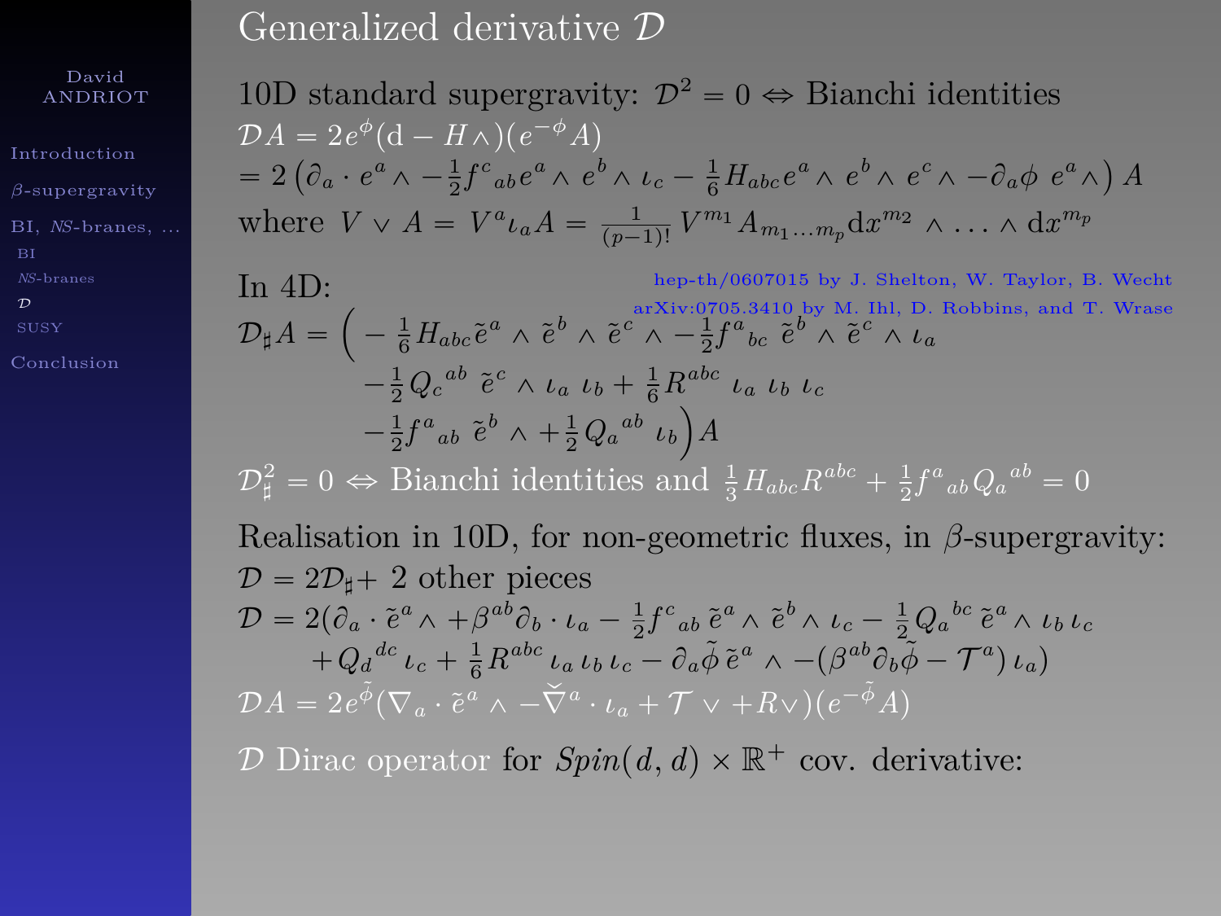# Generalized derivative $\mathcal{D}$

10D standard supergravity: $\mathcal{D}^2 = 0 \Leftrightarrow$ Bianchi identities

$$\mathcal{D}A = 2e^{\phi}(\mathrm{d} - H\wedge)(e^{-\phi}A)$$

$$= 2\left(\partial_a \cdot e^a \wedge -\tfrac{1}{2}f^c{}_{ab}e^a \wedge e^b \wedge \iota_c - \tfrac{1}{6}H_{abc}e^a \wedge e^b \wedge e^c \wedge -\partial_a\phi\ e^a\wedge\right)A$$

where $V \vee A = V^a \iota_a A = \frac{1}{(p-1)!} V^{m_1} A_{m_1\ldots m_p} \mathrm{d}x^{m_2} \wedge \ldots \wedge \mathrm{d}x^{m_p}$

In 4D:

hep-th/0607015 by J. Shelton, W. Taylor, B. Wecht

arXiv:0705.3410 by M. Ihl, D. Robbins, and T. Wrase

$$\mathcal{D}_\sharp A = \Big( -\tfrac{1}{6}H_{abc}\tilde{e}^a \wedge \tilde{e}^b \wedge \tilde{e}^c \wedge -\tfrac{1}{2}f^a{}_{bc}\ \tilde{e}^b \wedge \tilde{e}^c \wedge \iota_a$$
$$-\tfrac{1}{2}Q_c{}^{ab}\ \tilde{e}^c \wedge \iota_a\ \iota_b + \tfrac{1}{6}R^{abc}\ \iota_a\ \iota_b\ \iota_c$$
$$-\tfrac{1}{2}f^a{}_{ab}\ \tilde{e}^b \wedge + \tfrac{1}{2}Q_a{}^{ab}\ \iota_b\Big)A$$

$\mathcal{D}_\sharp^2 = 0 \Leftrightarrow$ Bianchi identities and $\frac{1}{3}H_{abc}R^{abc} + \frac{1}{2}f^a{}_{ab}Q_a{}^{ab} = 0$

Realisation in 10D, for non-geometric fluxes, in $\beta$-supergravity:

$\mathcal{D} = 2\mathcal{D}_\sharp +$ 2 other pieces

$$\mathcal{D} = 2(\partial_a \cdot \tilde{e}^a \wedge + \beta^{ab}\partial_b \cdot \iota_a - \tfrac{1}{2}f^c{}_{ab}\,\tilde{e}^a \wedge \tilde{e}^b \wedge \iota_c - \tfrac{1}{2}Q_a{}^{bc}\,\tilde{e}^a \wedge \iota_b\,\iota_c$$
$$+ Q_d{}^{dc}\,\iota_c + \tfrac{1}{6}R^{abc}\,\iota_a\,\iota_b\,\iota_c - \partial_a\tilde{\phi}\,\tilde{e}^a \wedge -(\beta^{ab}\partial_b\tilde{\phi} - \mathcal{T}^a)\,\iota_a)$$

$$\mathcal{D}A = 2e^{\tilde{\phi}}(\nabla_a \cdot \tilde{e}^a \wedge -\check{\nabla}^a \cdot \iota_a + \mathcal{T}\vee + R\vee)(e^{-\tilde{\phi}}A)$$

$\mathcal{D}$ Dirac operator for $Spin(d,d) \times \mathbb{R}^+$ cov. derivative: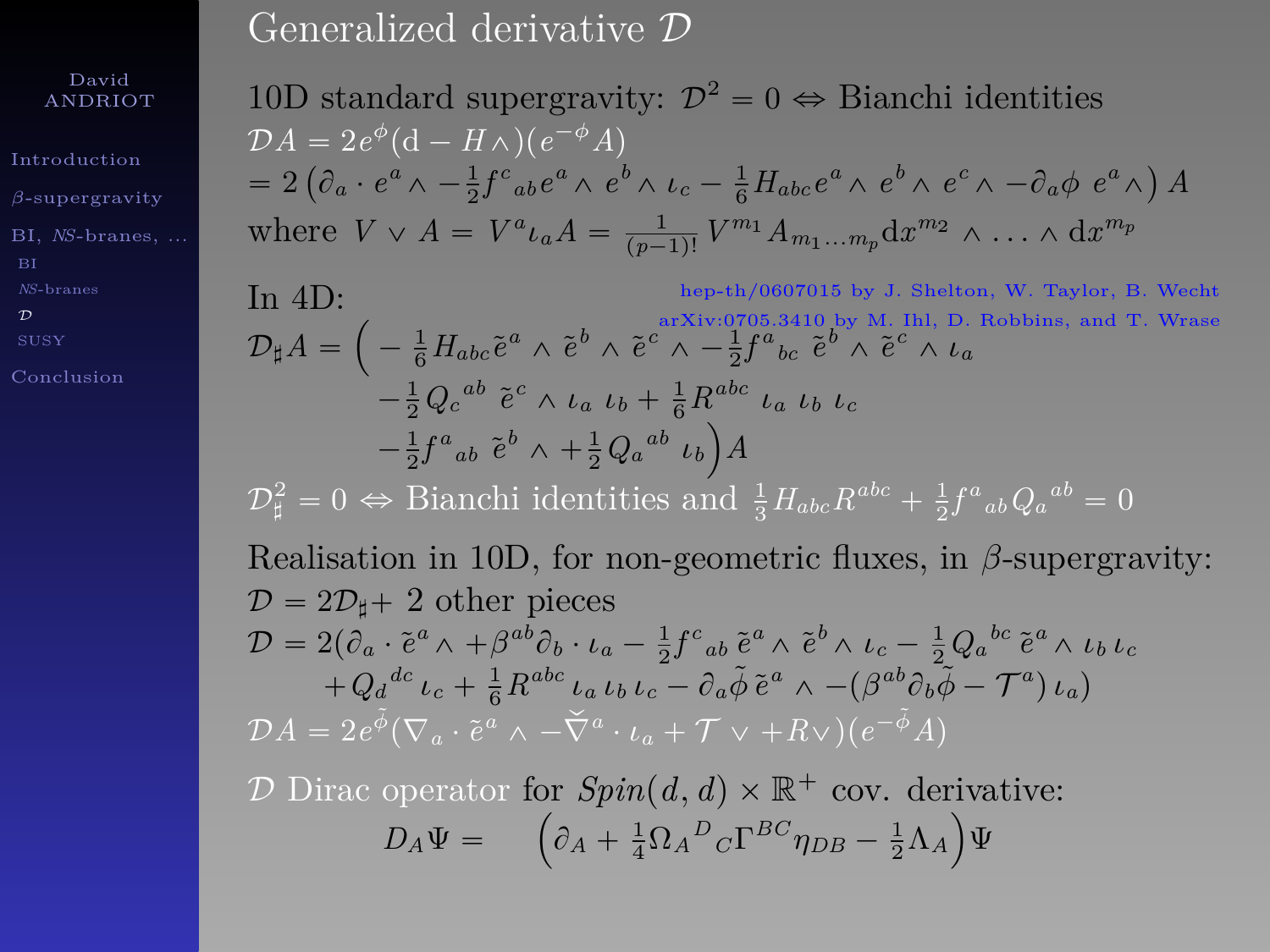# Generalized derivative $\mathcal{D}$

10D standard supergravity: $\mathcal{D}^2 = 0 \Leftrightarrow$ Bianchi identities

$$\mathcal{D}A = 2e^{\phi}(\mathrm{d} - H\wedge)(e^{-\phi}A)$$
$$= 2\left(\partial_a \cdot e^a \wedge -\tfrac{1}{2}f^c{}_{ab}e^a \wedge e^b \wedge \iota_c - \tfrac{1}{6}H_{abc}e^a \wedge e^b \wedge e^c \wedge -\partial_a\phi\ e^a\wedge\right)A$$

where $V \vee A = V^a \iota_a A = \frac{1}{(p-1)!} V^{m_1} A_{m_1 \ldots m_p} \mathrm{d}x^{m_2} \wedge \ldots \wedge \mathrm{d}x^{m_p}$

In 4D:

hep-th/0607015 by J. Shelton, W. Taylor, B. Wecht

arXiv:0705.3410 by M. Ihl, D. Robbins, and T. Wrase

$$\mathcal{D}_\sharp A = \Big( -\tfrac{1}{6}H_{abc}\tilde{e}^a \wedge \tilde{e}^b \wedge \tilde{e}^c \wedge -\tfrac{1}{2}f^a{}_{bc}\ \tilde{e}^b \wedge \tilde{e}^c \wedge \iota_a$$
$$-\tfrac{1}{2}Q_c{}^{ab}\ \tilde{e}^c \wedge \iota_a\ \iota_b + \tfrac{1}{6}R^{abc}\ \iota_a\ \iota_b\ \iota_c$$
$$-\tfrac{1}{2}f^a{}_{ab}\ \tilde{e}^b \wedge +\tfrac{1}{2}Q_a{}^{ab}\ \iota_b\Big)A$$

$\mathcal{D}_\sharp^2 = 0 \Leftrightarrow$ Bianchi identities and $\frac{1}{3}H_{abc}R^{abc} + \frac{1}{2}f^a{}_{ab}Q_a{}^{ab} = 0$

Realisation in 10D, for non-geometric fluxes, in $\beta$-supergravity:

$\mathcal{D} = 2\mathcal{D}_\sharp +$ 2 other pieces

$$\mathcal{D} = 2(\partial_a \cdot \tilde{e}^a \wedge +\beta^{ab}\partial_b \cdot \iota_a - \tfrac{1}{2}f^c{}_{ab}\,\tilde{e}^a \wedge \tilde{e}^b \wedge \iota_c - \tfrac{1}{2}Q_a{}^{bc}\,\tilde{e}^a \wedge \iota_b\,\iota_c$$
$$+Q_d{}^{dc}\,\iota_c + \tfrac{1}{6}R^{abc}\,\iota_a\,\iota_b\,\iota_c - \partial_a\tilde{\phi}\,\tilde{e}^a \wedge -(\beta^{ab}\partial_b\tilde{\phi} - \mathcal{T}^a)\,\iota_a)$$

$$\mathcal{D}A = 2e^{\tilde{\phi}}(\nabla_a \cdot \tilde{e}^a \wedge -\check{\nabla}^a \cdot \iota_a + \mathcal{T}\vee + R\vee)(e^{-\tilde{\phi}}A)$$

$\mathcal{D}$ Dirac operator for $Spin(d,d) \times \mathbb{R}^+$ cov. derivative:

$$D_A\Psi = \quad \left(\partial_A + \tfrac{1}{4}\Omega_A{}^D{}_C\Gamma^{BC}\eta_{DB} - \tfrac{1}{2}\Lambda_A\right)\Psi$$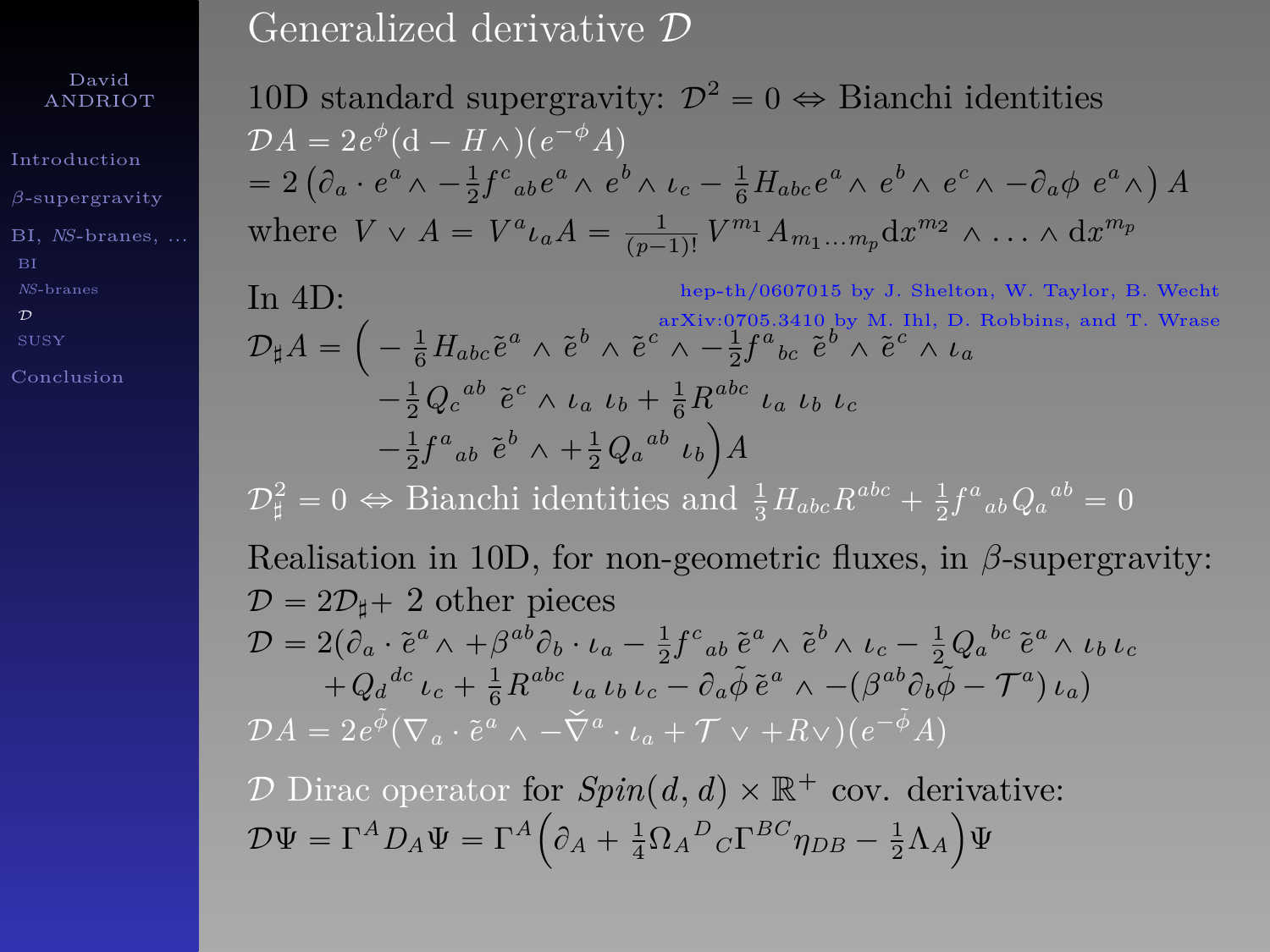# Generalized derivative $\mathcal{D}$

10D standard supergravity: $\mathcal{D}^2 = 0 \Leftrightarrow$ Bianchi identities

$$\mathcal{D}A = 2e^{\phi}(\mathrm{d} - H\wedge)(e^{-\phi}A)$$
$$= 2\left(\partial_a \cdot e^a \wedge -\tfrac{1}{2} f^c{}_{ab} e^a \wedge e^b \wedge \iota_c - \tfrac{1}{6} H_{abc} e^a \wedge e^b \wedge e^c \wedge - \partial_a \phi \; e^a \wedge \right) A$$

where $V \vee A = V^a \iota_a A = \frac{1}{(p-1)!} V^{m_1} A_{m_1 \ldots m_p} \mathrm{d}x^{m_2} \wedge \ldots \wedge \mathrm{d}x^{m_p}$

In 4D:

hep-th/0607015 by J. Shelton, W. Taylor, B. Wecht

arXiv:0705.3410 by M. Ihl, D. Robbins, and T. Wrase

$$\mathcal{D}_\sharp A = \Big( -\tfrac{1}{6} H_{abc} \tilde{e}^a \wedge \tilde{e}^b \wedge \tilde{e}^c \wedge -\tfrac{1}{2} f^a{}_{bc} \; \tilde{e}^b \wedge \tilde{e}^c \wedge \iota_a$$
$$-\tfrac{1}{2} Q_c{}^{ab} \; \tilde{e}^c \wedge \iota_a \; \iota_b + \tfrac{1}{6} R^{abc} \; \iota_a \; \iota_b \; \iota_c$$
$$-\tfrac{1}{2} f^a{}_{ab} \; \tilde{e}^b \wedge + \tfrac{1}{2} Q_a{}^{ab} \; \iota_b \Big) A$$

$\mathcal{D}_\sharp^2 = 0 \Leftrightarrow$ Bianchi identities and $\frac{1}{3} H_{abc} R^{abc} + \frac{1}{2} f^a{}_{ab} Q_a{}^{ab} = 0$

Realisation in 10D, for non-geometric fluxes, in $\beta$-supergravity:

$\mathcal{D} = 2\mathcal{D}_\sharp +$ 2 other pieces

$$\mathcal{D} = 2(\partial_a \cdot \tilde{e}^a \wedge + \beta^{ab}\partial_b \cdot \iota_a - \tfrac{1}{2} f^c{}_{ab} \, \tilde{e}^a \wedge \tilde{e}^b \wedge \iota_c - \tfrac{1}{2} Q_a{}^{bc} \, \tilde{e}^a \wedge \iota_b \, \iota_c$$
$$+ Q_d{}^{dc} \, \iota_c + \tfrac{1}{6} R^{abc} \, \iota_a \, \iota_b \, \iota_c - \partial_a \tilde{\phi} \, \tilde{e}^a \wedge - (\beta^{ab}\partial_b \tilde{\phi} - \mathcal{T}^a) \, \iota_a)$$

$$\mathcal{D}A = 2e^{\tilde{\phi}}(\nabla_a \cdot \tilde{e}^a \wedge - \check{\nabla}^a \cdot \iota_a + \mathcal{T} \vee + R \vee)(e^{-\tilde{\phi}} A)$$

$\mathcal{D}$ Dirac operator for $Spin(d,d) \times \mathbb{R}^+$ cov. derivative:

$$\mathcal{D}\Psi = \Gamma^A D_A \Psi = \Gamma^A \Big( \partial_A + \tfrac{1}{4} \Omega_A{}^D{}_C \Gamma^{BC} \eta_{DB} - \tfrac{1}{2} \Lambda_A \Big) \Psi$$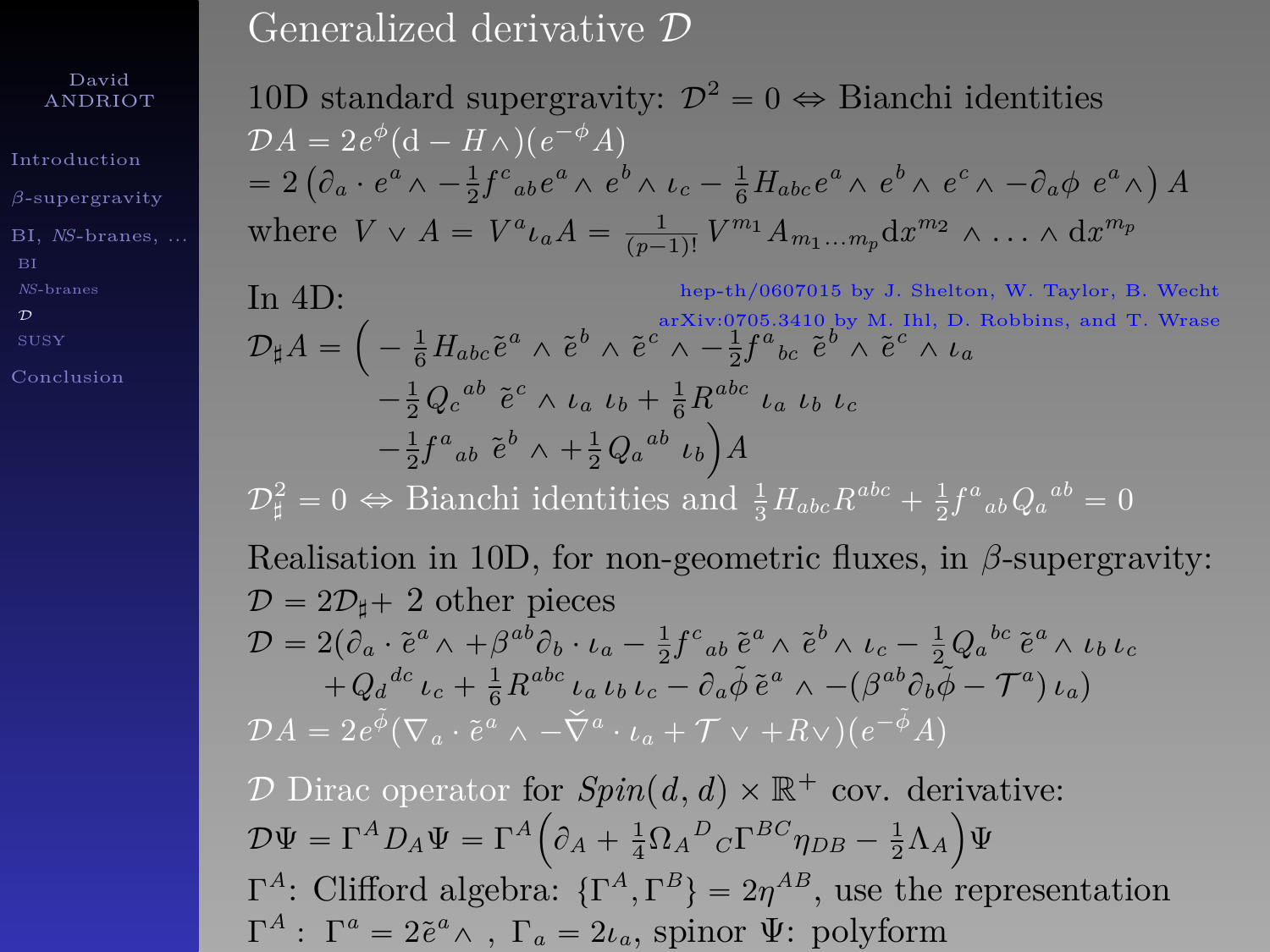# Generalized derivative $\mathcal{D}$

10D standard supergravity: $\mathcal{D}^2 = 0 \Leftrightarrow$ Bianchi identities

$$\mathcal{D}A = 2e^{\phi}(\mathrm{d} - H\wedge)(e^{-\phi}A)$$

$$= 2\left(\partial_a \cdot e^a \wedge -\frac{1}{2}f^c{}_{ab}e^a\wedge e^b \wedge \iota_c - \frac{1}{6}H_{abc}e^a\wedge e^b \wedge e^c \wedge -\partial_a\phi \; e^a\wedge\right)A$$

where $V \vee A = V^a \iota_a A = \frac{1}{(p-1)!}V^{m_1}A_{m_1\dots m_p}\mathrm{d}x^{m_2}\wedge \dots \wedge \mathrm{d}x^{m_p}$

In 4D:

hep-th/0607015 by J. Shelton, W. Taylor, B. Wecht

arXiv:0705.3410 by M. Ihl, D. Robbins, and T. Wrase

$$\begin{aligned}\mathcal{D}_\sharp A = \Big( & -\frac{1}{6}H_{abc}\tilde{e}^a\wedge\tilde{e}^b\wedge\tilde{e}^c\wedge -\frac{1}{2}f^a{}_{bc}\;\tilde{e}^b\wedge\tilde{e}^c\wedge\iota_a \\ & -\frac{1}{2}Q_c{}^{ab}\;\tilde{e}^c\wedge\iota_a\;\iota_b + \frac{1}{6}R^{abc}\;\iota_a\;\iota_b\;\iota_c \\ & -\frac{1}{2}f^a{}_{ab}\;\tilde{e}^b\wedge + \frac{1}{2}Q_a{}^{ab}\;\iota_b\Big)A\end{aligned}$$

$\mathcal{D}_\sharp^2 = 0 \Leftrightarrow$ Bianchi identities and $\frac{1}{3}H_{abc}R^{abc} + \frac{1}{2}f^a{}_{ab}Q_a{}^{ab} = 0$

Realisation in 10D, for non-geometric fluxes, in $\beta$-supergravity:

$\mathcal{D} = 2\mathcal{D}_\sharp +$ 2 other pieces

$$\begin{aligned}\mathcal{D} = 2(&\partial_a\cdot\tilde{e}^a\wedge + \beta^{ab}\partial_b\cdot\iota_a - \frac{1}{2}f^c{}_{ab}\,\tilde{e}^a\wedge\tilde{e}^b\wedge\iota_c - \frac{1}{2}Q_a{}^{bc}\,\tilde{e}^a\wedge\iota_b\,\iota_c \\ & + Q_d{}^{dc}\,\iota_c + \frac{1}{6}R^{abc}\,\iota_a\,\iota_b\,\iota_c - \partial_a\tilde{\phi}\,\tilde{e}^a\wedge - (\beta^{ab}\partial_b\tilde{\phi} - \mathcal{T}^a)\,\iota_a)\end{aligned}$$

$$\mathcal{D}A = 2e^{\tilde{\phi}}(\nabla_a\cdot\tilde{e}^a\wedge - \check{\nabla}^a\cdot\iota_a + \mathcal{T}\vee + R\vee)(e^{-\tilde{\phi}}A)$$

$\mathcal{D}$ Dirac operator for $Spin(d,d)\times\mathbb{R}^+$ cov. derivative:

$$\mathcal{D}\Psi = \Gamma^A D_A\Psi = \Gamma^A\Big(\partial_A + \frac{1}{4}\Omega_A{}^D{}_C\Gamma^{BC}\eta_{DB} - \frac{1}{2}\Lambda_A\Big)\Psi$$

$\Gamma^A$: Clifford algebra: $\{\Gamma^A,\Gamma^B\} = 2\eta^{AB}$, use the representation

$\Gamma^A$ : $\Gamma^a = 2\tilde{e}^a\wedge$ , $\Gamma_a = 2\iota_a$, spinor $\Psi$: polyform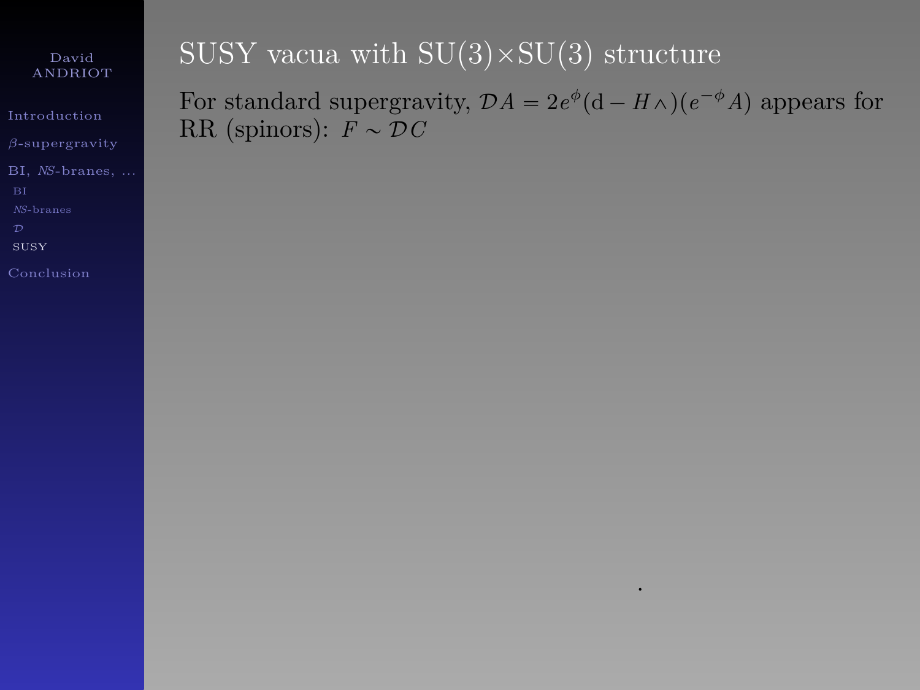# SUSY vacua with SU(3)×SU(3) structure

For standard supergravity, $\mathcal{D}A = 2e^{\phi}(\mathrm{d} - H\wedge)(e^{-\phi}A)$ appears for RR (spinors): $F \sim \mathcal{D}C$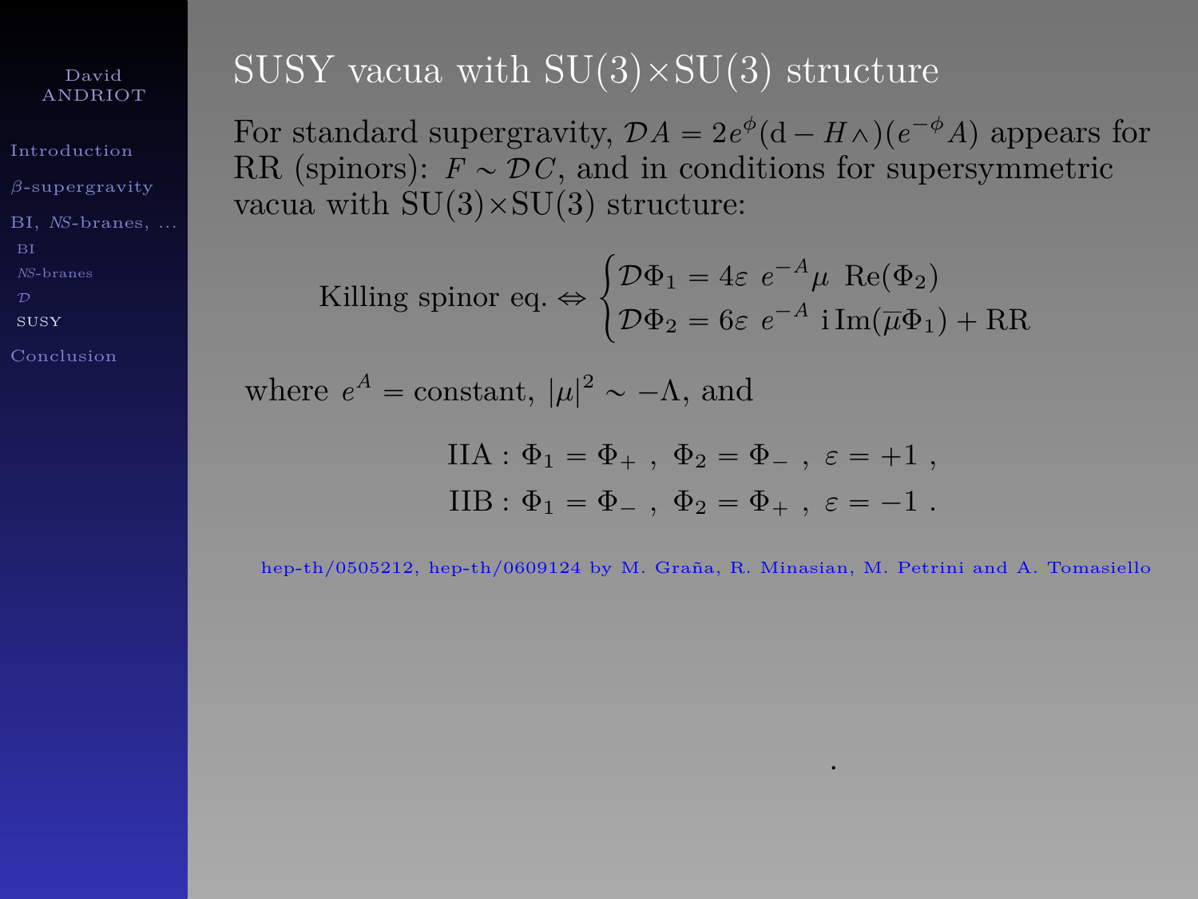# SUSY vacua with SU(3)×SU(3) structure

For standard supergravity, $\mathcal{D}A = 2e^{\phi}(\mathrm{d} - H\wedge)(e^{-\phi}A)$ appears for RR (spinors): $F \sim \mathcal{D}C$, and in conditions for supersymmetric vacua with SU(3)×SU(3) structure:

$$\text{Killing spinor eq.} \Leftrightarrow \begin{cases} \mathcal{D}\Phi_1 = 4\varepsilon \ e^{-A}\mu \ \mathrm{Re}(\Phi_2) \\ \mathcal{D}\Phi_2 = 6\varepsilon \ e^{-A} \ \mathrm{i}\,\mathrm{Im}(\overline{\mu}\Phi_1) + \mathrm{RR} \end{cases}$$

where $e^{A} = \text{constant}$, $|\mu|^2 \sim -\Lambda$, and

$$\begin{aligned} \mathrm{IIA} &: \Phi_1 = \Phi_+ \ , \ \Phi_2 = \Phi_- \ , \ \varepsilon = +1 \ , \\ \mathrm{IIB} &: \Phi_1 = \Phi_- \ , \ \Phi_2 = \Phi_+ \ , \ \varepsilon = -1 \ . \end{aligned}$$

hep-th/0505212, hep-th/0609124 by M. Graña, R. Minasian, M. Petrini and A. Tomasiello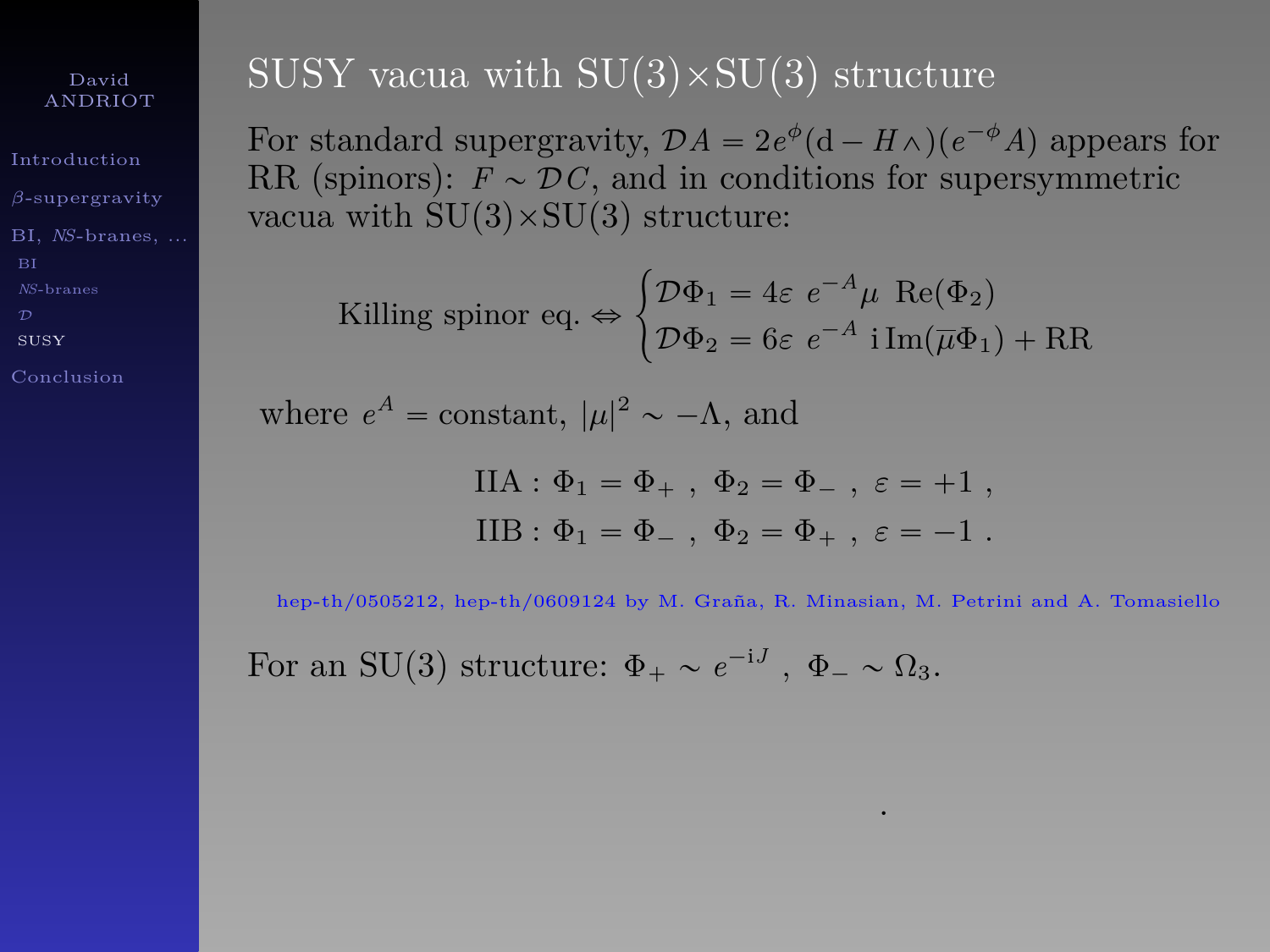# SUSY vacua with SU(3)×SU(3) structure

For standard supergravity, $\mathcal{D}A = 2e^{\phi}(\mathrm{d} - H\wedge)(e^{-\phi}A)$ appears for RR (spinors): $F \sim \mathcal{D}C$, and in conditions for supersymmetric vacua with SU(3)×SU(3) structure:

$$\text{Killing spinor eq.} \Leftrightarrow \begin{cases} \mathcal{D}\Phi_1 = 4\varepsilon\ e^{-A}\mu\ \mathrm{Re}(\Phi_2) \\ \mathcal{D}\Phi_2 = 6\varepsilon\ e^{-A}\ \mathrm{i}\,\mathrm{Im}(\overline{\mu}\Phi_1) + \mathrm{RR} \end{cases}$$

where $e^A = $ constant, $|\mu|^2 \sim -\Lambda$, and

$$\mathrm{IIA}: \Phi_1 = \Phi_+\ ,\ \Phi_2 = \Phi_-\ ,\ \varepsilon = +1\ ,$$
$$\mathrm{IIB}: \Phi_1 = \Phi_-\ ,\ \Phi_2 = \Phi_+\ ,\ \varepsilon = -1\ .$$

hep-th/0505212, hep-th/0609124 by M. Graña, R. Minasian, M. Petrini and A. Tomasiello

For an SU(3) structure: $\Phi_+ \sim e^{-\mathrm{i}J}$ , $\Phi_- \sim \Omega_3$.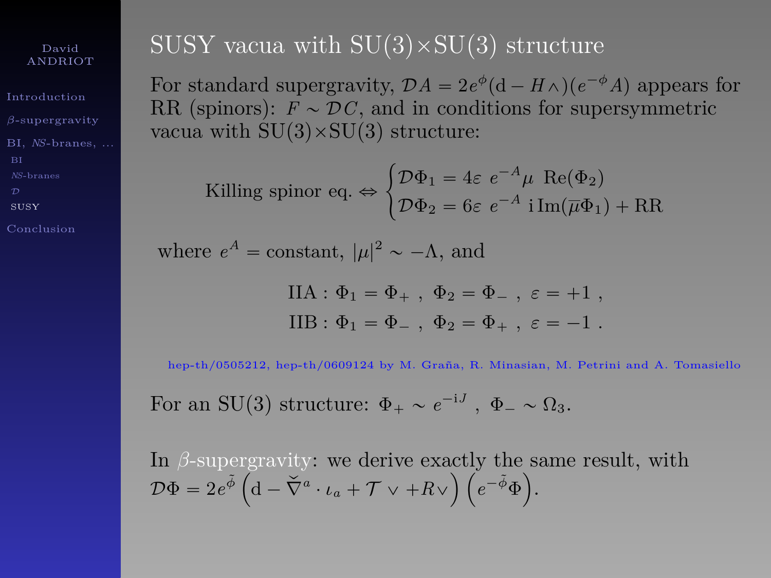# SUSY vacua with SU(3)×SU(3) structure

For standard supergravity, $\mathcal{D}A = 2e^{\phi}(\mathrm{d} - H\wedge)(e^{-\phi}A)$ appears for RR (spinors): $F \sim \mathcal{D}C$, and in conditions for supersymmetric vacua with SU(3)×SU(3) structure:

$$\text{Killing spinor eq.} \Leftrightarrow \begin{cases} \mathcal{D}\Phi_1 = 4\varepsilon\ e^{-A}\mu\ \mathrm{Re}(\Phi_2) \\ \mathcal{D}\Phi_2 = 6\varepsilon\ e^{-A}\ \mathrm{i}\,\mathrm{Im}(\overline{\mu}\Phi_1) + \mathrm{RR} \end{cases}$$

where $e^{A} = \text{constant}$, $|\mu|^2 \sim -\Lambda$, and

$$\mathrm{IIA} : \Phi_1 = \Phi_+ \ , \ \Phi_2 = \Phi_- \ , \ \varepsilon = +1 \ ,$$
$$\mathrm{IIB} : \Phi_1 = \Phi_- \ , \ \Phi_2 = \Phi_+ \ , \ \varepsilon = -1 \ .$$

hep-th/0505212, hep-th/0609124 by M. Graña, R. Minasian, M. Petrini and A. Tomasiello

For an SU(3) structure: $\Phi_+ \sim e^{-\mathrm{i}J}$ , $\Phi_- \sim \Omega_3$.

In $\beta$-supergravity: we derive exactly the same result, with $\mathcal{D}\Phi = 2e^{\tilde{\phi}}\left(\mathrm{d} - \check{\nabla}^a \cdot \iota_a + \mathcal{T}\vee + R\vee\right)\left(e^{-\tilde{\phi}}\Phi\right)$.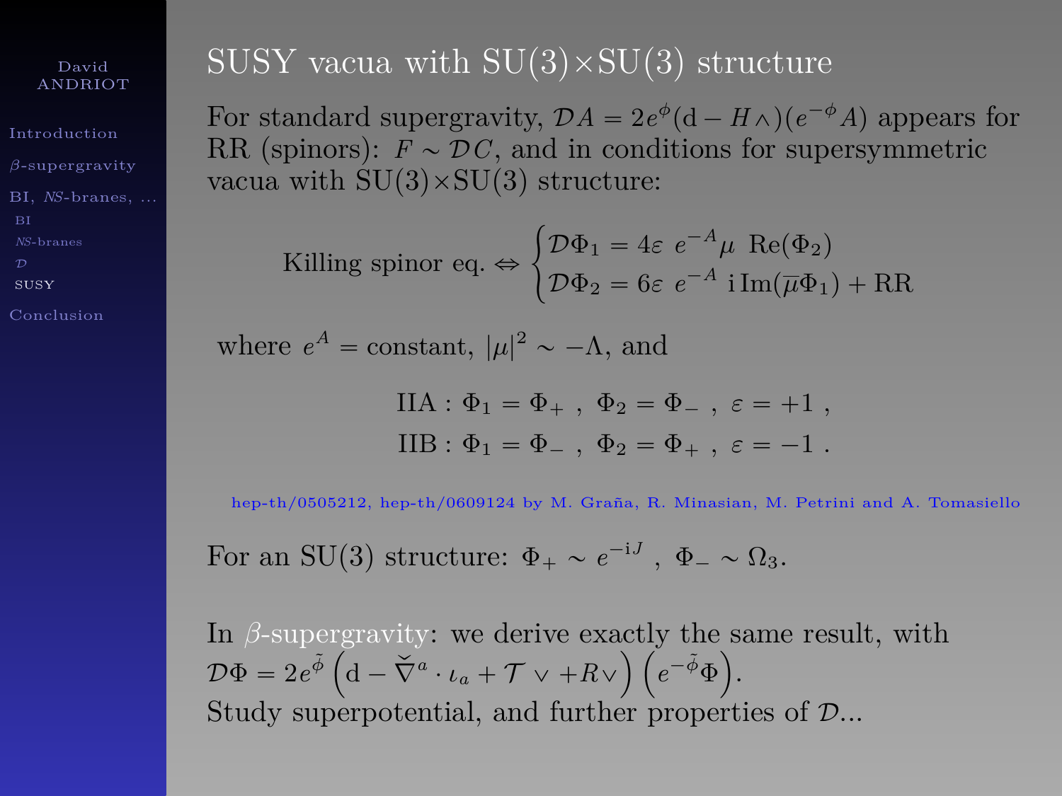# SUSY vacua with SU(3)×SU(3) structure

For standard supergravity, $\mathcal{D}A = 2e^{\phi}(\mathrm{d} - H\wedge)(e^{-\phi}A)$ appears for RR (spinors): $F \sim \mathcal{D}C$, and in conditions for supersymmetric vacua with SU(3)×SU(3) structure:

$$\text{Killing spinor eq.} \Leftrightarrow \begin{cases} \mathcal{D}\Phi_1 = 4\varepsilon \ e^{-A}\mu \ \mathrm{Re}(\Phi_2) \\ \mathcal{D}\Phi_2 = 6\varepsilon \ e^{-A} \ \mathrm{i}\,\mathrm{Im}(\overline{\mu}\Phi_1) + \mathrm{RR} \end{cases}$$

where $e^A = $ constant, $|\mu|^2 \sim -\Lambda$, and

$$\mathrm{IIA}: \Phi_1 = \Phi_+ \ , \ \Phi_2 = \Phi_- \ , \ \varepsilon = +1 \ ,$$
$$\mathrm{IIB}: \Phi_1 = \Phi_- \ , \ \Phi_2 = \Phi_+ \ , \ \varepsilon = -1 \ .$$

hep-th/0505212, hep-th/0609124 by M. Graña, R. Minasian, M. Petrini and A. Tomasiello

For an SU(3) structure: $\Phi_+ \sim e^{-\mathrm{i}J}$ , $\Phi_- \sim \Omega_3$.

In $\beta$-supergravity: we derive exactly the same result, with
$\mathcal{D}\Phi = 2e^{\tilde{\phi}}\left(\mathrm{d} - \check{\nabla}^a \cdot \iota_a + \mathcal{T} \vee + R\vee\right)\left(e^{-\tilde{\phi}}\Phi\right)$.
Study superpotential, and further properties of $\mathcal{D}$...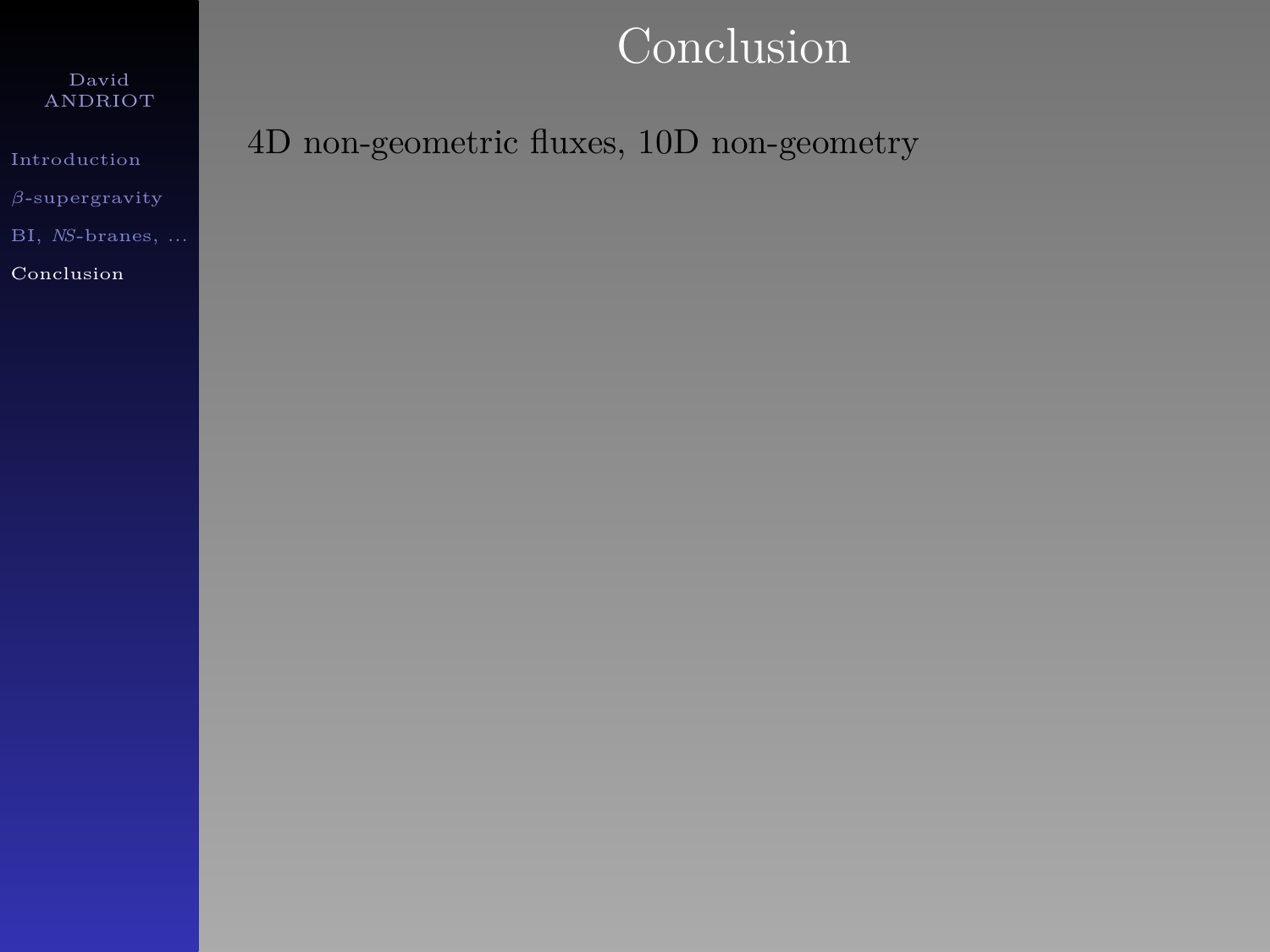# Conclusion

4D non-geometric fluxes, 10D non-geometry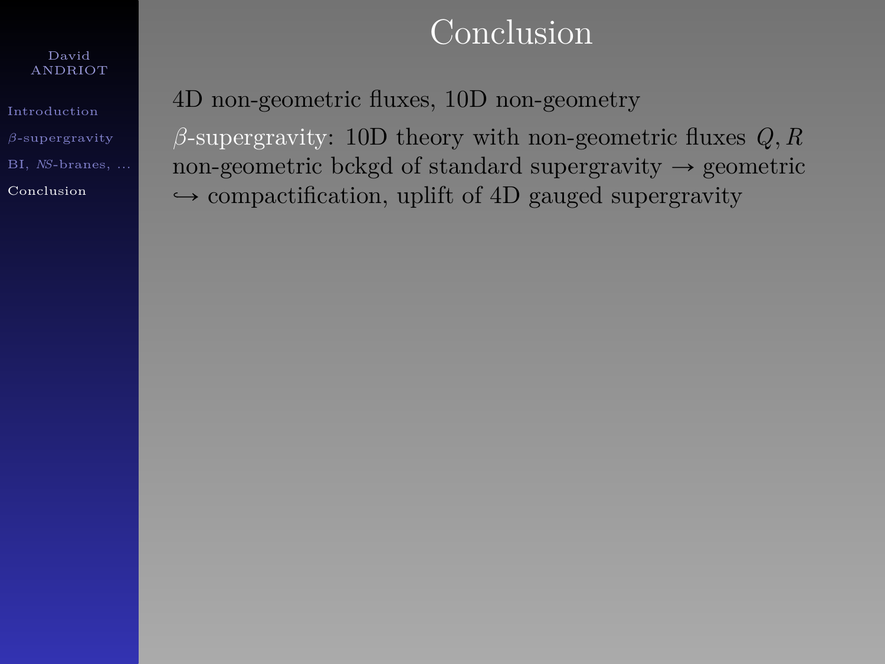# Conclusion

4D non-geometric fluxes, 10D non-geometry

$\beta$-supergravity: 10D theory with non-geometric fluxes $Q, R$
non-geometric bckgd of standard supergravity $\rightarrow$ geometric
$\hookrightarrow$ compactification, uplift of 4D gauged supergravity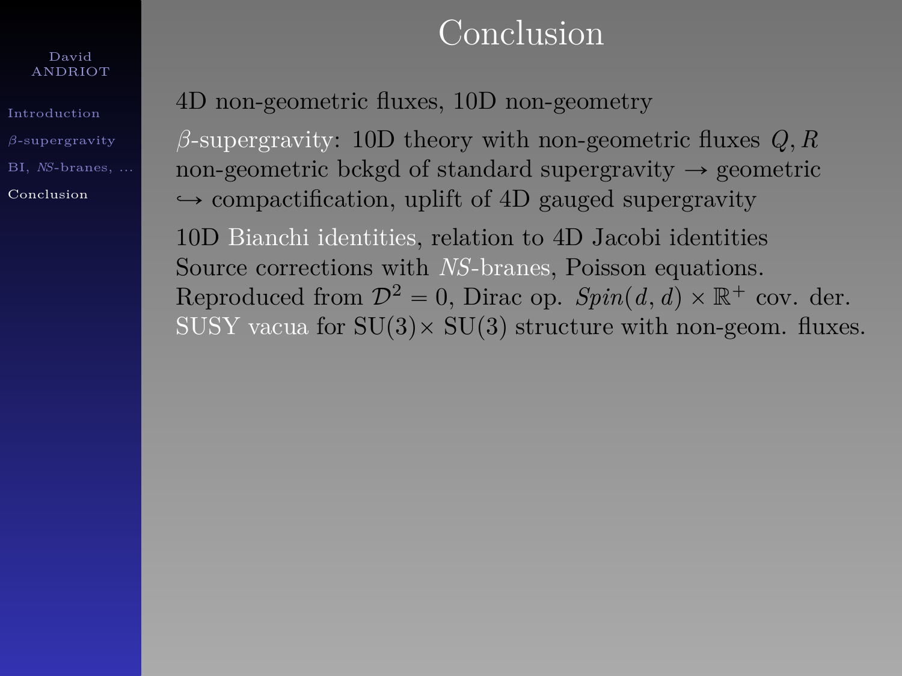# Conclusion

4D non-geometric fluxes, 10D non-geometry

$\beta$-supergravity: 10D theory with non-geometric fluxes $Q, R$
non-geometric bckgd of standard supergravity $\rightarrow$ geometric
$\hookrightarrow$ compactification, uplift of 4D gauged supergravity

10D Bianchi identities, relation to 4D Jacobi identities
Source corrections with *NS*-branes, Poisson equations.
Reproduced from $\mathcal{D}^2 = 0$, Dirac op. $Spin(d, d) \times \mathbb{R}^+$ cov. der.
SUSY vacua for SU(3)$\times$ SU(3) structure with non-geom. fluxes.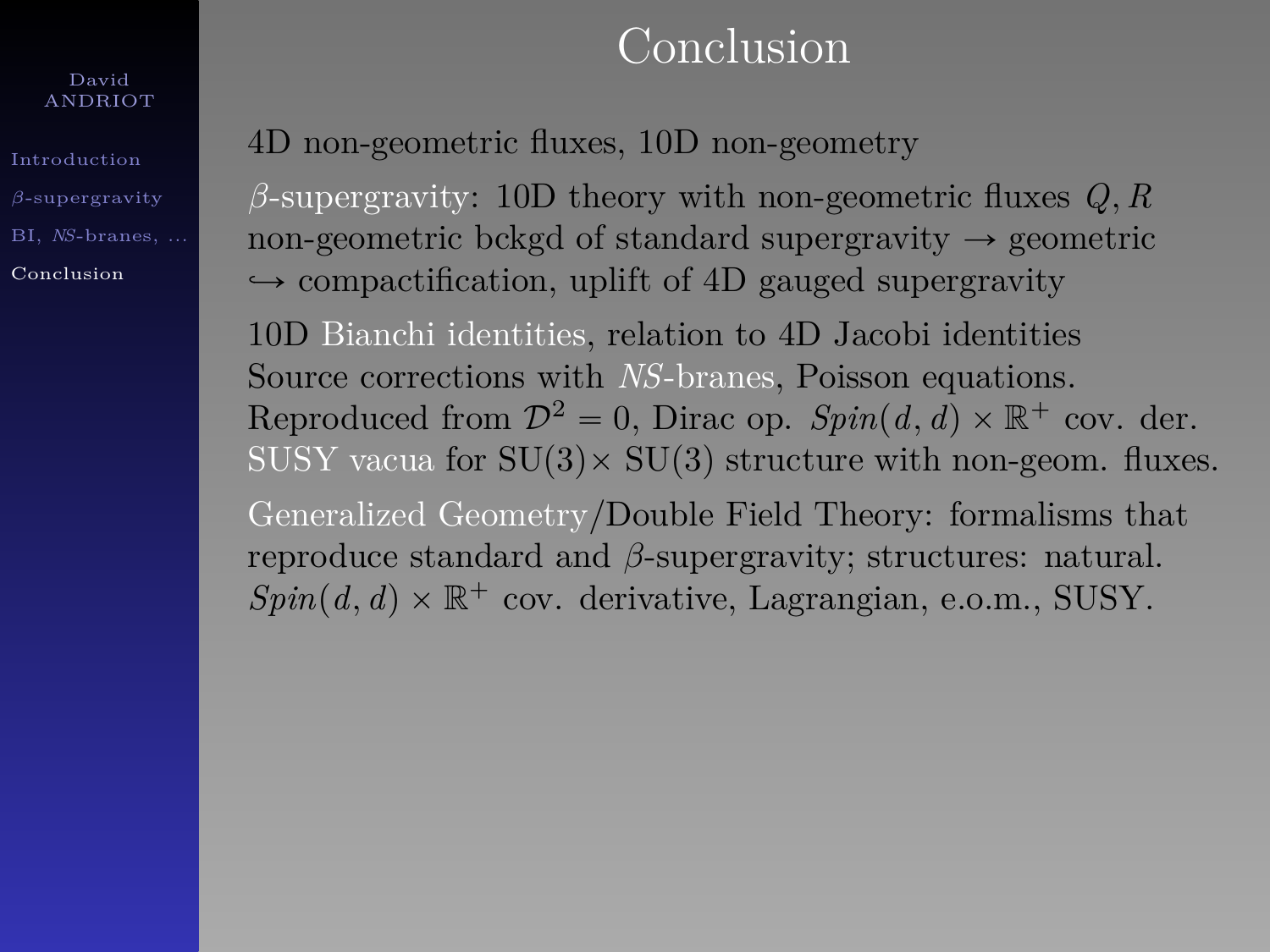# Conclusion

4D non-geometric fluxes, 10D non-geometry

$\beta$-supergravity: 10D theory with non-geometric fluxes $Q, R$
non-geometric bckgd of standard supergravity $\rightarrow$ geometric
$\hookrightarrow$ compactification, uplift of 4D gauged supergravity

10D Bianchi identities, relation to 4D Jacobi identities
Source corrections with *NS*-branes, Poisson equations.
Reproduced from $\mathcal{D}^2 = 0$, Dirac op. $Spin(d,d) \times \mathbb{R}^+$ cov. der.
SUSY vacua for SU(3)$\times$ SU(3) structure with non-geom. fluxes.

Generalized Geometry/Double Field Theory: formalisms that reproduce standard and $\beta$-supergravity; structures: natural.
$Spin(d,d) \times \mathbb{R}^+$ cov. derivative, Lagrangian, e.o.m., SUSY.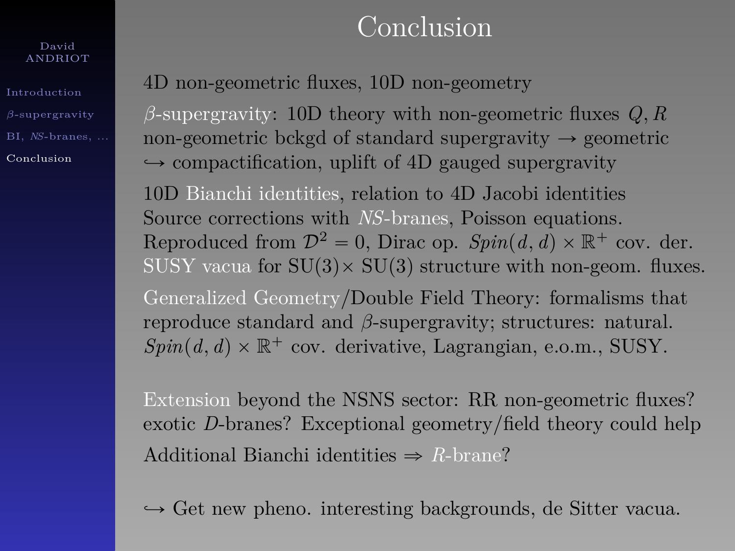# Conclusion

4D non-geometric fluxes, 10D non-geometry

$\beta$-supergravity: 10D theory with non-geometric fluxes $Q, R$
non-geometric bckgd of standard supergravity $\rightarrow$ geometric
$\hookrightarrow$ compactification, uplift of 4D gauged supergravity

10D Bianchi identities, relation to 4D Jacobi identities
Source corrections with *NS*-branes, Poisson equations.
Reproduced from $\mathcal{D}^2 = 0$, Dirac op. $Spin(d,d) \times \mathbb{R}^+$ cov. der.
SUSY vacua for SU(3)$\times$ SU(3) structure with non-geom. fluxes.

Generalized Geometry/Double Field Theory: formalisms that reproduce standard and $\beta$-supergravity; structures: natural.
$Spin(d,d) \times \mathbb{R}^+$ cov. derivative, Lagrangian, e.o.m., SUSY.

Extension beyond the NSNS sector: RR non-geometric fluxes?
exotic $D$-branes? Exceptional geometry/field theory could help

Additional Bianchi identities $\Rightarrow$ $R$-brane?

$\hookrightarrow$ Get new pheno. interesting backgrounds, de Sitter vacua.